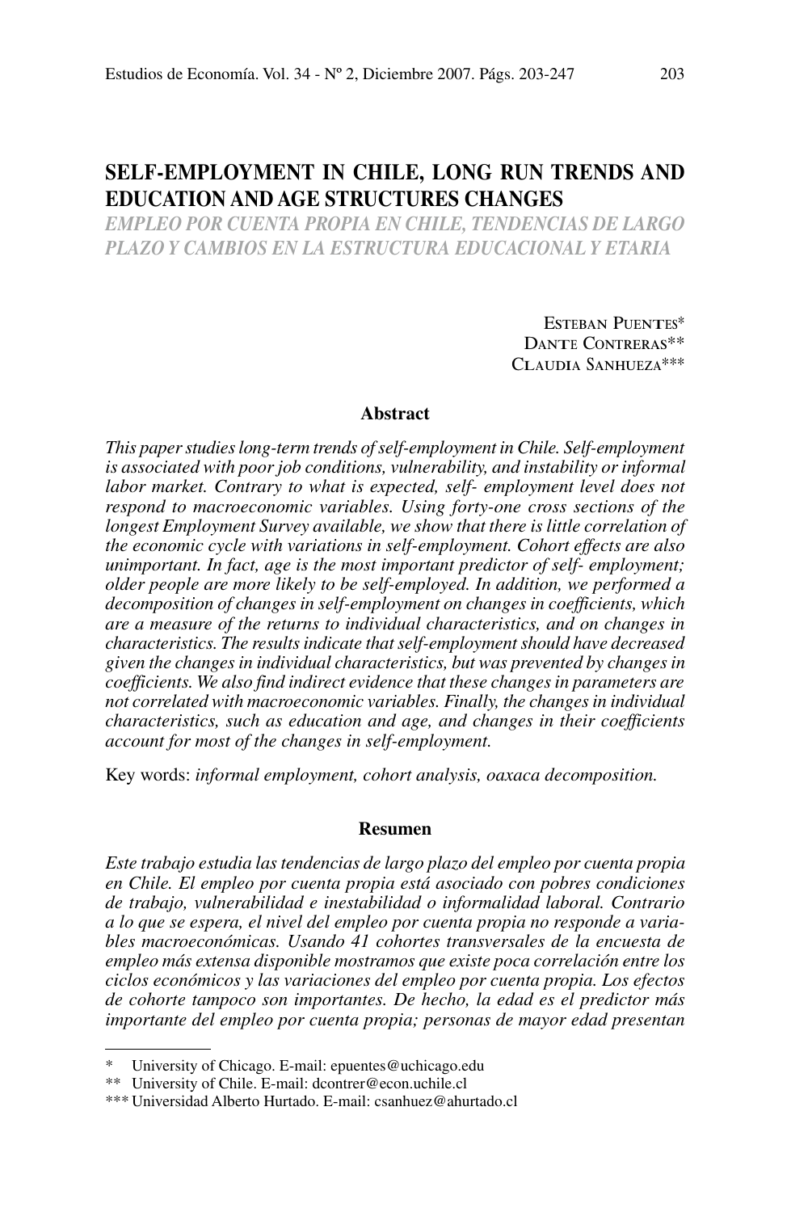# SELF-EMPLOYMENT IN CHILE, LONG RUN TRENDS AND EDUCATION AND AGE STRUCTURES CHANGES

## *EMPLEO POR CUENTA PROPIA EN CHILE, TENDENCIAS DE LARGO PLAZO Y CAMBIOS EN LA ESTRUCTURA EDUCACIONAL Y ETARIA*

Esteban Puentes*
Dante Contreras**
Claudia Sanhueza***

### Abstract

*This paper studies long-term trends of self-employment in Chile. Self-employment is associated with poor job conditions, vulnerability, and instability or informal labor market. Contrary to what is expected, self- employment level does not respond to macroeconomic variables. Using forty-one cross sections of the longest Employment Survey available, we show that there is little correlation of the economic cycle with variations in self-employment. Cohort effects are also unimportant. In fact, age is the most important predictor of self- employment; older people are more likely to be self-employed. In addition, we performed a decomposition of changes in self-employment on changes in coefficients, which are a measure of the returns to individual characteristics, and on changes in characteristics. The results indicate that self-employment should have decreased given the changes in individual characteristics, but was prevented by changes in coefficients. We also find indirect evidence that these changes in parameters are not correlated with macroeconomic variables. Finally, the changes in individual characteristics, such as education and age, and changes in their coefficients account for most of the changes in self-employment.*

Key words: *informal employment, cohort analysis, oaxaca decomposition.*

### Resumen

*Este trabajo estudia las tendencias de largo plazo del empleo por cuenta propia en Chile. El empleo por cuenta propia está asociado con pobres condiciones de trabajo, vulnerabilidad e inestabilidad o informalidad laboral. Contrario a lo que se espera, el nivel del empleo por cuenta propia no responde a variables macroeconómicas. Usando 41 cohortes transversales de la encuesta de empleo más extensa disponible mostramos que existe poca correlación entre los ciclos económicos y las variaciones del empleo por cuenta propia. Los efectos de cohorte tampoco son importantes. De hecho, la edad es el predictor más importante del empleo por cuenta propia; personas de mayor edad presentan*

---

\* University of Chicago. E-mail: epuentes@uchicago.edu

\** University of Chile. E-mail: dcontrer@econ.uchile.cl

\*** Universidad Alberto Hurtado. E-mail: csanhuez@ahurtado.cl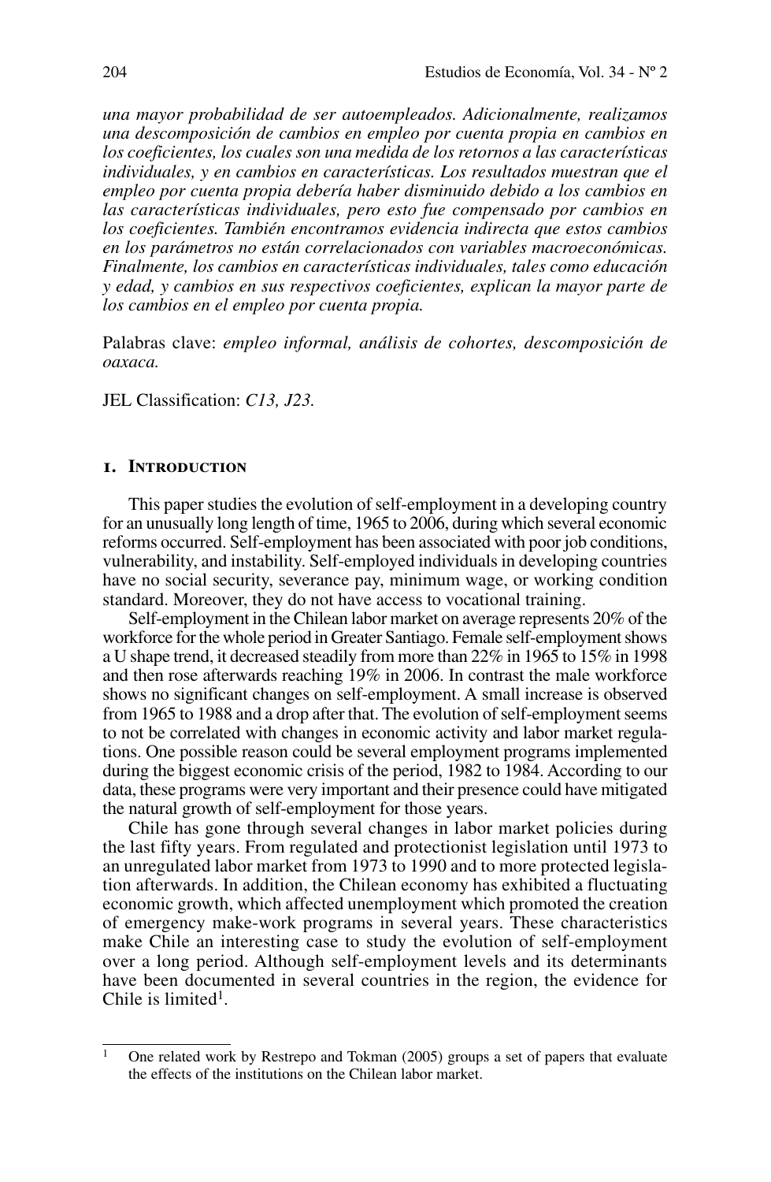*una mayor probabilidad de ser autoempleados. Adicionalmente, realizamos una descomposición de cambios en empleo por cuenta propia en cambios en los coeficientes, los cuales son una medida de los retornos a las características individuales, y en cambios en características. Los resultados muestran que el empleo por cuenta propia debería haber disminuido debido a los cambios en las características individuales, pero esto fue compensado por cambios en los coeficientes. También encontramos evidencia indirecta que estos cambios en los parámetros no están correlacionados con variables macroeconómicas. Finalmente, los cambios en características individuales, tales como educación y edad, y cambios en sus respectivos coeficientes, explican la mayor parte de los cambios en el empleo por cuenta propia.*

Palabras clave: *empleo informal, análisis de cohortes, descomposición de oaxaca.*

JEL Classification: *C13, J23.*

## 1. Introduction

This paper studies the evolution of self-employment in a developing country for an unusually long length of time, 1965 to 2006, during which several economic reforms occurred. Self-employment has been associated with poor job conditions, vulnerability, and instability. Self-employed individuals in developing countries have no social security, severance pay, minimum wage, or working condition standard. Moreover, they do not have access to vocational training.

Self-employment in the Chilean labor market on average represents 20% of the workforce for the whole period in Greater Santiago. Female self-employment shows a U shape trend, it decreased steadily from more than 22% in 1965 to 15% in 1998 and then rose afterwards reaching 19% in 2006. In contrast the male workforce shows no significant changes on self-employment. A small increase is observed from 1965 to 1988 and a drop after that. The evolution of self-employment seems to not be correlated with changes in economic activity and labor market regulations. One possible reason could be several employment programs implemented during the biggest economic crisis of the period, 1982 to 1984. According to our data, these programs were very important and their presence could have mitigated the natural growth of self-employment for those years.

Chile has gone through several changes in labor market policies during the last fifty years. From regulated and protectionist legislation until 1973 to an unregulated labor market from 1973 to 1990 and to more protected legislation afterwards. In addition, the Chilean economy has exhibited a fluctuating economic growth, which affected unemployment which promoted the creation of emergency make-work programs in several years. These characteristics make Chile an interesting case to study the evolution of self-employment over a long period. Although self-employment levels and its determinants have been documented in several countries in the region, the evidence for Chile is limited[1].

[1] One related work by Restrepo and Tokman (2005) groups a set of papers that evaluate the effects of the institutions on the Chilean labor market.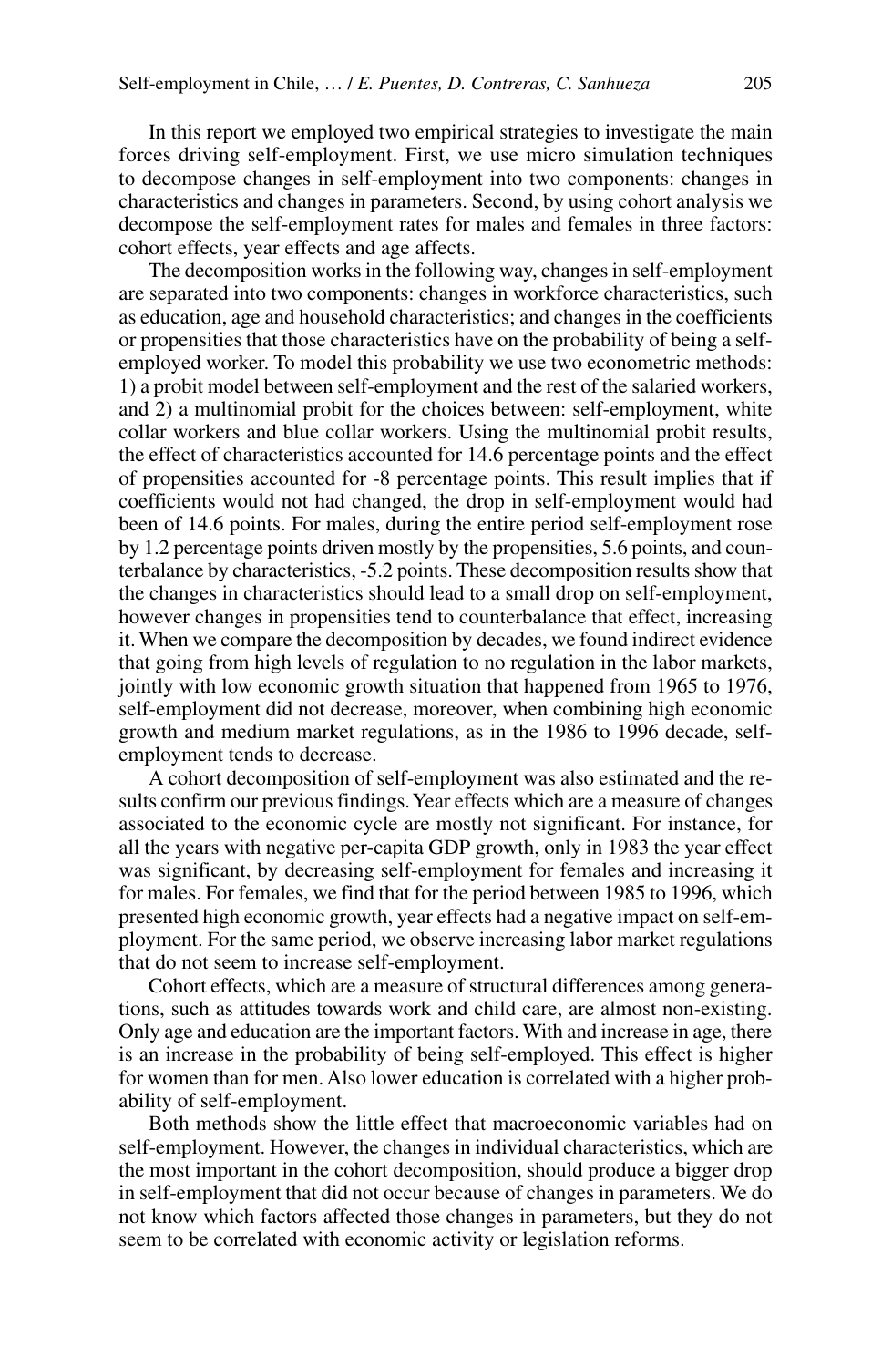In this report we employed two empirical strategies to investigate the main forces driving self-employment. First, we use micro simulation techniques to decompose changes in self-employment into two components: changes in characteristics and changes in parameters. Second, by using cohort analysis we decompose the self-employment rates for males and females in three factors: cohort effects, year effects and age affects.

The decomposition works in the following way, changes in self-employment are separated into two components: changes in workforce characteristics, such as education, age and household characteristics; and changes in the coefficients or propensities that those characteristics have on the probability of being a self-employed worker. To model this probability we use two econometric methods: 1) a probit model between self-employment and the rest of the salaried workers, and 2) a multinomial probit for the choices between: self-employment, white collar workers and blue collar workers. Using the multinomial probit results, the effect of characteristics accounted for 14.6 percentage points and the effect of propensities accounted for -8 percentage points. This result implies that if coefficients would not had changed, the drop in self-employment would had been of 14.6 points. For males, during the entire period self-employment rose by 1.2 percentage points driven mostly by the propensities, 5.6 points, and counterbalance by characteristics, -5.2 points. These decomposition results show that the changes in characteristics should lead to a small drop on self-employment, however changes in propensities tend to counterbalance that effect, increasing it. When we compare the decomposition by decades, we found indirect evidence that going from high levels of regulation to no regulation in the labor markets, jointly with low economic growth situation that happened from 1965 to 1976, self-employment did not decrease, moreover, when combining high economic growth and medium market regulations, as in the 1986 to 1996 decade, self-employment tends to decrease.

A cohort decomposition of self-employment was also estimated and the results confirm our previous findings. Year effects which are a measure of changes associated to the economic cycle are mostly not significant. For instance, for all the years with negative per-capita GDP growth, only in 1983 the year effect was significant, by decreasing self-employment for females and increasing it for males. For females, we find that for the period between 1985 to 1996, which presented high economic growth, year effects had a negative impact on self-employment. For the same period, we observe increasing labor market regulations that do not seem to increase self-employment.

Cohort effects, which are a measure of structural differences among generations, such as attitudes towards work and child care, are almost non-existing. Only age and education are the important factors. With and increase in age, there is an increase in the probability of being self-employed. This effect is higher for women than for men. Also lower education is correlated with a higher probability of self-employment.

Both methods show the little effect that macroeconomic variables had on self-employment. However, the changes in individual characteristics, which are the most important in the cohort decomposition, should produce a bigger drop in self-employment that did not occur because of changes in parameters. We do not know which factors affected those changes in parameters, but they do not seem to be correlated with economic activity or legislation reforms.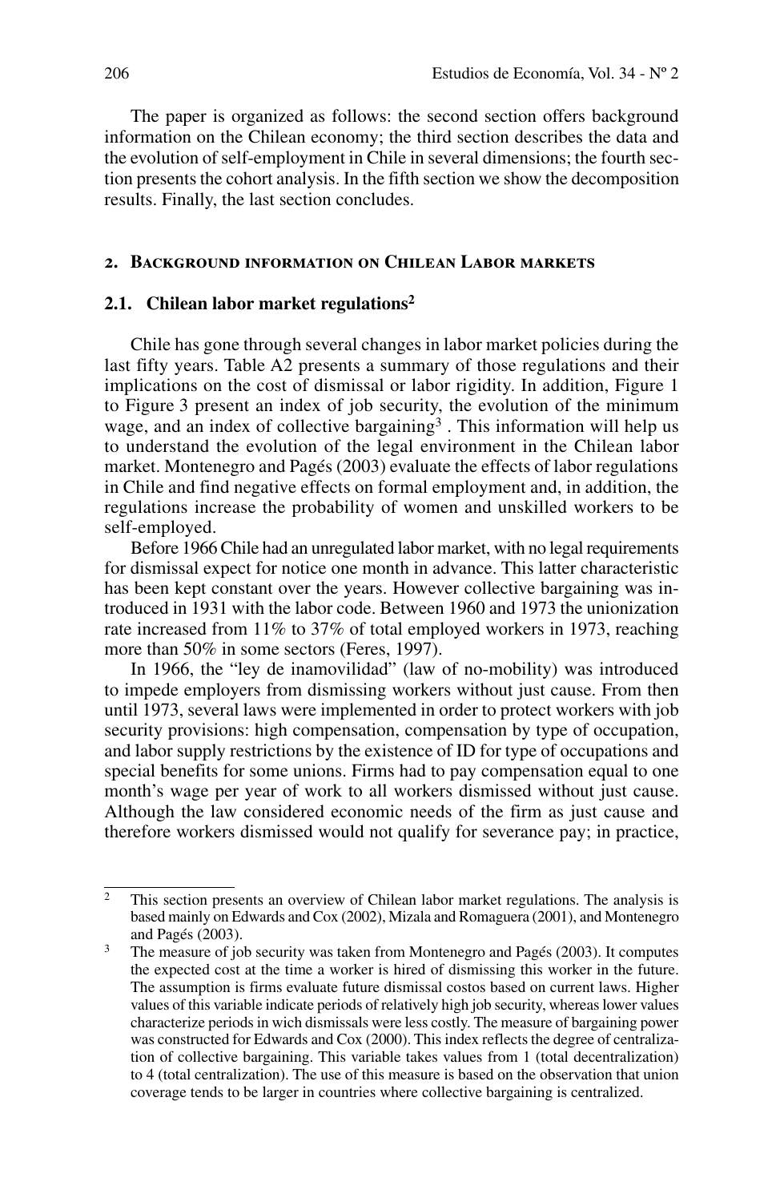The paper is organized as follows: the second section offers background information on the Chilean economy; the third section describes the data and the evolution of self-employment in Chile in several dimensions; the fourth section presents the cohort analysis. In the fifth section we show the decomposition results. Finally, the last section concludes.

## 2. Background information on Chilean Labor markets

### 2.1. Chilean labor market regulations[2]

Chile has gone through several changes in labor market policies during the last fifty years. Table A2 presents a summary of those regulations and their implications on the cost of dismissal or labor rigidity. In addition, Figure 1 to Figure 3 present an index of job security, the evolution of the minimum wage, and an index of collective bargaining[3] . This information will help us to understand the evolution of the legal environment in the Chilean labor market. Montenegro and Pagés (2003) evaluate the effects of labor regulations in Chile and find negative effects on formal employment and, in addition, the regulations increase the probability of women and unskilled workers to be self-employed.

Before 1966 Chile had an unregulated labor market, with no legal requirements for dismissal expect for notice one month in advance. This latter characteristic has been kept constant over the years. However collective bargaining was introduced in 1931 with the labor code. Between 1960 and 1973 the unionization rate increased from 11% to 37% of total employed workers in 1973, reaching more than 50% in some sectors (Feres, 1997).

In 1966, the "ley de inamovilidad" (law of no-mobility) was introduced to impede employers from dismissing workers without just cause. From then until 1973, several laws were implemented in order to protect workers with job security provisions: high compensation, compensation by type of occupation, and labor supply restrictions by the existence of ID for type of occupations and special benefits for some unions. Firms had to pay compensation equal to one month's wage per year of work to all workers dismissed without just cause. Although the law considered economic needs of the firm as just cause and therefore workers dismissed would not qualify for severance pay; in practice,

---

[2] This section presents an overview of Chilean labor market regulations. The analysis is based mainly on Edwards and Cox (2002), Mizala and Romaguera (2001), and Montenegro and Pagés (2003).

[3] The measure of job security was taken from Montenegro and Pagés (2003). It computes the expected cost at the time a worker is hired of dismissing this worker in the future. The assumption is firms evaluate future dismissal costos based on current laws. Higher values of this variable indicate periods of relatively high job security, whereas lower values characterize periods in wich dismissals were less costly. The measure of bargaining power was constructed for Edwards and Cox (2000). This index reflects the degree of centralization of collective bargaining. This variable takes values from 1 (total decentralization) to 4 (total centralization). The use of this measure is based on the observation that union coverage tends to be larger in countries where collective bargaining is centralized.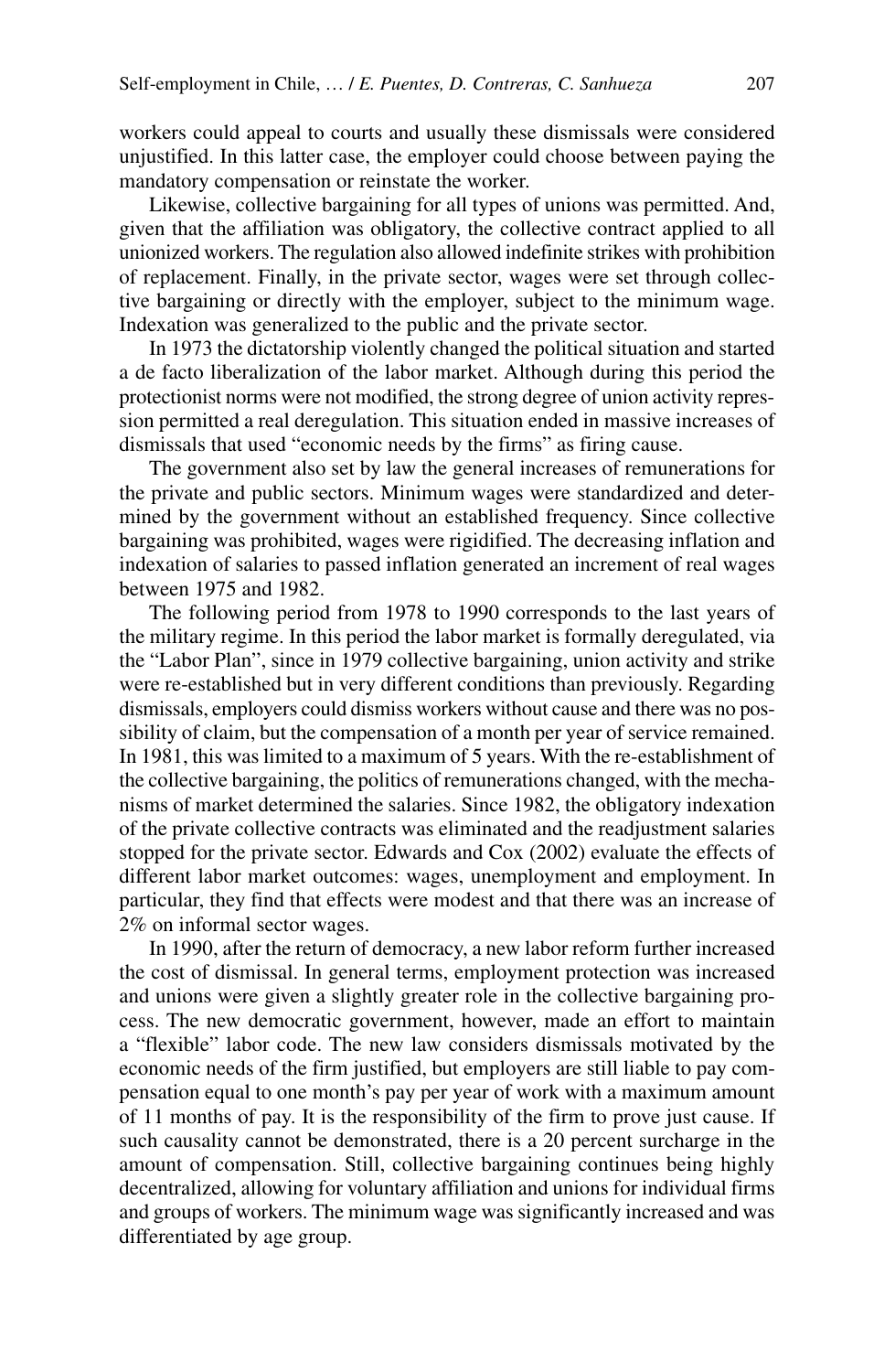workers could appeal to courts and usually these dismissals were considered unjustified. In this latter case, the employer could choose between paying the mandatory compensation or reinstate the worker.

Likewise, collective bargaining for all types of unions was permitted. And, given that the affiliation was obligatory, the collective contract applied to all unionized workers. The regulation also allowed indefinite strikes with prohibition of replacement. Finally, in the private sector, wages were set through collective bargaining or directly with the employer, subject to the minimum wage. Indexation was generalized to the public and the private sector.

In 1973 the dictatorship violently changed the political situation and started a de facto liberalization of the labor market. Although during this period the protectionist norms were not modified, the strong degree of union activity repression permitted a real deregulation. This situation ended in massive increases of dismissals that used "economic needs by the firms" as firing cause.

The government also set by law the general increases of remunerations for the private and public sectors. Minimum wages were standardized and determined by the government without an established frequency. Since collective bargaining was prohibited, wages were rigidified. The decreasing inflation and indexation of salaries to passed inflation generated an increment of real wages between 1975 and 1982.

The following period from 1978 to 1990 corresponds to the last years of the military regime. In this period the labor market is formally deregulated, via the "Labor Plan", since in 1979 collective bargaining, union activity and strike were re-established but in very different conditions than previously. Regarding dismissals, employers could dismiss workers without cause and there was no possibility of claim, but the compensation of a month per year of service remained. In 1981, this was limited to a maximum of 5 years. With the re-establishment of the collective bargaining, the politics of remunerations changed, with the mechanisms of market determined the salaries. Since 1982, the obligatory indexation of the private collective contracts was eliminated and the readjustment salaries stopped for the private sector. Edwards and Cox (2002) evaluate the effects of different labor market outcomes: wages, unemployment and employment. In particular, they find that effects were modest and that there was an increase of 2% on informal sector wages.

In 1990, after the return of democracy, a new labor reform further increased the cost of dismissal. In general terms, employment protection was increased and unions were given a slightly greater role in the collective bargaining process. The new democratic government, however, made an effort to maintain a "flexible" labor code. The new law considers dismissals motivated by the economic needs of the firm justified, but employers are still liable to pay compensation equal to one month's pay per year of work with a maximum amount of 11 months of pay. It is the responsibility of the firm to prove just cause. If such causality cannot be demonstrated, there is a 20 percent surcharge in the amount of compensation. Still, collective bargaining continues being highly decentralized, allowing for voluntary affiliation and unions for individual firms and groups of workers. The minimum wage was significantly increased and was differentiated by age group.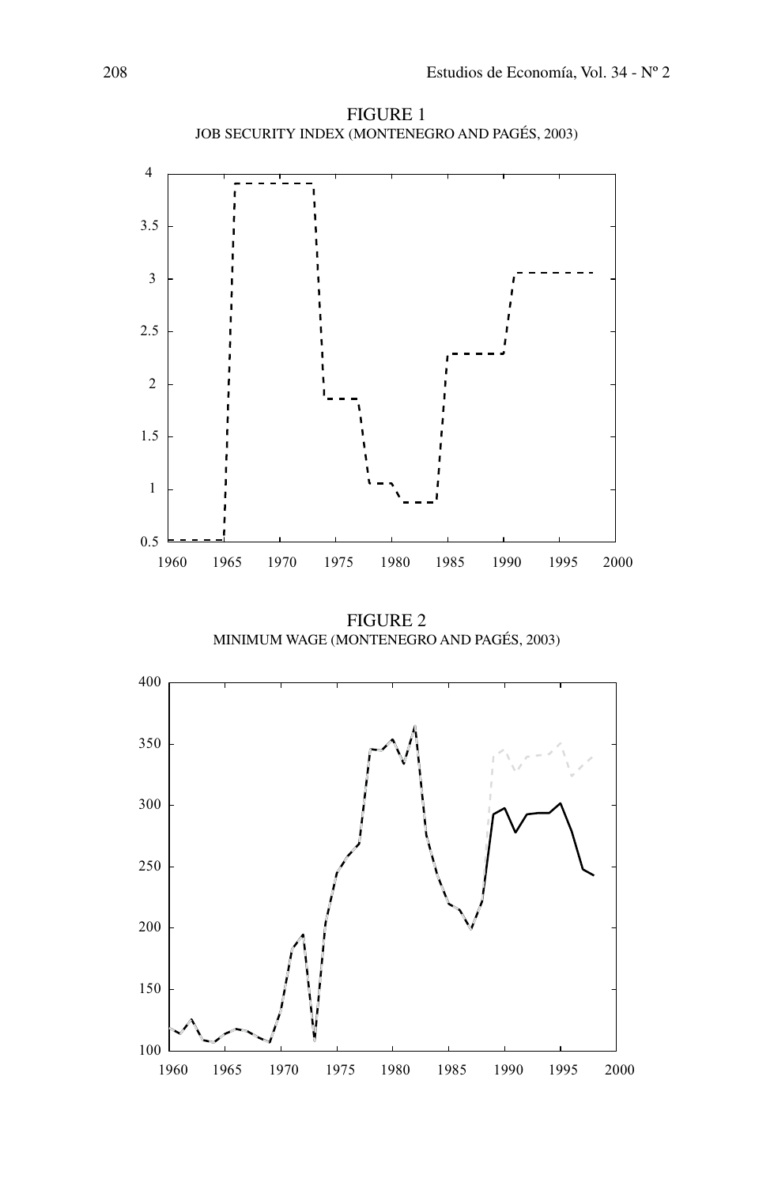FIGURE 1

JOB SECURITY INDEX (MONTENEGRO AND PAGÉS, 2003)

FIGURE 2

MINIMUM WAGE (MONTENEGRO AND PAGÉS, 2003)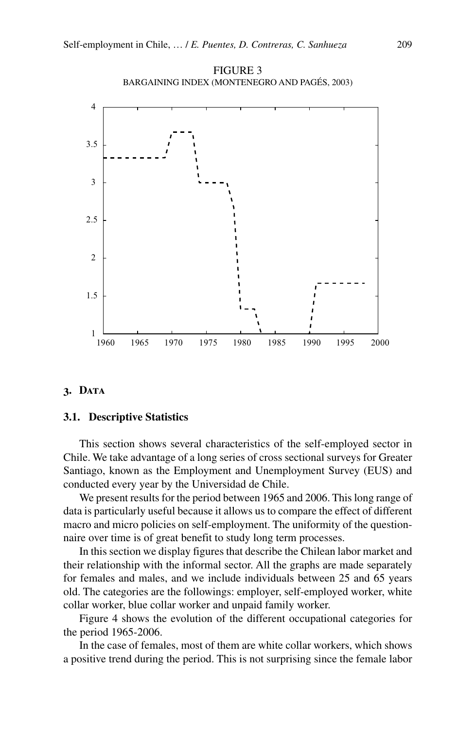FIGURE 3
BARGAINING INDEX (MONTENEGRO AND PAGÉS, 2003)

## 3. Data

### 3.1. Descriptive Statistics

This section shows several characteristics of the self-employed sector in Chile. We take advantage of a long series of cross sectional surveys for Greater Santiago, known as the Employment and Unemployment Survey (EUS) and conducted every year by the Universidad de Chile.

We present results for the period between 1965 and 2006. This long range of data is particularly useful because it allows us to compare the effect of different macro and micro policies on self-employment. The uniformity of the questionnaire over time is of great benefit to study long term processes.

In this section we display figures that describe the Chilean labor market and their relationship with the informal sector. All the graphs are made separately for females and males, and we include individuals between 25 and 65 years old. The categories are the followings: employer, self-employed worker, white collar worker, blue collar worker and unpaid family worker.

Figure 4 shows the evolution of the different occupational categories for the period 1965-2006.

In the case of females, most of them are white collar workers, which shows a positive trend during the period. This is not surprising since the female labor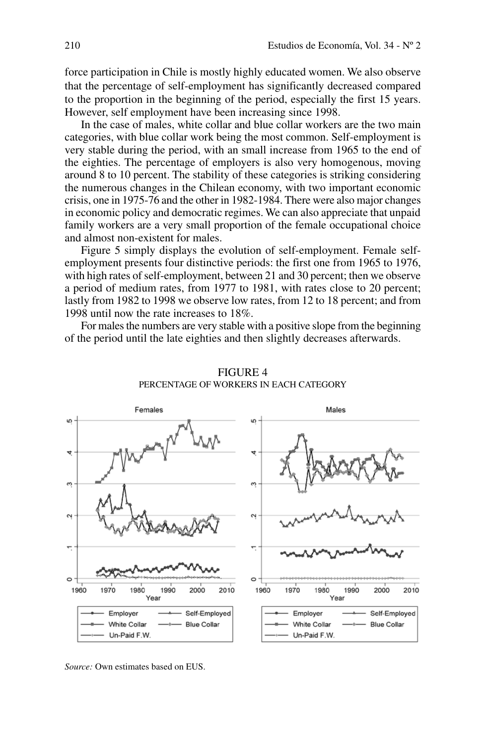force participation in Chile is mostly highly educated women. We also observe that the percentage of self-employment has significantly decreased compared to the proportion in the beginning of the period, especially the first 15 years. However, self employment have been increasing since 1998.

In the case of males, white collar and blue collar workers are the two main categories, with blue collar work being the most common. Self-employment is very stable during the period, with an small increase from 1965 to the end of the eighties. The percentage of employers is also very homogenous, moving around 8 to 10 percent. The stability of these categories is striking considering the numerous changes in the Chilean economy, with two important economic crisis, one in 1975-76 and the other in 1982-1984. There were also major changes in economic policy and democratic regimes. We can also appreciate that unpaid family workers are a very small proportion of the female occupational choice and almost non-existent for males.

Figure 5 simply displays the evolution of self-employment. Female self-employment presents four distinctive periods: the first one from 1965 to 1976, with high rates of self-employment, between 21 and 30 percent; then we observe a period of medium rates, from 1977 to 1981, with rates close to 20 percent; lastly from 1982 to 1998 we observe low rates, from 12 to 18 percent; and from 1998 until now the rate increases to 18%.

For males the numbers are very stable with a positive slope from the beginning of the period until the late eighties and then slightly decreases afterwards.

FIGURE 4
PERCENTAGE OF WORKERS IN EACH CATEGORY

*Source:* Own estimates based on EUS.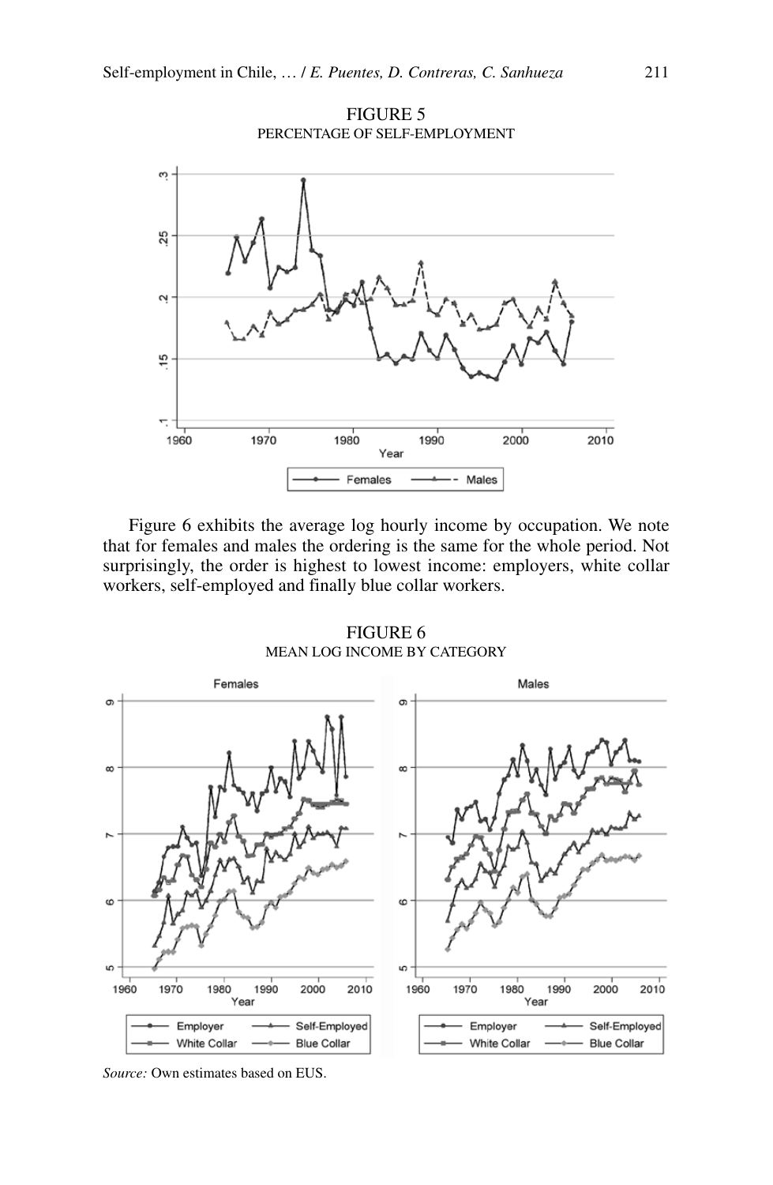FIGURE 5

PERCENTAGE OF SELF-EMPLOYMENT

Figure 6 exhibits the average log hourly income by occupation. We note that for females and males the ordering is the same for the whole period. Not surprisingly, the order is highest to lowest income: employers, white collar workers, self-employed and finally blue collar workers.

FIGURE 6

MEAN LOG INCOME BY CATEGORY

*Source:* Own estimates based on EUS.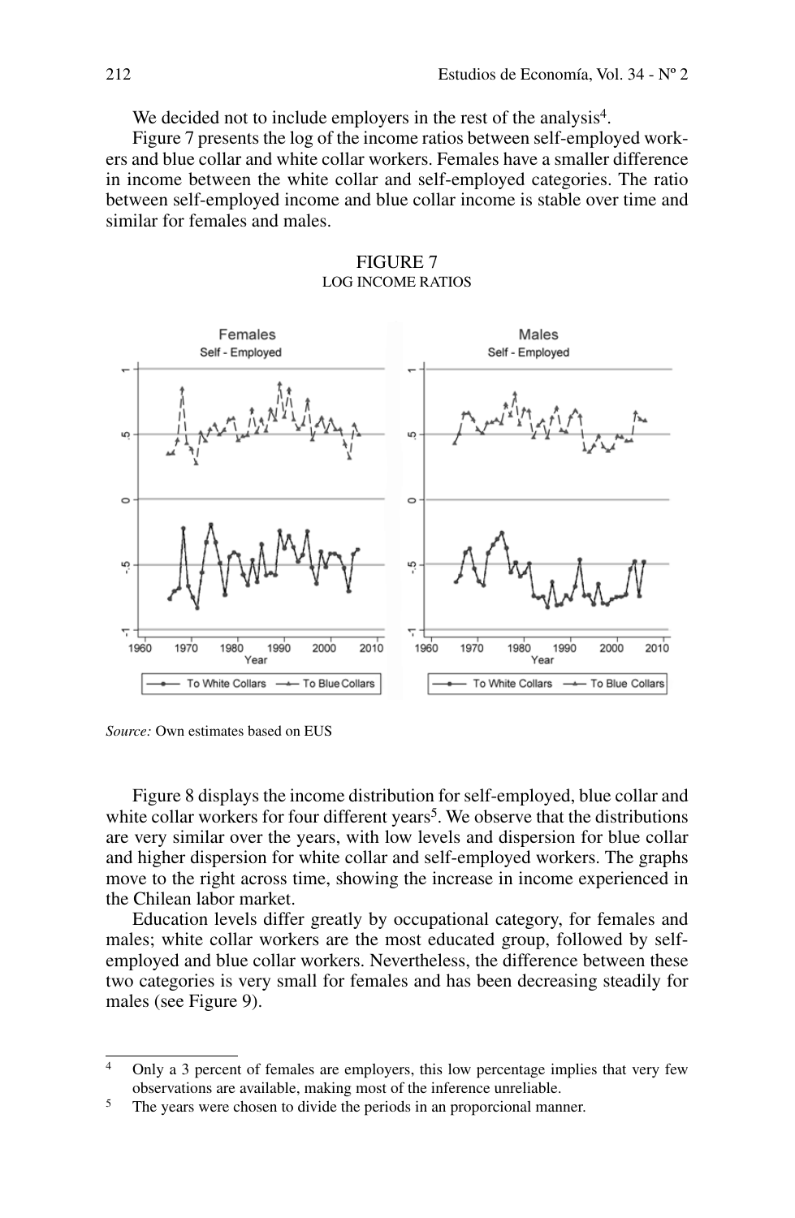We decided not to include employers in the rest of the analysis[4].

Figure 7 presents the log of the income ratios between self-employed workers and blue collar and white collar workers. Females have a smaller difference in income between the white collar and self-employed categories. The ratio between self-employed income and blue collar income is stable over time and similar for females and males.

FIGURE 7
LOG INCOME RATIOS

*Source:* Own estimates based on EUS

Figure 8 displays the income distribution for self-employed, blue collar and white collar workers for four different years[5]. We observe that the distributions are very similar over the years, with low levels and dispersion for blue collar and higher dispersion for white collar and self-employed workers. The graphs move to the right across time, showing the increase in income experienced in the Chilean labor market.

Education levels differ greatly by occupational category, for females and males; white collar workers are the most educated group, followed by self-employed and blue collar workers. Nevertheless, the difference between these two categories is very small for females and has been decreasing steadily for males (see Figure 9).

---

[4] Only a 3 percent of females are employers, this low percentage implies that very few observations are available, making most of the inference unreliable.

[5] The years were chosen to divide the periods in an proporcional manner.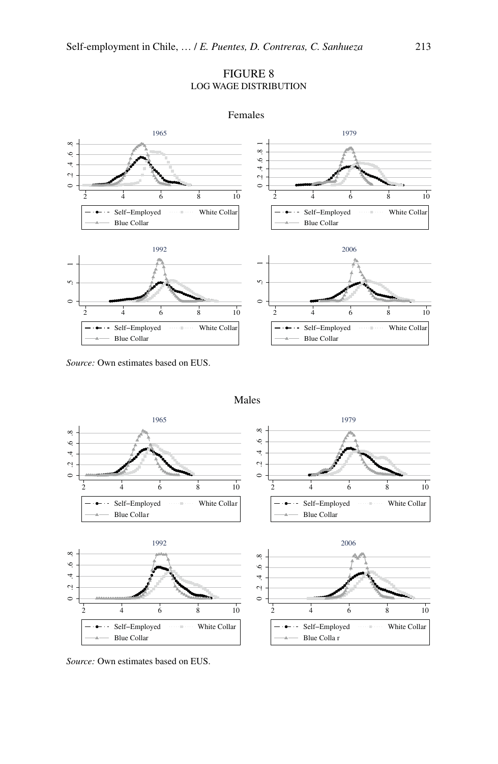FIGURE 8
LOG WAGE DISTRIBUTION

Females

Source: Own estimates based on EUS.

Males

Source: Own estimates based on EUS.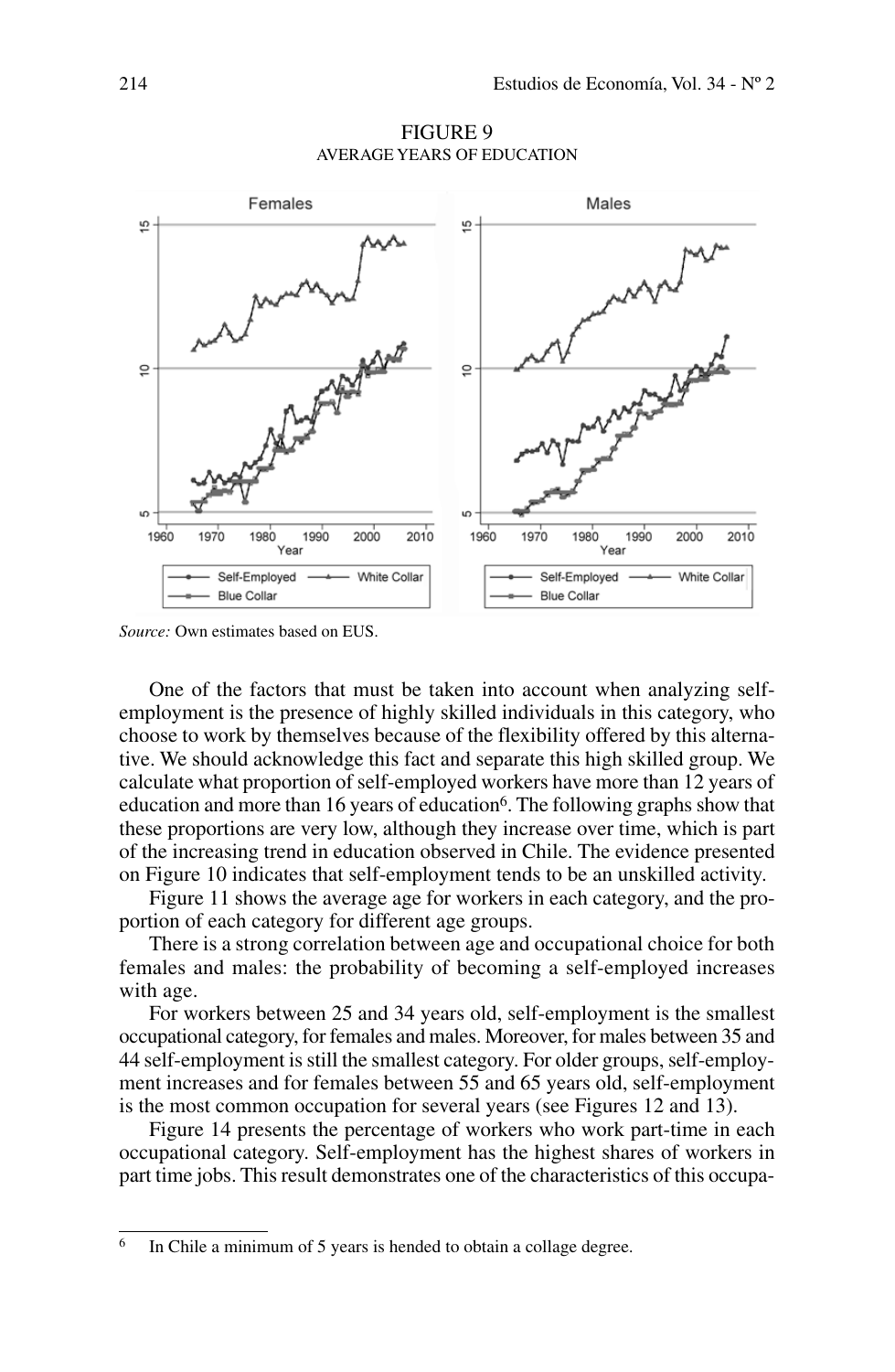FIGURE 9
AVERAGE YEARS OF EDUCATION

*Source:* Own estimates based on EUS.

One of the factors that must be taken into account when analyzing self-employment is the presence of highly skilled individuals in this category, who choose to work by themselves because of the flexibility offered by this alternative. We should acknowledge this fact and separate this high skilled group. We calculate what proportion of self-employed workers have more than 12 years of education and more than 16 years of education[6]. The following graphs show that these proportions are very low, although they increase over time, which is part of the increasing trend in education observed in Chile. The evidence presented on Figure 10 indicates that self-employment tends to be an unskilled activity.

Figure 11 shows the average age for workers in each category, and the proportion of each category for different age groups.

There is a strong correlation between age and occupational choice for both females and males: the probability of becoming a self-employed increases with age.

For workers between 25 and 34 years old, self-employment is the smallest occupational category, for females and males. Moreover, for males between 35 and 44 self-employment is still the smallest category. For older groups, self-employment increases and for females between 55 and 65 years old, self-employment is the most common occupation for several years (see Figures 12 and 13).

Figure 14 presents the percentage of workers who work part-time in each occupational category. Self-employment has the highest shares of workers in part time jobs. This result demonstrates one of the characteristics of this occupa-

[6] In Chile a minimum of 5 years is hended to obtain a collage degree.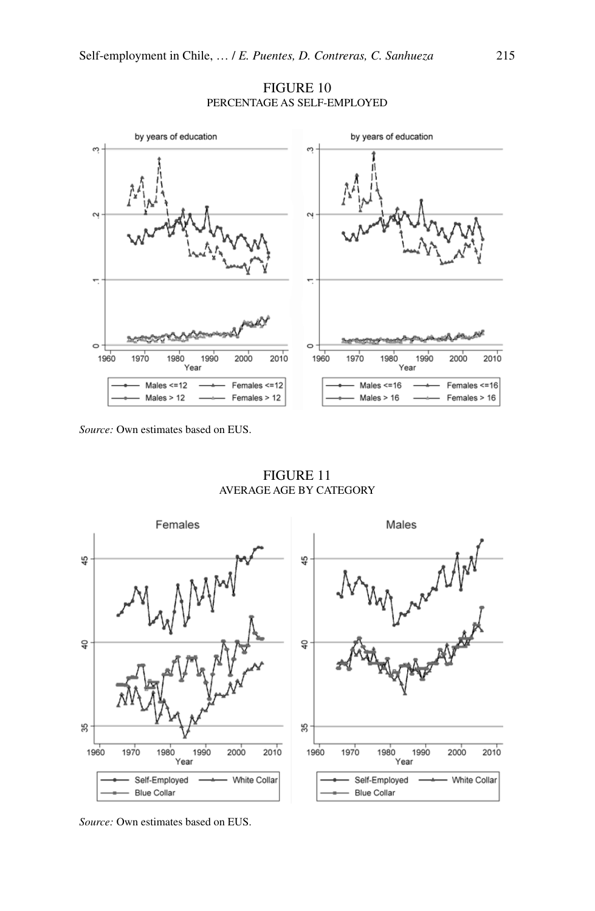FIGURE 10
PERCENTAGE AS SELF-EMPLOYED

*Source:* Own estimates based on EUS.

FIGURE 11
AVERAGE AGE BY CATEGORY

*Source:* Own estimates based on EUS.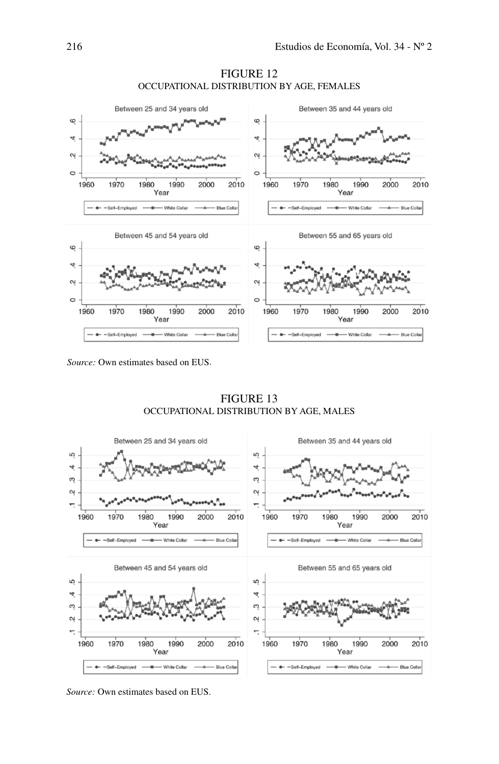FIGURE 12

OCCUPATIONAL DISTRIBUTION BY AGE, FEMALES

*Source:* Own estimates based on EUS.

FIGURE 13

OCCUPATIONAL DISTRIBUTION BY AGE, MALES

*Source:* Own estimates based on EUS.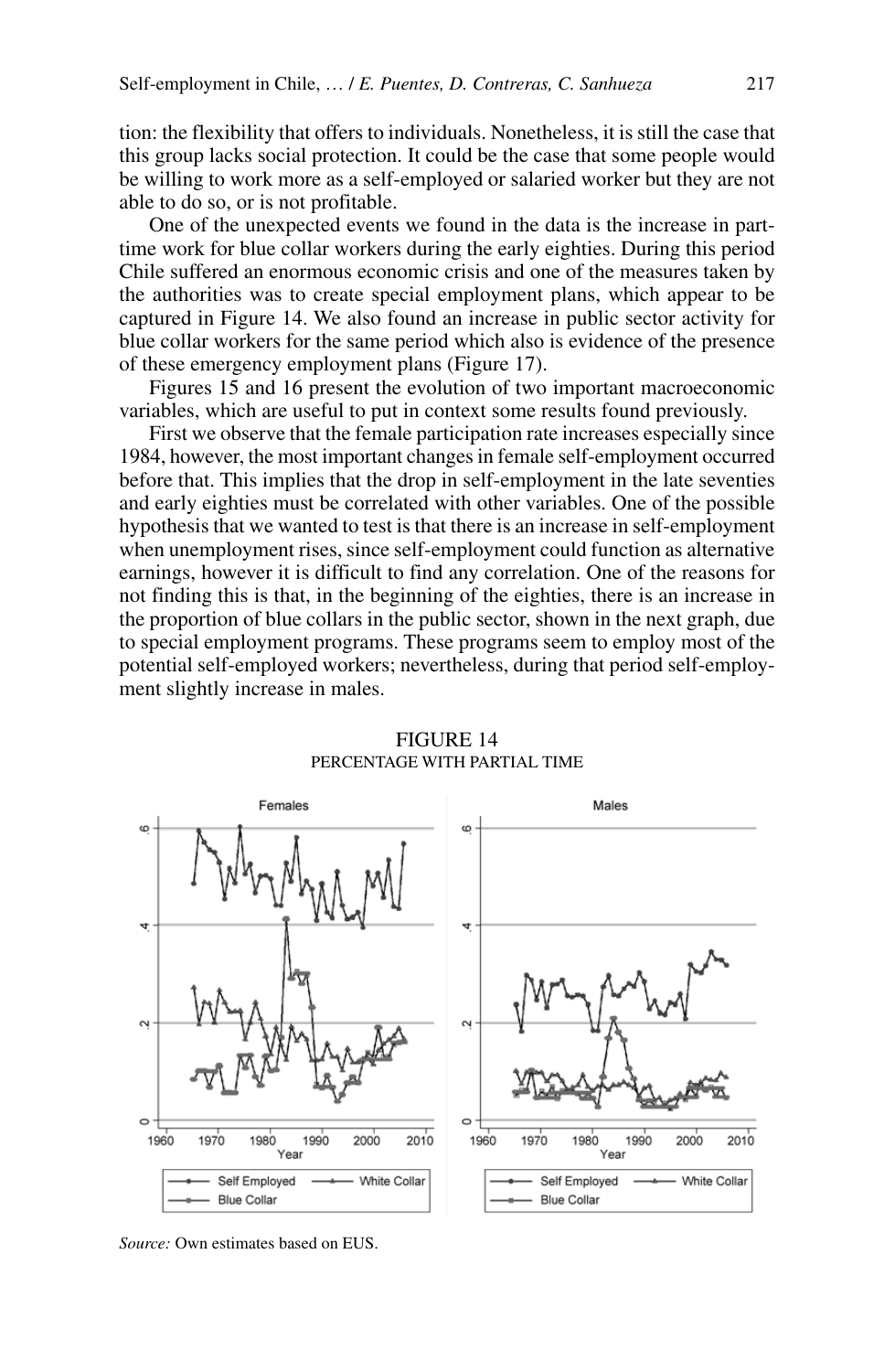tion: the flexibility that offers to individuals. Nonetheless, it is still the case that this group lacks social protection. It could be the case that some people would be willing to work more as a self-employed or salaried worker but they are not able to do so, or is not profitable.

One of the unexpected events we found in the data is the increase in part-time work for blue collar workers during the early eighties. During this period Chile suffered an enormous economic crisis and one of the measures taken by the authorities was to create special employment plans, which appear to be captured in Figure 14. We also found an increase in public sector activity for blue collar workers for the same period which also is evidence of the presence of these emergency employment plans (Figure 17).

Figures 15 and 16 present the evolution of two important macroeconomic variables, which are useful to put in context some results found previously.

First we observe that the female participation rate increases especially since 1984, however, the most important changes in female self-employment occurred before that. This implies that the drop in self-employment in the late seventies and early eighties must be correlated with other variables. One of the possible hypothesis that we wanted to test is that there is an increase in self-employment when unemployment rises, since self-employment could function as alternative earnings, however it is difficult to find any correlation. One of the reasons for not finding this is that, in the beginning of the eighties, there is an increase in the proportion of blue collars in the public sector, shown in the next graph, due to special employment programs. These programs seem to employ most of the potential self-employed workers; nevertheless, during that period self-employment slightly increase in males.

FIGURE 14
PERCENTAGE WITH PARTIAL TIME

*Source:* Own estimates based on EUS.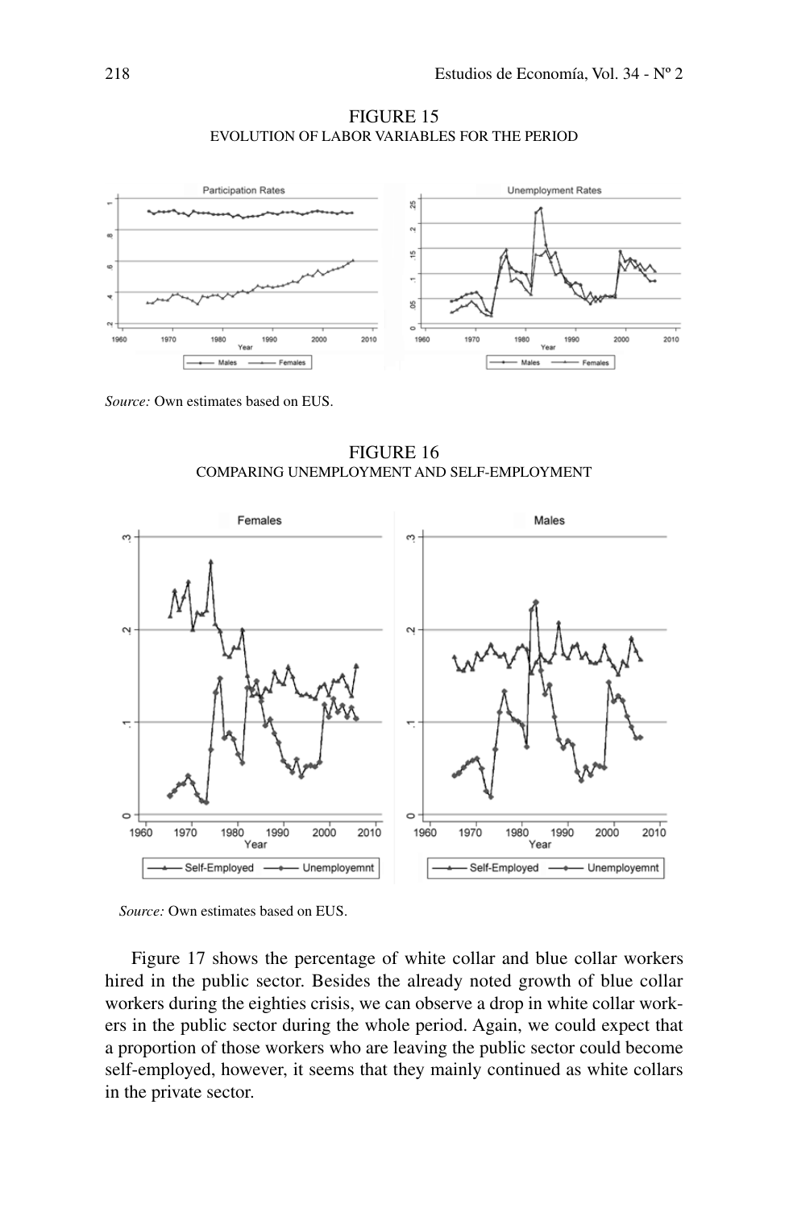FIGURE 15
EVOLUTION OF LABOR VARIABLES FOR THE PERIOD

*Source:* Own estimates based on EUS.

FIGURE 16
COMPARING UNEMPLOYMENT AND SELF-EMPLOYMENT

*Source:* Own estimates based on EUS.

Figure 17 shows the percentage of white collar and blue collar workers hired in the public sector. Besides the already noted growth of blue collar workers during the eighties crisis, we can observe a drop in white collar workers in the public sector during the whole period. Again, we could expect that a proportion of those workers who are leaving the public sector could become self-employed, however, it seems that they mainly continued as white collars in the private sector.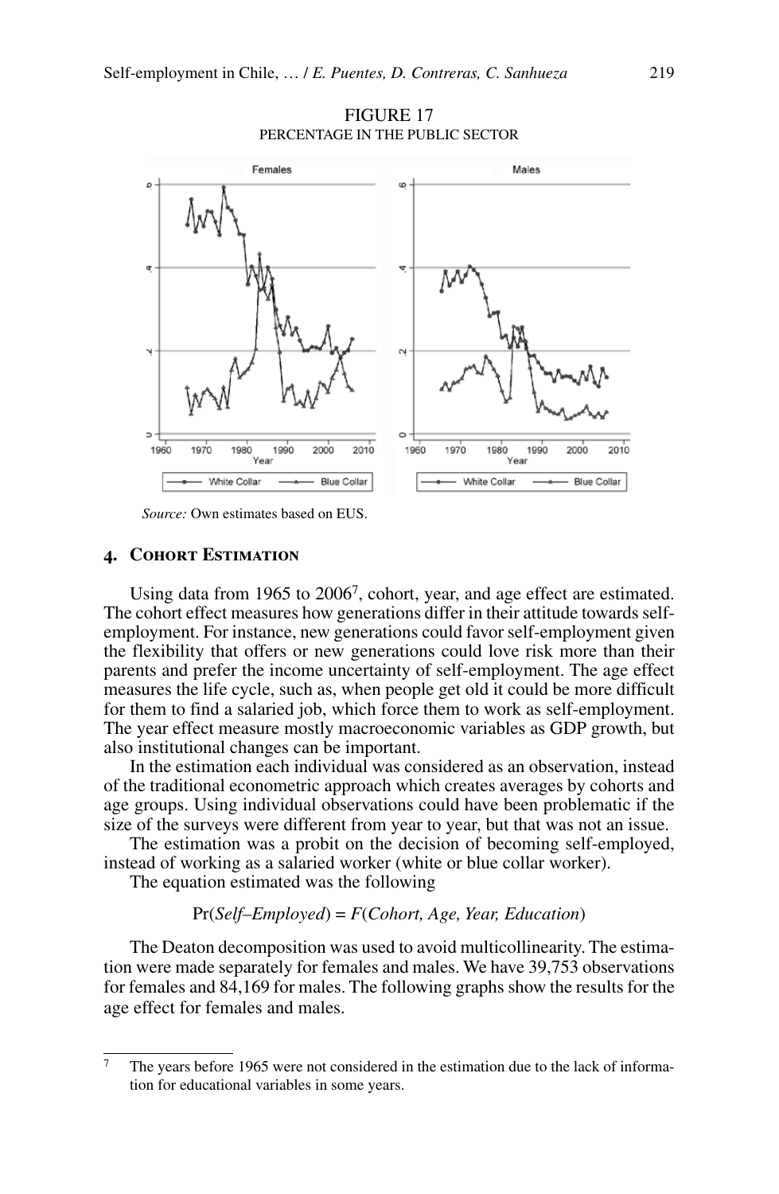FIGURE 17
PERCENTAGE IN THE PUBLIC SECTOR

*Source:* Own estimates based on EUS.

## 4. Cohort Estimation

Using data from 1965 to 2006[7], cohort, year, and age effect are estimated. The cohort effect measures how generations differ in their attitude towards self-employment. For instance, new generations could favor self-employment given the flexibility that offers or new generations could love risk more than their parents and prefer the income uncertainty of self-employment. The age effect measures the life cycle, such as, when people get old it could be more difficult for them to find a salaried job, which force them to work as self-employment. The year effect measure mostly macroeconomic variables as GDP growth, but also institutional changes can be important.

In the estimation each individual was considered as an observation, instead of the traditional econometric approach which creates averages by cohorts and age groups. Using individual observations could have been problematic if the size of the surveys were different from year to year, but that was not an issue.

The estimation was a probit on the decision of becoming self-employed, instead of working as a salaried worker (white or blue collar worker).

The equation estimated was the following

$$\Pr(\textit{Self–Employed}) = F(\textit{Cohort, Age, Year, Education})$$

The Deaton decomposition was used to avoid multicollinearity. The estimation were made separately for females and males. We have 39,753 observations for females and 84,169 for males. The following graphs show the results for the age effect for females and males.

[7] The years before 1965 were not considered in the estimation due to the lack of information for educational variables in some years.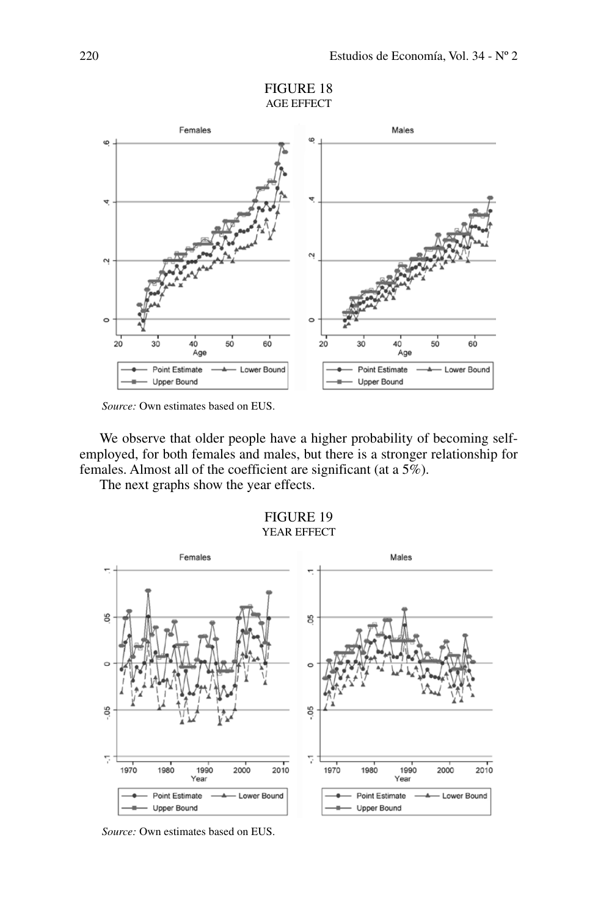FIGURE 18
AGE EFFECT

*Source:* Own estimates based on EUS.

We observe that older people have a higher probability of becoming self-employed, for both females and males, but there is a stronger relationship for females. Almost all of the coefficient are significant (at a 5%).

The next graphs show the year effects.

FIGURE 19
YEAR EFFECT

*Source:* Own estimates based on EUS.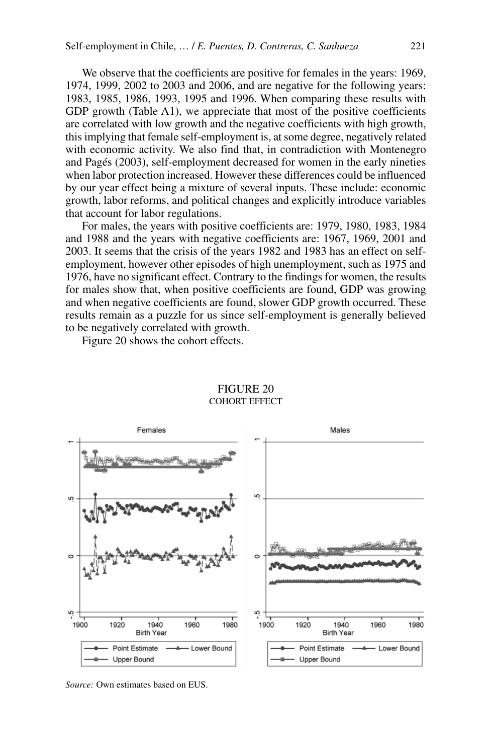We observe that the coefficients are positive for females in the years: 1969, 1974, 1999, 2002 to 2003 and 2006, and are negative for the following years: 1983, 1985, 1986, 1993, 1995 and 1996. When comparing these results with GDP growth (Table A1), we appreciate that most of the positive coefficients are correlated with low growth and the negative coefficients with high growth, this implying that female self-employment is, at some degree, negatively related with economic activity. We also find that, in contradiction with Montenegro and Pagés (2003), self-employment decreased for women in the early nineties when labor protection increased. However these differences could be influenced by our year effect being a mixture of several inputs. These include: economic growth, labor reforms, and political changes and explicitly introduce variables that account for labor regulations.

For males, the years with positive coefficients are: 1979, 1980, 1983, 1984 and 1988 and the years with negative coefficients are: 1967, 1969, 2001 and 2003. It seems that the crisis of the years 1982 and 1983 has an effect on self-employment, however other episodes of high unemployment, such as 1975 and 1976, have no significant effect. Contrary to the findings for women, the results for males show that, when positive coefficients are found, GDP was growing and when negative coefficients are found, slower GDP growth occurred. These results remain as a puzzle for us since self-employment is generally believed to be negatively correlated with growth.

Figure 20 shows the cohort effects.

FIGURE 20
COHORT EFFECT

*Source:* Own estimates based on EUS.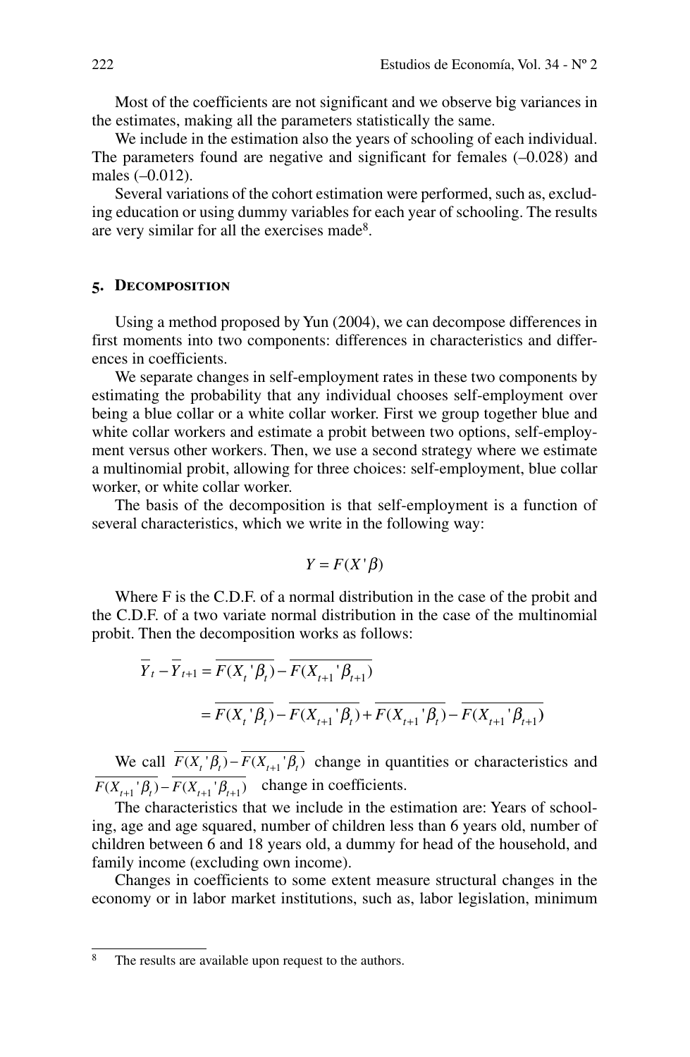Most of the coefficients are not significant and we observe big variances in the estimates, making all the parameters statistically the same.

We include in the estimation also the years of schooling of each individual. The parameters found are negative and significant for females (–0.028) and males (–0.012).

Several variations of the cohort estimation were performed, such as, excluding education or using dummy variables for each year of schooling. The results are very similar for all the exercises made[8].

## 5. Decomposition

Using a method proposed by Yun (2004), we can decompose differences in first moments into two components: differences in characteristics and differences in coefficients.

We separate changes in self-employment rates in these two components by estimating the probability that any individual chooses self-employment over being a blue collar or a white collar worker. First we group together blue and white collar workers and estimate a probit between two options, self-employment versus other workers. Then, we use a second strategy where we estimate a multinomial probit, allowing for three choices: self-employment, blue collar worker, or white collar worker.

The basis of the decomposition is that self-employment is a function of several characteristics, which we write in the following way:

$$Y = F(X'\beta)$$

Where F is the C.D.F. of a normal distribution in the case of the probit and the C.D.F. of a two variate normal distribution in the case of the multinomial probit. Then the decomposition works as follows:

$$\begin{aligned} \overline{Y}_t - \overline{Y}_{t+1} &= \overline{F(X_t'\beta_t)} - \overline{F(X_{t+1}'\beta_{t+1})} \\ &= \overline{F(X_t'\beta_t)} - \overline{F(X_{t+1}'\beta_t)} + \overline{F(X_{t+1}'\beta_t)} - \overline{F(X_{t+1}'\beta_{t+1})} \end{aligned}$$

We call $\overline{F(X_t'\beta_t)} - \overline{F(X_{t+1}'\beta_t)}$ change in quantities or characteristics and $\overline{F(X_{t+1}'\beta_t)} - \overline{F(X_{t+1}'\beta_{t+1})}$ change in coefficients.

The characteristics that we include in the estimation are: Years of schooling, age and age squared, number of children less than 6 years old, number of children between 6 and 18 years old, a dummy for head of the household, and family income (excluding own income).

Changes in coefficients to some extent measure structural changes in the economy or in labor market institutions, such as, labor legislation, minimum

---

[8] The results are available upon request to the authors.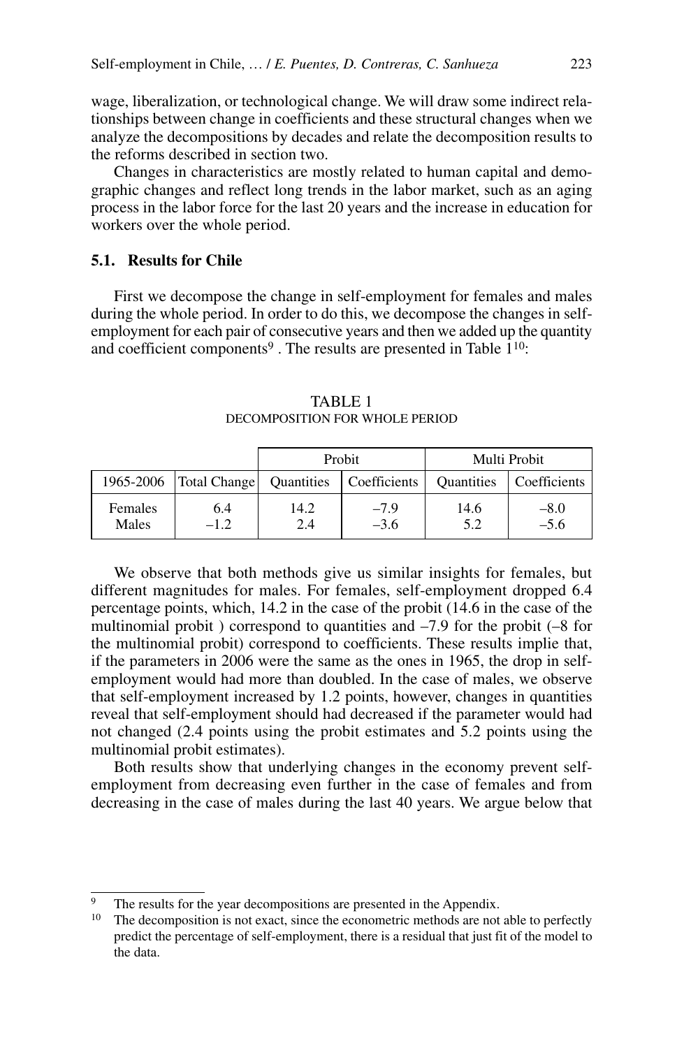wage, liberalization, or technological change. We will draw some indirect relationships between change in coefficients and these structural changes when we analyze the decompositions by decades and relate the decomposition results to the reforms described in section two.

Changes in characteristics are mostly related to human capital and demographic changes and reflect long trends in the labor market, such as an aging process in the labor force for the last 20 years and the increase in education for workers over the whole period.

### 5.1. Results for Chile

First we decompose the change in self-employment for females and males during the whole period. In order to do this, we decompose the changes in self-employment for each pair of consecutive years and then we added up the quantity and coefficient components[9] . The results are presented in Table 1[10]:

TABLE 1
DECOMPOSITION FOR WHOLE PERIOD

| | | Probit | | Multi Probit | |
|---|---|---|---|---|---|
| 1965-2006 | Total Change | Quantities | Coefficients | Quantities | Coefficients |
| Females | 6.4 | 14.2 | –7.9 | 14.6 | –8.0 |
| Males | –1.2 | 2.4 | –3.6 | 5.2 | –5.6 |

We observe that both methods give us similar insights for females, but different magnitudes for males. For females, self-employment dropped 6.4 percentage points, which, 14.2 in the case of the probit (14.6 in the case of the multinomial probit ) correspond to quantities and –7.9 for the probit (–8 for the multinomial probit) correspond to coefficients. These results implie that, if the parameters in 2006 were the same as the ones in 1965, the drop in self-employment would had more than doubled. In the case of males, we observe that self-employment increased by 1.2 points, however, changes in quantities reveal that self-employment should had decreased if the parameter would had not changed (2.4 points using the probit estimates and 5.2 points using the multinomial probit estimates).

Both results show that underlying changes in the economy prevent self-employment from decreasing even further in the case of females and from decreasing in the case of males during the last 40 years. We argue below that

---

[9] The results for the year decompositions are presented in the Appendix.

[10] The decomposition is not exact, since the econometric methods are not able to perfectly predict the percentage of self-employment, there is a residual that just fit of the model to the data.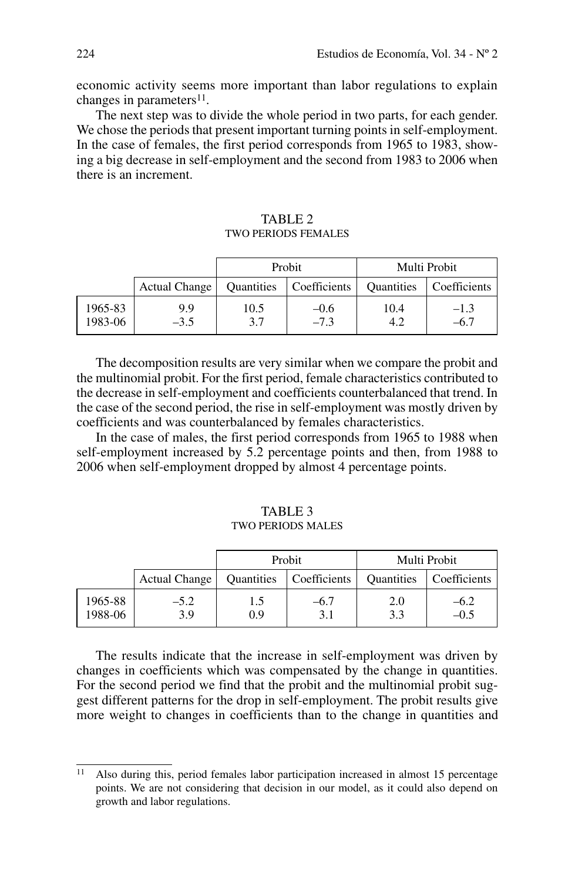economic activity seems more important than labor regulations to explain changes in parameters[11].

The next step was to divide the whole period in two parts, for each gender. We chose the periods that present important turning points in self-employment. In the case of females, the first period corresponds from 1965 to 1983, showing a big decrease in self-employment and the second from 1983 to 2006 when there is an increment.

TABLE 2
TWO PERIODS FEMALES

| | | Probit | | Multi Probit | |
|---|---|---|---|---|---|
| | Actual Change | Quantities | Coefficients | Quantities | Coefficients |
| 1965-83 | 9.9 | 10.5 | –0.6 | 10.4 | –1.3 |
| 1983-06 | –3.5 | 3.7 | –7.3 | 4.2 | –6.7 |

The decomposition results are very similar when we compare the probit and the multinomial probit. For the first period, female characteristics contributed to the decrease in self-employment and coefficients counterbalanced that trend. In the case of the second period, the rise in self-employment was mostly driven by coefficients and was counterbalanced by females characteristics.

In the case of males, the first period corresponds from 1965 to 1988 when self-employment increased by 5.2 percentage points and then, from 1988 to 2006 when self-employment dropped by almost 4 percentage points.

TABLE 3
TWO PERIODS MALES

| | | Probit | | Multi Probit | |
|---|---|---|---|---|---|
| | Actual Change | Quantities | Coefficients | Quantities | Coefficients |
| 1965-88 | –5.2 | 1.5 | –6.7 | 2.0 | –6.2 |
| 1988-06 | 3.9 | 0.9 | 3.1 | 3.3 | –0.5 |

The results indicate that the increase in self-employment was driven by changes in coefficients which was compensated by the change in quantities. For the second period we find that the probit and the multinomial probit suggest different patterns for the drop in self-employment. The probit results give more weight to changes in coefficients than to the change in quantities and

[11] Also during this, period females labor participation increased in almost 15 percentage points. We are not considering that decision in our model, as it could also depend on growth and labor regulations.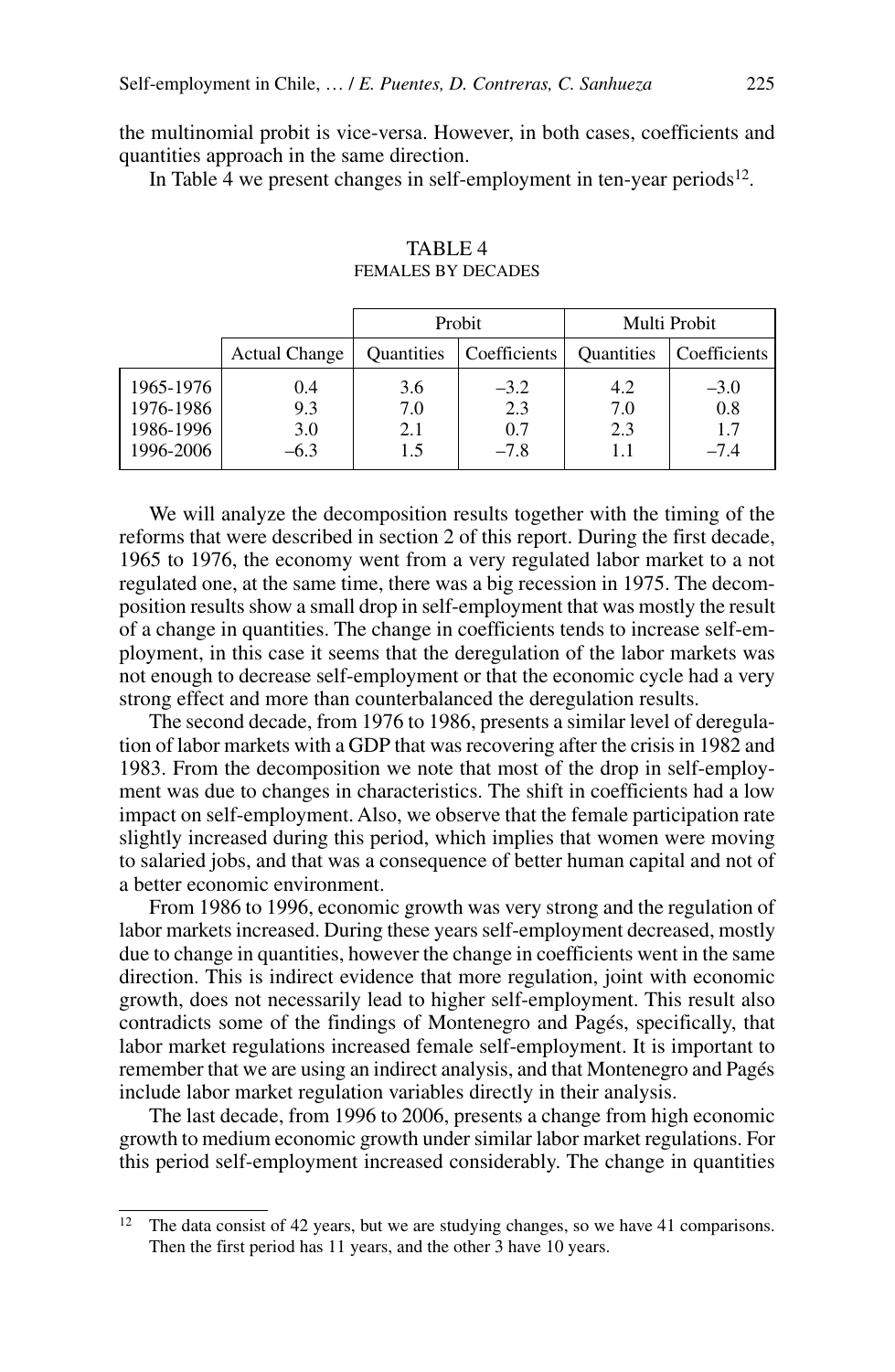the multinomial probit is vice-versa. However, in both cases, coefficients and quantities approach in the same direction.

In Table 4 we present changes in self-employment in ten-year periods[12].

TABLE 4
FEMALES BY DECADES

| | | Probit | | Multi Probit | |
|---|---|---|---|---|---|
| | Actual Change | Quantities | Coefficients | Quantities | Coefficients |
| 1965-1976 | 0.4 | 3.6 | –3.2 | 4.2 | –3.0 |
| 1976-1986 | 9.3 | 7.0 | 2.3 | 7.0 | 0.8 |
| 1986-1996 | 3.0 | 2.1 | 0.7 | 2.3 | 1.7 |
| 1996-2006 | –6.3 | 1.5 | –7.8 | 1.1 | –7.4 |

We will analyze the decomposition results together with the timing of the reforms that were described in section 2 of this report. During the first decade, 1965 to 1976, the economy went from a very regulated labor market to a not regulated one, at the same time, there was a big recession in 1975. The decomposition results show a small drop in self-employment that was mostly the result of a change in quantities. The change in coefficients tends to increase self-employment, in this case it seems that the deregulation of the labor markets was not enough to decrease self-employment or that the economic cycle had a very strong effect and more than counterbalanced the deregulation results.

The second decade, from 1976 to 1986, presents a similar level of deregulation of labor markets with a GDP that was recovering after the crisis in 1982 and 1983. From the decomposition we note that most of the drop in self-employment was due to changes in characteristics. The shift in coefficients had a low impact on self-employment. Also, we observe that the female participation rate slightly increased during this period, which implies that women were moving to salaried jobs, and that was a consequence of better human capital and not of a better economic environment.

From 1986 to 1996, economic growth was very strong and the regulation of labor markets increased. During these years self-employment decreased, mostly due to change in quantities, however the change in coefficients went in the same direction. This is indirect evidence that more regulation, joint with economic growth, does not necessarily lead to higher self-employment. This result also contradicts some of the findings of Montenegro and Pagés, specifically, that labor market regulations increased female self-employment. It is important to remember that we are using an indirect analysis, and that Montenegro and Pagés include labor market regulation variables directly in their analysis.

The last decade, from 1996 to 2006, presents a change from high economic growth to medium economic growth under similar labor market regulations. For this period self-employment increased considerably. The change in quantities

[12] The data consist of 42 years, but we are studying changes, so we have 41 comparisons. Then the first period has 11 years, and the other 3 have 10 years.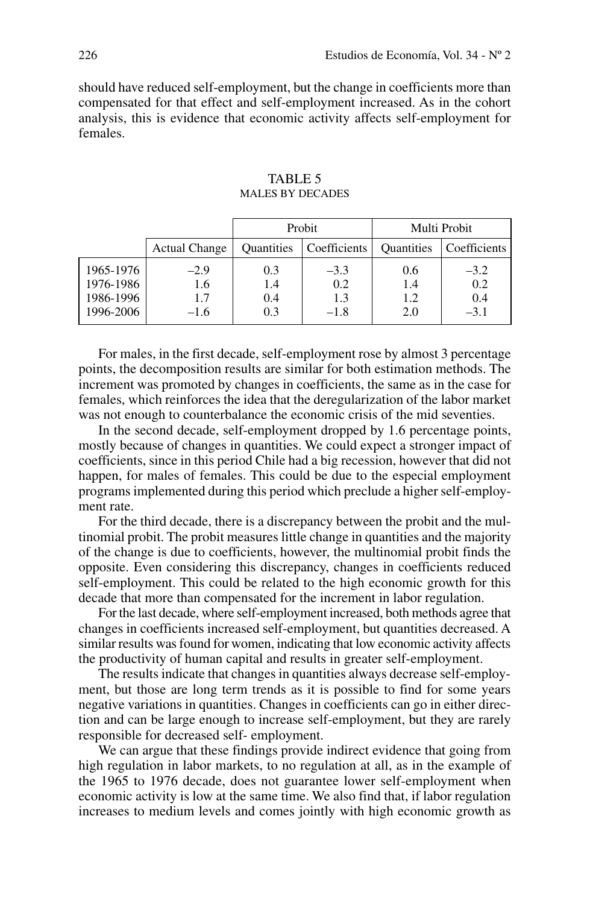should have reduced self-employment, but the change in coefficients more than compensated for that effect and self-employment increased. As in the cohort analysis, this is evidence that economic activity affects self-employment for females.

TABLE 5
MALES BY DECADES

| | | Probit | | Multi Probit | |
|---|---|---|---|---|---|
| | Actual Change | Quantities | Coefficients | Quantities | Coefficients |
| 1965-1976 | –2.9 | 0.3 | –3.3 | 0.6 | –3.2 |
| 1976-1986 | 1.6 | 1.4 | 0.2 | 1.4 | 0.2 |
| 1986-1996 | 1.7 | 0.4 | 1.3 | 1.2 | 0.4 |
| 1996-2006 | –1.6 | 0.3 | –1.8 | 2.0 | –3.1 |

For males, in the first decade, self-employment rose by almost 3 percentage points, the decomposition results are similar for both estimation methods. The increment was promoted by changes in coefficients, the same as in the case for females, which reinforces the idea that the deregularization of the labor market was not enough to counterbalance the economic crisis of the mid seventies.

In the second decade, self-employment dropped by 1.6 percentage points, mostly because of changes in quantities. We could expect a stronger impact of coefficients, since in this period Chile had a big recession, however that did not happen, for males of females. This could be due to the especial employment programs implemented during this period which preclude a higher self-employment rate.

For the third decade, there is a discrepancy between the probit and the multinomial probit. The probit measures little change in quantities and the majority of the change is due to coefficients, however, the multinomial probit finds the opposite. Even considering this discrepancy, changes in coefficients reduced self-employment. This could be related to the high economic growth for this decade that more than compensated for the increment in labor regulation.

For the last decade, where self-employment increased, both methods agree that changes in coefficients increased self-employment, but quantities decreased. A similar results was found for women, indicating that low economic activity affects the productivity of human capital and results in greater self-employment.

The results indicate that changes in quantities always decrease self-employment, but those are long term trends as it is possible to find for some years negative variations in quantities. Changes in coefficients can go in either direction and can be large enough to increase self-employment, but they are rarely responsible for decreased self- employment.

We can argue that these findings provide indirect evidence that going from high regulation in labor markets, to no regulation at all, as in the example of the 1965 to 1976 decade, does not guarantee lower self-employment when economic activity is low at the same time. We also find that, if labor regulation increases to medium levels and comes jointly with high economic growth as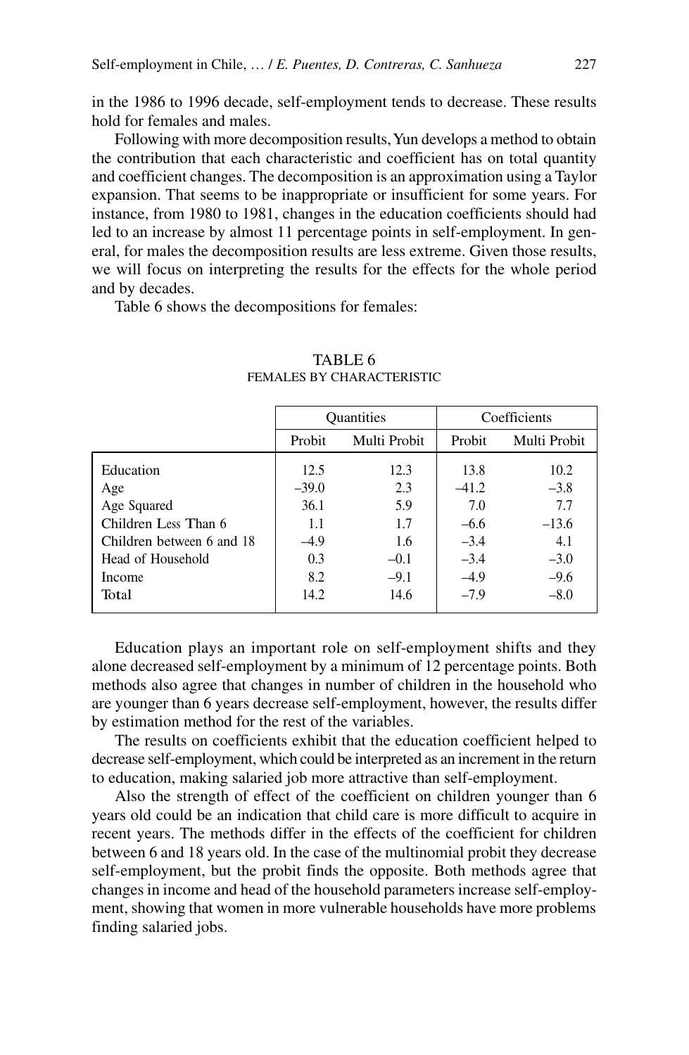in the 1986 to 1996 decade, self-employment tends to decrease. These results hold for females and males.

Following with more decomposition results, Yun develops a method to obtain the contribution that each characteristic and coefficient has on total quantity and coefficient changes. The decomposition is an approximation using a Taylor expansion. That seems to be inappropriate or insufficient for some years. For instance, from 1980 to 1981, changes in the education coefficients should had led to an increase by almost 11 percentage points in self-employment. In general, for males the decomposition results are less extreme. Given those results, we will focus on interpreting the results for the effects for the whole period and by decades.

Table 6 shows the decompositions for females:

TABLE 6
FEMALES BY CHARACTERISTIC

| | Quantities | | Coefficients | |
|---|---|---|---|---|
| | Probit | Multi Probit | Probit | Multi Probit |
| Education | 12.5 | 12.3 | 13.8 | 10.2 |
| Age | –39.0 | 2.3 | –41.2 | –3.8 |
| Age Squared | 36.1 | 5.9 | 7.0 | 7.7 |
| Children Less Than 6 | 1.1 | 1.7 | –6.6 | –13.6 |
| Children between 6 and 18 | –4.9 | 1.6 | –3.4 | 4.1 |
| Head of Household | 0.3 | –0.1 | –3.4 | –3.0 |
| Income | 8.2 | –9.1 | –4.9 | –9.6 |
| Total | 14.2 | 14.6 | –7.9 | –8.0 |

Education plays an important role on self-employment shifts and they alone decreased self-employment by a minimum of 12 percentage points. Both methods also agree that changes in number of children in the household who are younger than 6 years decrease self-employment, however, the results differ by estimation method for the rest of the variables.

The results on coefficients exhibit that the education coefficient helped to decrease self-employment, which could be interpreted as an increment in the return to education, making salaried job more attractive than self-employment.

Also the strength of effect of the coefficient on children younger than 6 years old could be an indication that child care is more difficult to acquire in recent years. The methods differ in the effects of the coefficient for children between 6 and 18 years old. In the case of the multinomial probit they decrease self-employment, but the probit finds the opposite. Both methods agree that changes in income and head of the household parameters increase self-employment, showing that women in more vulnerable households have more problems finding salaried jobs.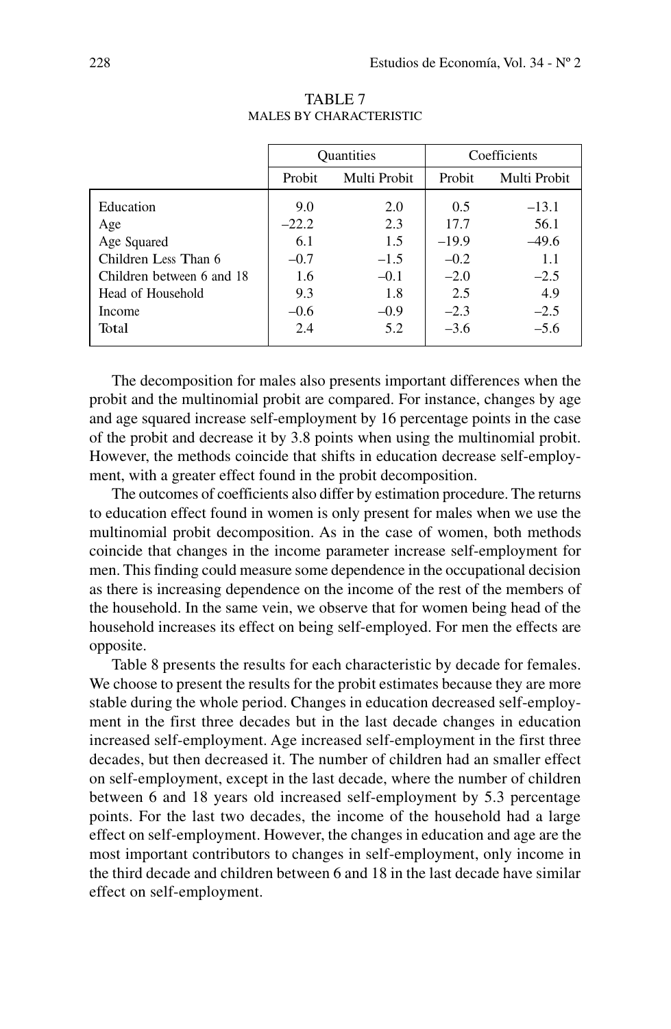TABLE 7
MALES BY CHARACTERISTIC

| | Quantities | | Coefficients | |
|---|---|---|---|---|
| | Probit | Multi Probit | Probit | Multi Probit |
| Education | 9.0 | 2.0 | 0.5 | –13.1 |
| Age | –22.2 | 2.3 | 17.7 | 56.1 |
| Age Squared | 6.1 | 1.5 | –19.9 | –49.6 |
| Children Less Than 6 | –0.7 | –1.5 | –0.2 | 1.1 |
| Children between 6 and 18 | 1.6 | –0.1 | –2.0 | –2.5 |
| Head of Household | 9.3 | 1.8 | 2.5 | 4.9 |
| Income | –0.6 | –0.9 | –2.3 | –2.5 |
| Total | 2.4 | 5.2 | –3.6 | –5.6 |

The decomposition for males also presents important differences when the probit and the multinomial probit are compared. For instance, changes by age and age squared increase self-employment by 16 percentage points in the case of the probit and decrease it by 3.8 points when using the multinomial probit. However, the methods coincide that shifts in education decrease self-employment, with a greater effect found in the probit decomposition.

The outcomes of coefficients also differ by estimation procedure. The returns to education effect found in women is only present for males when we use the multinomial probit decomposition. As in the case of women, both methods coincide that changes in the income parameter increase self-employment for men. This finding could measure some dependence in the occupational decision as there is increasing dependence on the income of the rest of the members of the household. In the same vein, we observe that for women being head of the household increases its effect on being self-employed. For men the effects are opposite.

Table 8 presents the results for each characteristic by decade for females. We choose to present the results for the probit estimates because they are more stable during the whole period. Changes in education decreased self-employment in the first three decades but in the last decade changes in education increased self-employment. Age increased self-employment in the first three decades, but then decreased it. The number of children had an smaller effect on self-employment, except in the last decade, where the number of children between 6 and 18 years old increased self-employment by 5.3 percentage points. For the last two decades, the income of the household had a large effect on self-employment. However, the changes in education and age are the most important contributors to changes in self-employment, only income in the third decade and children between 6 and 18 in the last decade have similar effect on self-employment.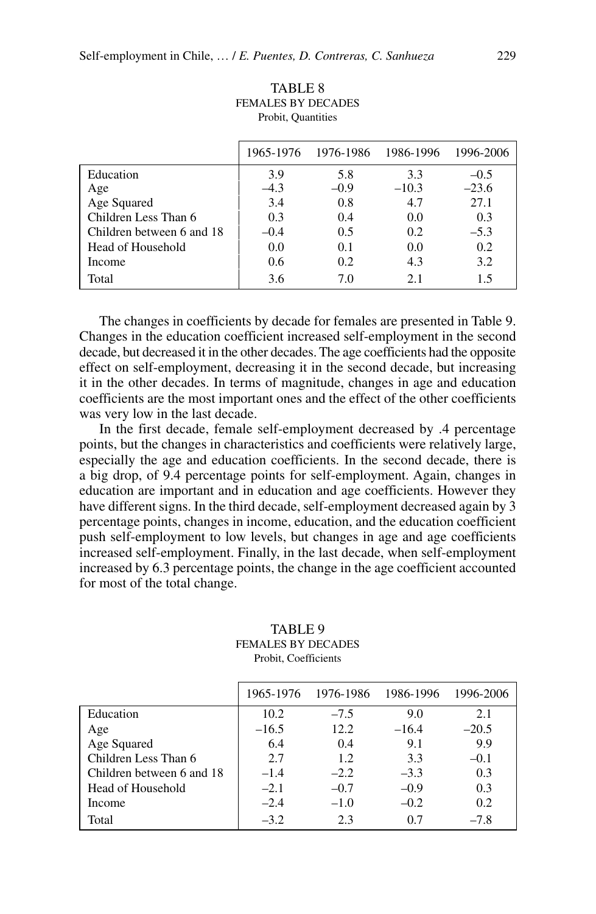TABLE 8
FEMALES BY DECADES
Probit, Quantities

| | 1965-1976 | 1976-1986 | 1986-1996 | 1996-2006 |
|---|---|---|---|---|
| Education | 3.9 | 5.8 | 3.3 | –0.5 |
| Age | –4.3 | –0.9 | –10.3 | –23.6 |
| Age Squared | 3.4 | 0.8 | 4.7 | 27.1 |
| Children Less Than 6 | 0.3 | 0.4 | 0.0 | 0.3 |
| Children between 6 and 18 | –0.4 | 0.5 | 0.2 | –5.3 |
| Head of Household | 0.0 | 0.1 | 0.0 | 0.2 |
| Income | 0.6 | 0.2 | 4.3 | 3.2 |
| Total | 3.6 | 7.0 | 2.1 | 1.5 |

The changes in coefficients by decade for females are presented in Table 9. Changes in the education coefficient increased self-employment in the second decade, but decreased it in the other decades. The age coefficients had the opposite effect on self-employment, decreasing it in the second decade, but increasing it in the other decades. In terms of magnitude, changes in age and education coefficients are the most important ones and the effect of the other coefficients was very low in the last decade.

In the first decade, female self-employment decreased by .4 percentage points, but the changes in characteristics and coefficients were relatively large, especially the age and education coefficients. In the second decade, there is a big drop, of 9.4 percentage points for self-employment. Again, changes in education are important and in education and age coefficients. However they have different signs. In the third decade, self-employment decreased again by 3 percentage points, changes in income, education, and the education coefficient push self-employment to low levels, but changes in age and age coefficients increased self-employment. Finally, in the last decade, when self-employment increased by 6.3 percentage points, the change in the age coefficient accounted for most of the total change.

TABLE 9
FEMALES BY DECADES
Probit, Coefficients

| | 1965-1976 | 1976-1986 | 1986-1996 | 1996-2006 |
|---|---|---|---|---|
| Education | 10.2 | –7.5 | 9.0 | 2.1 |
| Age | –16.5 | 12.2 | –16.4 | –20.5 |
| Age Squared | 6.4 | 0.4 | 9.1 | 9.9 |
| Children Less Than 6 | 2.7 | 1.2 | 3.3 | –0.1 |
| Children between 6 and 18 | –1.4 | –2.2 | –3.3 | 0.3 |
| Head of Household | –2.1 | –0.7 | –0.9 | 0.3 |
| Income | –2.4 | –1.0 | –0.2 | 0.2 |
| Total | –3.2 | 2.3 | 0.7 | –7.8 |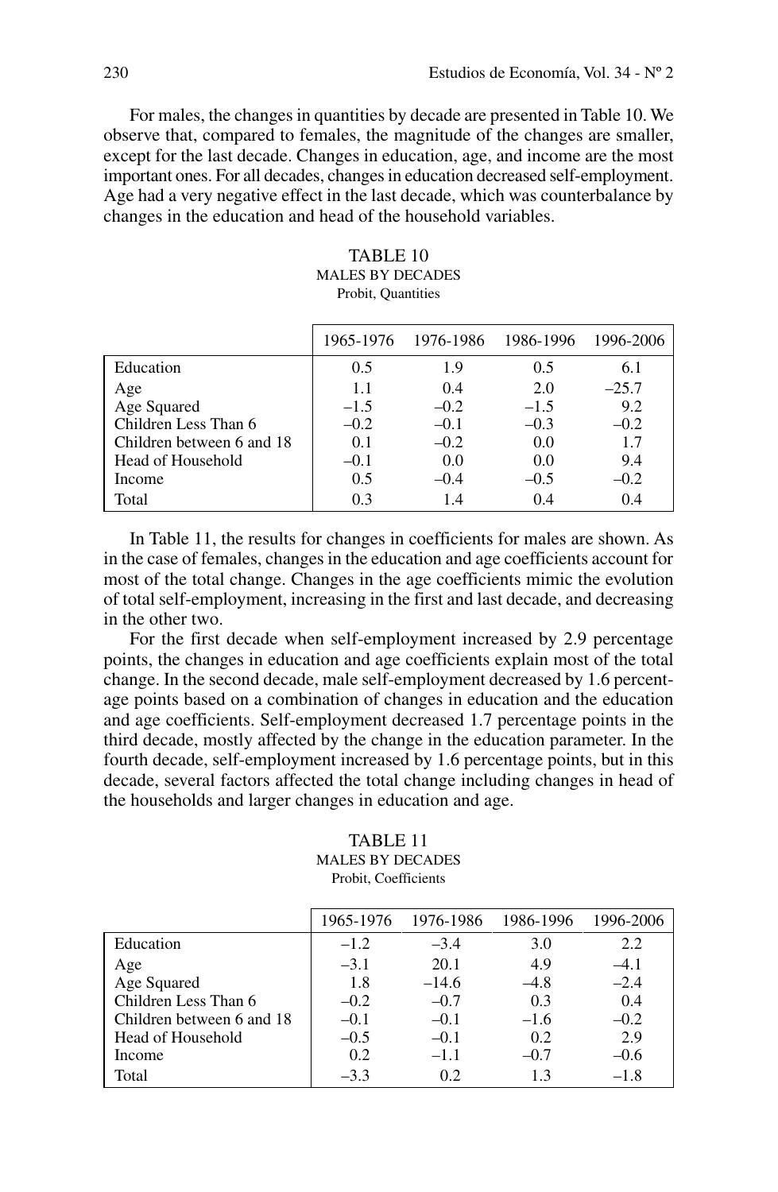For males, the changes in quantities by decade are presented in Table 10. We observe that, compared to females, the magnitude of the changes are smaller, except for the last decade. Changes in education, age, and income are the most important ones. For all decades, changes in education decreased self-employment. Age had a very negative effect in the last decade, which was counterbalance by changes in the education and head of the household variables.

TABLE 10
MALES BY DECADES
Probit, Quantities

| | 1965-1976 | 1976-1986 | 1986-1996 | 1996-2006 |
|---|---|---|---|---|
| Education | 0.5 | 1.9 | 0.5 | 6.1 |
| Age | 1.1 | 0.4 | 2.0 | –25.7 |
| Age Squared | –1.5 | –0.2 | –1.5 | 9.2 |
| Children Less Than 6 | –0.2 | –0.1 | –0.3 | –0.2 |
| Children between 6 and 18 | 0.1 | –0.2 | 0.0 | 1.7 |
| Head of Household | –0.1 | 0.0 | 0.0 | 9.4 |
| Income | 0.5 | –0.4 | –0.5 | –0.2 |
| Total | 0.3 | 1.4 | 0.4 | 0.4 |

In Table 11, the results for changes in coefficients for males are shown. As in the case of females, changes in the education and age coefficients account for most of the total change. Changes in the age coefficients mimic the evolution of total self-employment, increasing in the first and last decade, and decreasing in the other two.

For the first decade when self-employment increased by 2.9 percentage points, the changes in education and age coefficients explain most of the total change. In the second decade, male self-employment decreased by 1.6 percentage points based on a combination of changes in education and the education and age coefficients. Self-employment decreased 1.7 percentage points in the third decade, mostly affected by the change in the education parameter. In the fourth decade, self-employment increased by 1.6 percentage points, but in this decade, several factors affected the total change including changes in head of the households and larger changes in education and age.

TABLE 11
MALES BY DECADES
Probit, Coefficients

| | 1965-1976 | 1976-1986 | 1986-1996 | 1996-2006 |
|---|---|---|---|---|
| Education | –1.2 | –3.4 | 3.0 | 2.2 |
| Age | –3.1 | 20.1 | 4.9 | –4.1 |
| Age Squared | 1.8 | –14.6 | –4.8 | –2.4 |
| Children Less Than 6 | –0.2 | –0.7 | 0.3 | 0.4 |
| Children between 6 and 18 | –0.1 | –0.1 | –1.6 | –0.2 |
| Head of Household | –0.5 | –0.1 | 0.2 | 2.9 |
| Income | 0.2 | –1.1 | –0.7 | –0.6 |
| Total | –3.3 | 0.2 | 1.3 | –1.8 |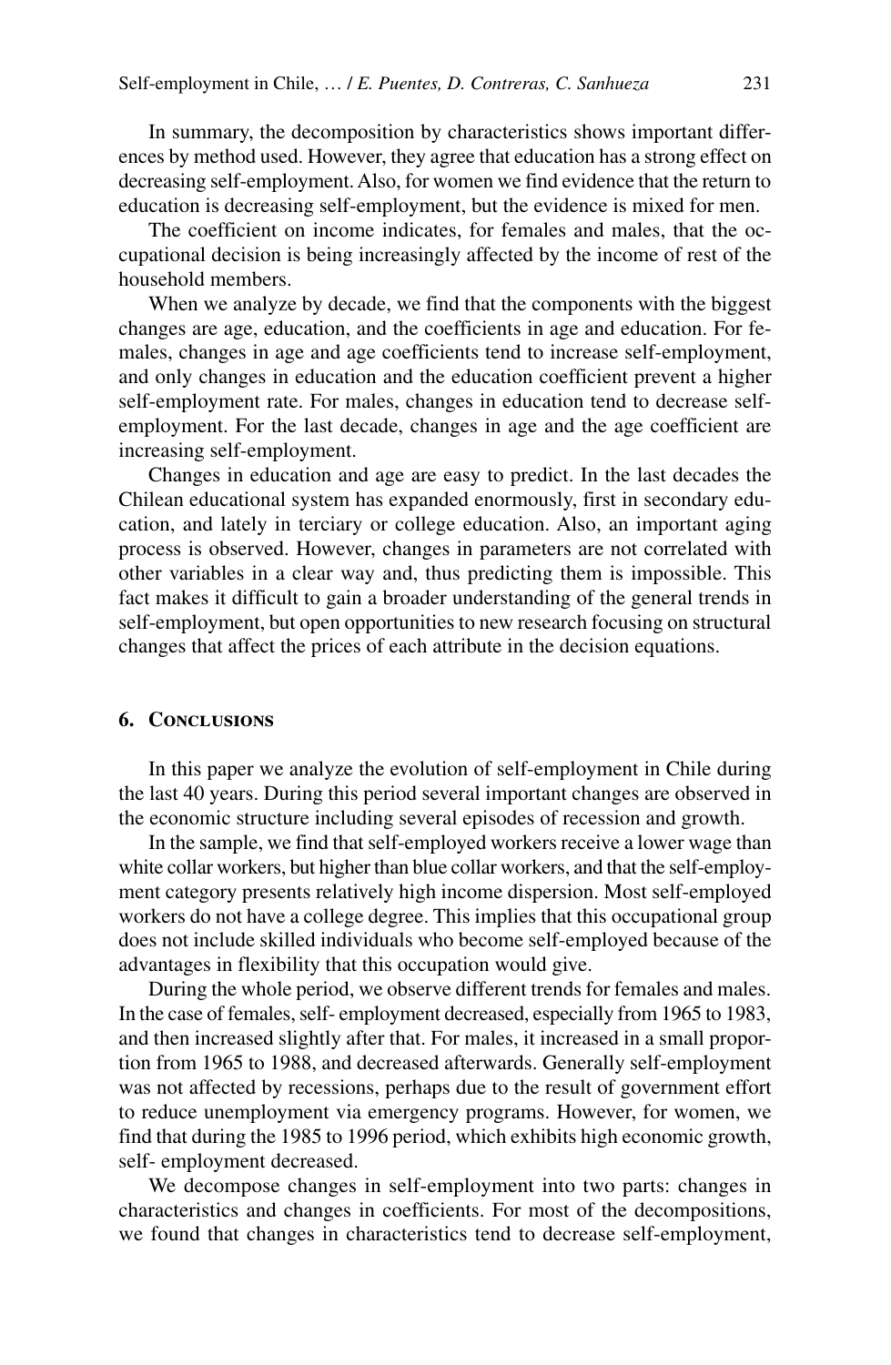In summary, the decomposition by characteristics shows important differences by method used. However, they agree that education has a strong effect on decreasing self-employment. Also, for women we find evidence that the return to education is decreasing self-employment, but the evidence is mixed for men.

The coefficient on income indicates, for females and males, that the occupational decision is being increasingly affected by the income of rest of the household members.

When we analyze by decade, we find that the components with the biggest changes are age, education, and the coefficients in age and education. For females, changes in age and age coefficients tend to increase self-employment, and only changes in education and the education coefficient prevent a higher self-employment rate. For males, changes in education tend to decrease self-employment. For the last decade, changes in age and the age coefficient are increasing self-employment.

Changes in education and age are easy to predict. In the last decades the Chilean educational system has expanded enormously, first in secondary education, and lately in terciary or college education. Also, an important aging process is observed. However, changes in parameters are not correlated with other variables in a clear way and, thus predicting them is impossible. This fact makes it difficult to gain a broader understanding of the general trends in self-employment, but open opportunities to new research focusing on structural changes that affect the prices of each attribute in the decision equations.

## 6. Conclusions

In this paper we analyze the evolution of self-employment in Chile during the last 40 years. During this period several important changes are observed in the economic structure including several episodes of recession and growth.

In the sample, we find that self-employed workers receive a lower wage than white collar workers, but higher than blue collar workers, and that the self-employment category presents relatively high income dispersion. Most self-employed workers do not have a college degree. This implies that this occupational group does not include skilled individuals who become self-employed because of the advantages in flexibility that this occupation would give.

During the whole period, we observe different trends for females and males. In the case of females, self- employment decreased, especially from 1965 to 1983, and then increased slightly after that. For males, it increased in a small proportion from 1965 to 1988, and decreased afterwards. Generally self-employment was not affected by recessions, perhaps due to the result of government effort to reduce unemployment via emergency programs. However, for women, we find that during the 1985 to 1996 period, which exhibits high economic growth, self- employment decreased.

We decompose changes in self-employment into two parts: changes in characteristics and changes in coefficients. For most of the decompositions, we found that changes in characteristics tend to decrease self-employment,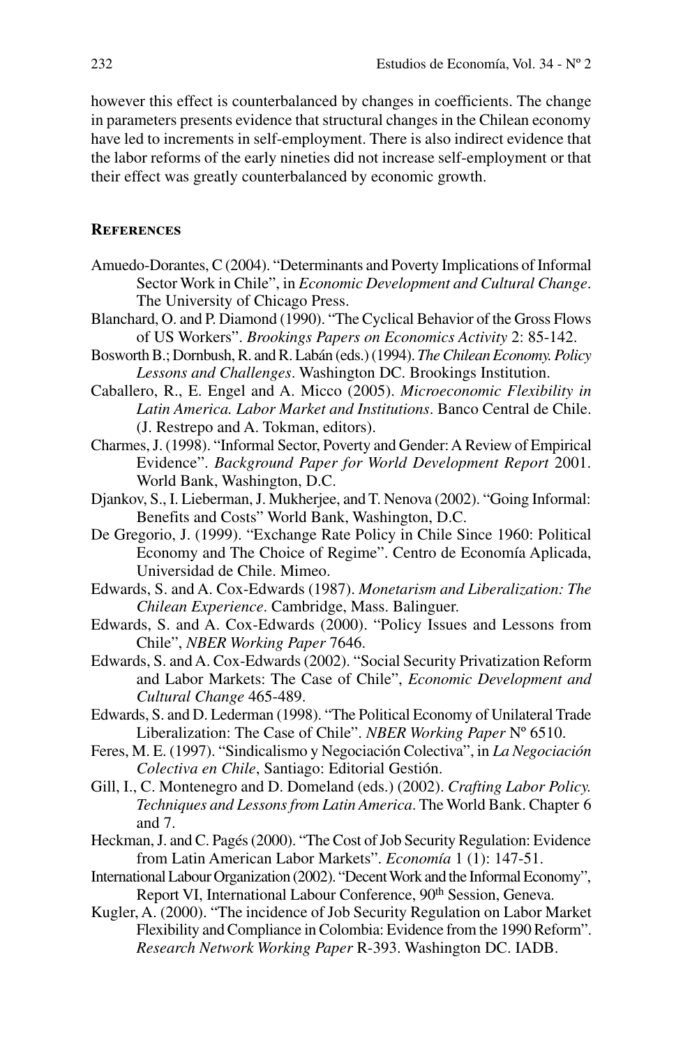however this effect is counterbalanced by changes in coefficients. The change in parameters presents evidence that structural changes in the Chilean economy have led to increments in self-employment. There is also indirect evidence that the labor reforms of the early nineties did not increase self-employment or that their effect was greatly counterbalanced by economic growth.

## References

Amuedo-Dorantes, C (2004). "Determinants and Poverty Implications of Informal Sector Work in Chile", in *Economic Development and Cultural Change*. The University of Chicago Press.

Blanchard, O. and P. Diamond (1990). "The Cyclical Behavior of the Gross Flows of US Workers". *Brookings Papers on Economics Activity* 2: 85-142.

Bosworth B.; Dornbush, R. and R. Labán (eds.) (1994). *The Chilean Economy. Policy Lessons and Challenges*. Washington DC. Brookings Institution.

Caballero, R., E. Engel and A. Micco (2005). *Microeconomic Flexibility in Latin America. Labor Market and Institutions*. Banco Central de Chile. (J. Restrepo and A. Tokman, editors).

Charmes, J. (1998). "Informal Sector, Poverty and Gender: A Review of Empirical Evidence". *Background Paper for World Development Report* 2001. World Bank, Washington, D.C.

Djankov, S., I. Lieberman, J. Mukherjee, and T. Nenova (2002). "Going Informal: Benefits and Costs" World Bank, Washington, D.C.

De Gregorio, J. (1999). "Exchange Rate Policy in Chile Since 1960: Political Economy and The Choice of Regime". Centro de Economía Aplicada, Universidad de Chile. Mimeo.

Edwards, S. and A. Cox-Edwards (1987). *Monetarism and Liberalization: The Chilean Experience*. Cambridge, Mass. Balinguer.

Edwards, S. and A. Cox-Edwards (2000). "Policy Issues and Lessons from Chile", *NBER Working Paper* 7646.

Edwards, S. and A. Cox-Edwards (2002). "Social Security Privatization Reform and Labor Markets: The Case of Chile", *Economic Development and Cultural Change* 465-489.

Edwards, S. and D. Lederman (1998). "The Political Economy of Unilateral Trade Liberalization: The Case of Chile". *NBER Working Paper* Nº 6510.

Feres, M. E. (1997). "Sindicalismo y Negociación Colectiva", in *La Negociación Colectiva en Chile*, Santiago: Editorial Gestión.

Gill, I., C. Montenegro and D. Domeland (eds.) (2002). *Crafting Labor Policy. Techniques and Lessons from Latin America*. The World Bank. Chapter 6 and 7.

Heckman, J. and C. Pagés (2000). "The Cost of Job Security Regulation: Evidence from Latin American Labor Markets". *Economía* 1 (1): 147-51.

International Labour Organization (2002). "Decent Work and the Informal Economy", Report VI, International Labour Conference, 90th Session, Geneva.

Kugler, A. (2000). "The incidence of Job Security Regulation on Labor Market Flexibility and Compliance in Colombia: Evidence from the 1990 Reform". *Research Network Working Paper* R-393. Washington DC. IADB.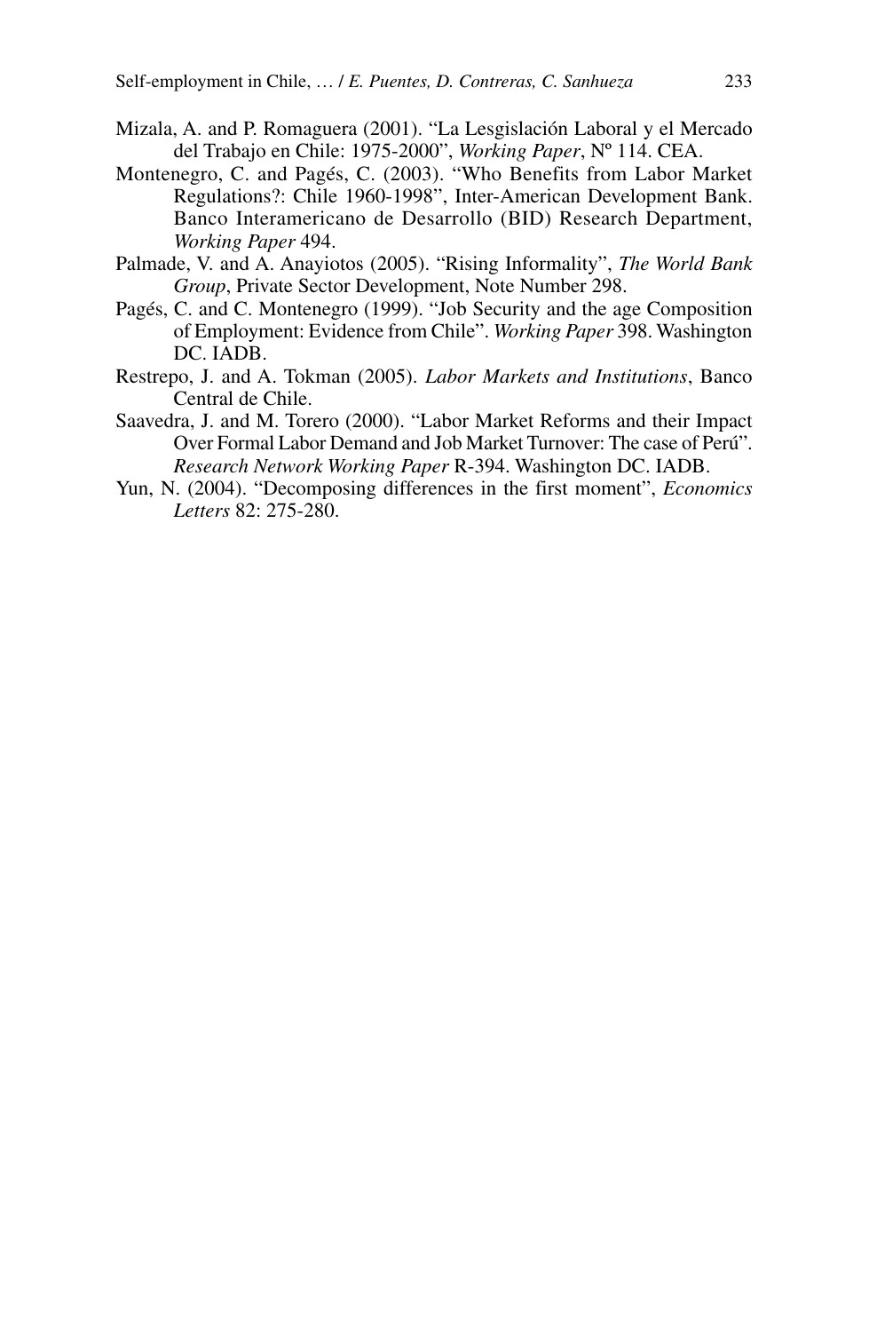Mizala, A. and P. Romaguera (2001). "La Lesgislación Laboral y el Mercado del Trabajo en Chile: 1975-2000", *Working Paper*, Nº 114. CEA.

Montenegro, C. and Pagés, C. (2003). "Who Benefits from Labor Market Regulations?: Chile 1960-1998", Inter-American Development Bank. Banco Interamericano de Desarrollo (BID) Research Department, *Working Paper* 494.

Palmade, V. and A. Anayiotos (2005). "Rising Informality", *The World Bank Group*, Private Sector Development, Note Number 298.

Pagés, C. and C. Montenegro (1999). "Job Security and the age Composition of Employment: Evidence from Chile". *Working Paper* 398. Washington DC. IADB.

Restrepo, J. and A. Tokman (2005). *Labor Markets and Institutions*, Banco Central de Chile.

Saavedra, J. and M. Torero (2000). "Labor Market Reforms and their Impact Over Formal Labor Demand and Job Market Turnover: The case of Perú". *Research Network Working Paper* R-394. Washington DC. IADB.

Yun, N. (2004). "Decomposing differences in the first moment", *Economics Letters* 82: 275-280.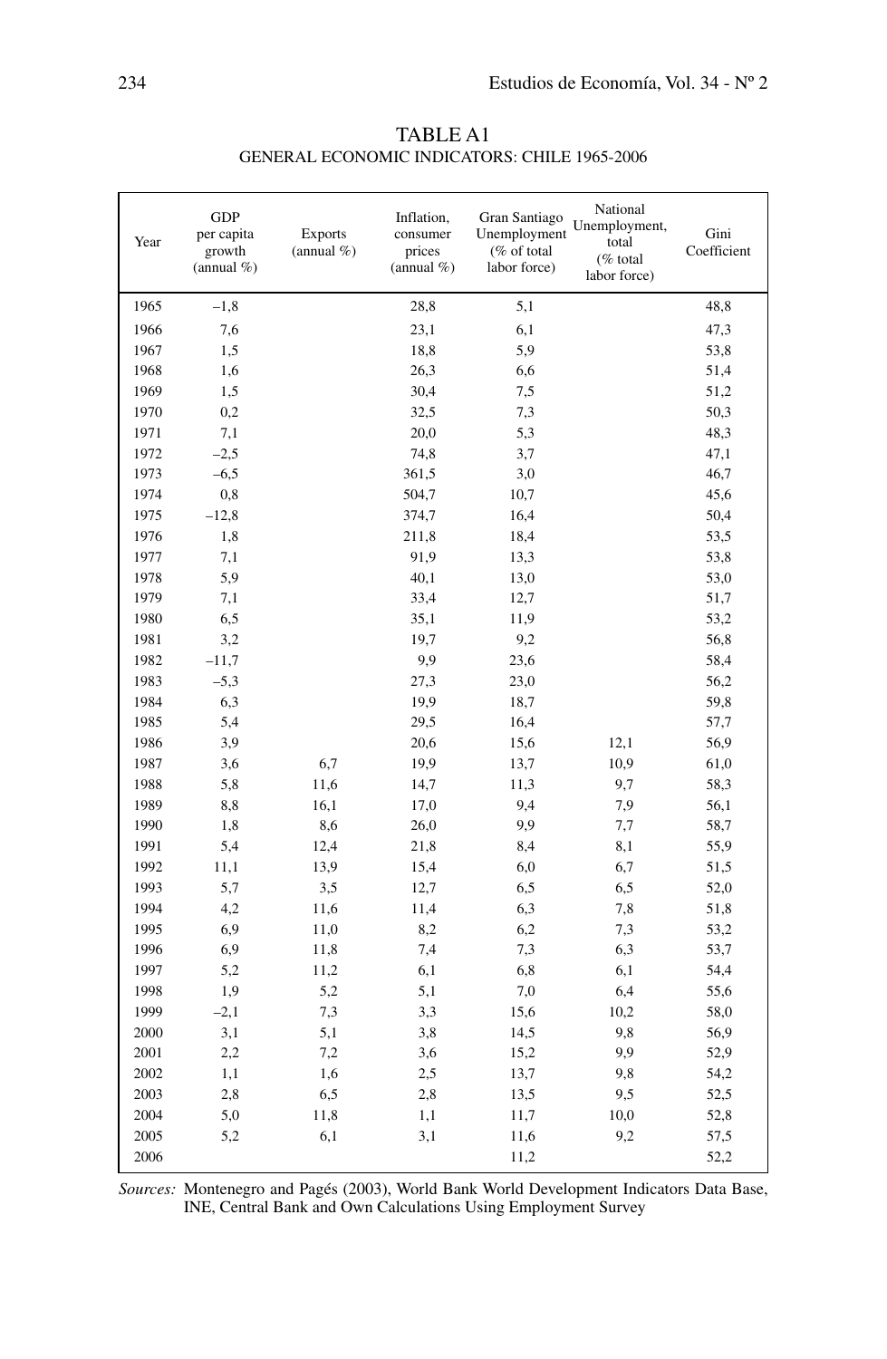TABLE A1
GENERAL ECONOMIC INDICATORS: CHILE 1965-2006

| Year | GDP per capita growth (annual %) | Exports (annual %) | Inflation, consumer prices (annual %) | Gran Santiago Unemployment (% of total labor force) | National Unemployment, total (% total labor force) | Gini Coefficient |
|---|---|---|---|---|---|---|
| 1965 | –1,8 | | 28,8 | 5,1 | | 48,8 |
| 1966 | 7,6 | | 23,1 | 6,1 | | 47,3 |
| 1967 | 1,5 | | 18,8 | 5,9 | | 53,8 |
| 1968 | 1,6 | | 26,3 | 6,6 | | 51,4 |
| 1969 | 1,5 | | 30,4 | 7,5 | | 51,2 |
| 1970 | 0,2 | | 32,5 | 7,3 | | 50,3 |
| 1971 | 7,1 | | 20,0 | 5,3 | | 48,3 |
| 1972 | –2,5 | | 74,8 | 3,7 | | 47,1 |
| 1973 | –6,5 | | 361,5 | 3,0 | | 46,7 |
| 1974 | 0,8 | | 504,7 | 10,7 | | 45,6 |
| 1975 | –12,8 | | 374,7 | 16,4 | | 50,4 |
| 1976 | 1,8 | | 211,8 | 18,4 | | 53,5 |
| 1977 | 7,1 | | 91,9 | 13,3 | | 53,8 |
| 1978 | 5,9 | | 40,1 | 13,0 | | 53,0 |
| 1979 | 7,1 | | 33,4 | 12,7 | | 51,7 |
| 1980 | 6,5 | | 35,1 | 11,9 | | 53,2 |
| 1981 | 3,2 | | 19,7 | 9,2 | | 56,8 |
| 1982 | –11,7 | | 9,9 | 23,6 | | 58,4 |
| 1983 | –5,3 | | 27,3 | 23,0 | | 56,2 |
| 1984 | 6,3 | | 19,9 | 18,7 | | 59,8 |
| 1985 | 5,4 | | 29,5 | 16,4 | | 57,7 |
| 1986 | 3,9 | | 20,6 | 15,6 | 12,1 | 56,9 |
| 1987 | 3,6 | 6,7 | 19,9 | 13,7 | 10,9 | 61,0 |
| 1988 | 5,8 | 11,6 | 14,7 | 11,3 | 9,7 | 58,3 |
| 1989 | 8,8 | 16,1 | 17,0 | 9,4 | 7,9 | 56,1 |
| 1990 | 1,8 | 8,6 | 26,0 | 9,9 | 7,7 | 58,7 |
| 1991 | 5,4 | 12,4 | 21,8 | 8,4 | 8,1 | 55,9 |
| 1992 | 11,1 | 13,9 | 15,4 | 6,0 | 6,7 | 51,5 |
| 1993 | 5,7 | 3,5 | 12,7 | 6,5 | 6,5 | 52,0 |
| 1994 | 4,2 | 11,6 | 11,4 | 6,3 | 7,8 | 51,8 |
| 1995 | 6,9 | 11,0 | 8,2 | 6,2 | 7,3 | 53,2 |
| 1996 | 6,9 | 11,8 | 7,4 | 7,3 | 6,3 | 53,7 |
| 1997 | 5,2 | 11,2 | 6,1 | 6,8 | 6,1 | 54,4 |
| 1998 | 1,9 | 5,2 | 5,1 | 7,0 | 6,4 | 55,6 |
| 1999 | –2,1 | 7,3 | 3,3 | 15,6 | 10,2 | 58,0 |
| 2000 | 3,1 | 5,1 | 3,8 | 14,5 | 9,8 | 56,9 |
| 2001 | 2,2 | 7,2 | 3,6 | 15,2 | 9,9 | 52,9 |
| 2002 | 1,1 | 1,6 | 2,5 | 13,7 | 9,8 | 54,2 |
| 2003 | 2,8 | 6,5 | 2,8 | 13,5 | 9,5 | 52,5 |
| 2004 | 5,0 | 11,8 | 1,1 | 11,7 | 10,0 | 52,8 |
| 2005 | 5,2 | 6,1 | 3,1 | 11,6 | 9,2 | 57,5 |
| 2006 | | | | 11,2 | | 52,2 |

*Sources:* Montenegro and Pagés (2003), World Bank World Development Indicators Data Base, INE, Central Bank and Own Calculations Using Employment Survey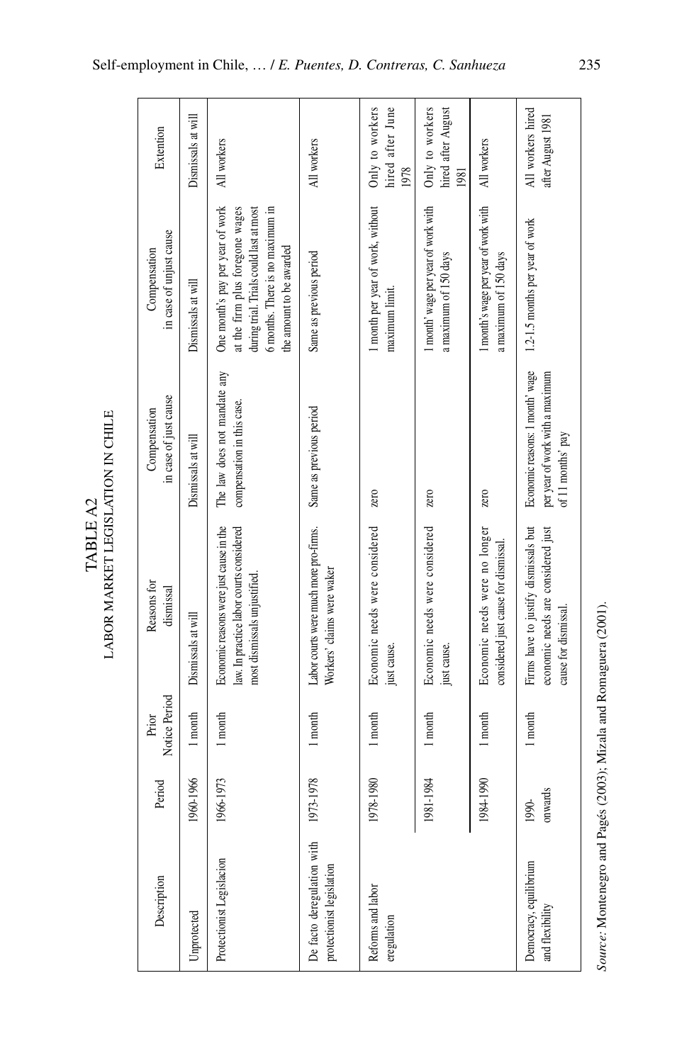# TABLE A2
## LABOR MARKET LEGISLATION IN CHILE

| Description | Period | Prior Notice Period | Reasons for dismissal | Compensation in case of just cause | Compensation in case of unjust cause | Extention |
|---|---|---|---|---|---|---|
| Unprotected | 1960-1966 | 1 month | Dismissals at will | Dismissals at will | Dismissals at will | Dismissals at will |
| Protectionist Legislacion | 1966-1973 | 1 month | Economic reasons were just cause in the law. In practice labor courts considered most dismissals unjustified. | The law does not mandate any compensation in this case. | One month's pay per year of work at the firm plus foregone wages during trial. Trials could last at most 6 months. There is no maximum in the amount to be awarded | All workers |
| De facto deregulation with protectionist legislation | 1973-1978 | 1 month | Labor courts were much more pro-firms. Workers' claims were waker | Same as previous period | Same as previous period | All workers |
| Reforms and labor eregulation | 1978-1980 | 1 month | Economic needs were considered just cause. | zero | 1 month per year of work, without maximum limit. | Only to workers hired after June 1978 |
| | 1981-1984 | 1 month | Economic needs were considered just cause. | zero | 1 month' wage per year of work with a maximum of 150 days | Only to workers hired after August 1981 |
| | 1984-1990 | 1 month | Economic needs were no longer considered just cause for dismissal. | zero | 1 month's wage per year of work with a maximum of 150 days | All workers |
| Democracy, equilibrium and flexibility | 1990-onwards | 1 month | Firms have to justify dismissals but economic needs are considered just cause for dismissal. | Economic reasons: 1 month' wage per year of work with a maximum of 11 months' pay | 1.2-1.5 months per year of work | All workers hired after August 1981 |

*Source:* Montenegro and Pagés (2003); Mizala and Romaguera (2001).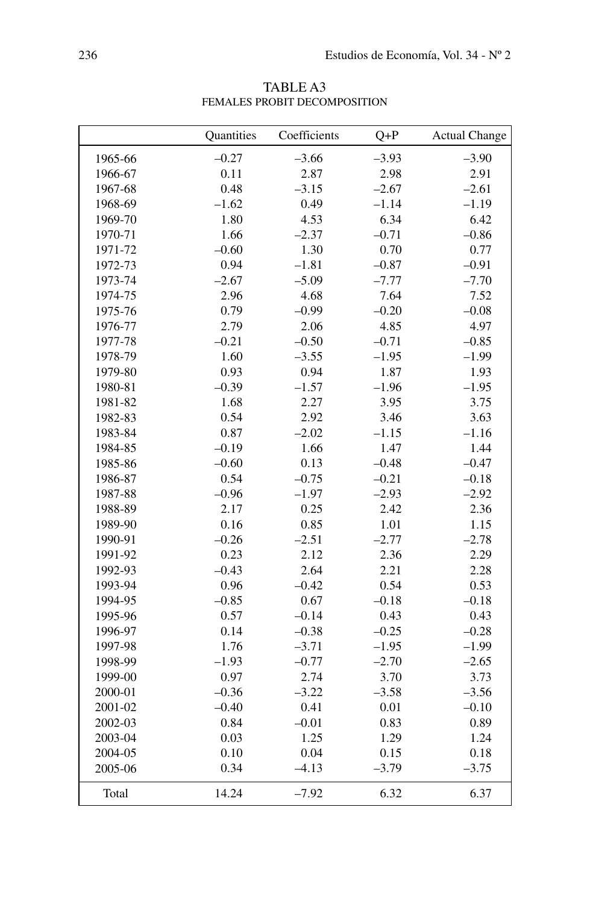TABLE A3

FEMALES PROBIT DECOMPOSITION

| | Quantities | Coefficients | Q+P | Actual Change |
|---|---|---|---|---|
| 1965-66 | –0.27 | –3.66 | –3.93 | –3.90 |
| 1966-67 | 0.11 | 2.87 | 2.98 | 2.91 |
| 1967-68 | 0.48 | –3.15 | –2.67 | –2.61 |
| 1968-69 | –1.62 | 0.49 | –1.14 | –1.19 |
| 1969-70 | 1.80 | 4.53 | 6.34 | 6.42 |
| 1970-71 | 1.66 | –2.37 | –0.71 | –0.86 |
| 1971-72 | –0.60 | 1.30 | 0.70 | 0.77 |
| 1972-73 | 0.94 | –1.81 | –0.87 | –0.91 |
| 1973-74 | –2.67 | –5.09 | –7.77 | –7.70 |
| 1974-75 | 2.96 | 4.68 | 7.64 | 7.52 |
| 1975-76 | 0.79 | –0.99 | –0.20 | –0.08 |
| 1976-77 | 2.79 | 2.06 | 4.85 | 4.97 |
| 1977-78 | –0.21 | –0.50 | –0.71 | –0.85 |
| 1978-79 | 1.60 | –3.55 | –1.95 | –1.99 |
| 1979-80 | 0.93 | 0.94 | 1.87 | 1.93 |
| 1980-81 | –0.39 | –1.57 | –1.96 | –1.95 |
| 1981-82 | 1.68 | 2.27 | 3.95 | 3.75 |
| 1982-83 | 0.54 | 2.92 | 3.46 | 3.63 |
| 1983-84 | 0.87 | –2.02 | –1.15 | –1.16 |
| 1984-85 | –0.19 | 1.66 | 1.47 | 1.44 |
| 1985-86 | –0.60 | 0.13 | –0.48 | –0.47 |
| 1986-87 | 0.54 | –0.75 | –0.21 | –0.18 |
| 1987-88 | –0.96 | –1.97 | –2.93 | –2.92 |
| 1988-89 | 2.17 | 0.25 | 2.42 | 2.36 |
| 1989-90 | 0.16 | 0.85 | 1.01 | 1.15 |
| 1990-91 | –0.26 | –2.51 | –2.77 | –2.78 |
| 1991-92 | 0.23 | 2.12 | 2.36 | 2.29 |
| 1992-93 | –0.43 | 2.64 | 2.21 | 2.28 |
| 1993-94 | 0.96 | –0.42 | 0.54 | 0.53 |
| 1994-95 | –0.85 | 0.67 | –0.18 | –0.18 |
| 1995-96 | 0.57 | –0.14 | 0.43 | 0.43 |
| 1996-97 | 0.14 | –0.38 | –0.25 | –0.28 |
| 1997-98 | 1.76 | –3.71 | –1.95 | –1.99 |
| 1998-99 | –1.93 | –0.77 | –2.70 | –2.65 |
| 1999-00 | 0.97 | 2.74 | 3.70 | 3.73 |
| 2000-01 | –0.36 | –3.22 | –3.58 | –3.56 |
| 2001-02 | –0.40 | 0.41 | 0.01 | –0.10 |
| 2002-03 | 0.84 | –0.01 | 0.83 | 0.89 |
| 2003-04 | 0.03 | 1.25 | 1.29 | 1.24 |
| 2004-05 | 0.10 | 0.04 | 0.15 | 0.18 |
| 2005-06 | 0.34 | –4.13 | –3.79 | –3.75 |
| Total | 14.24 | –7.92 | 6.32 | 6.37 |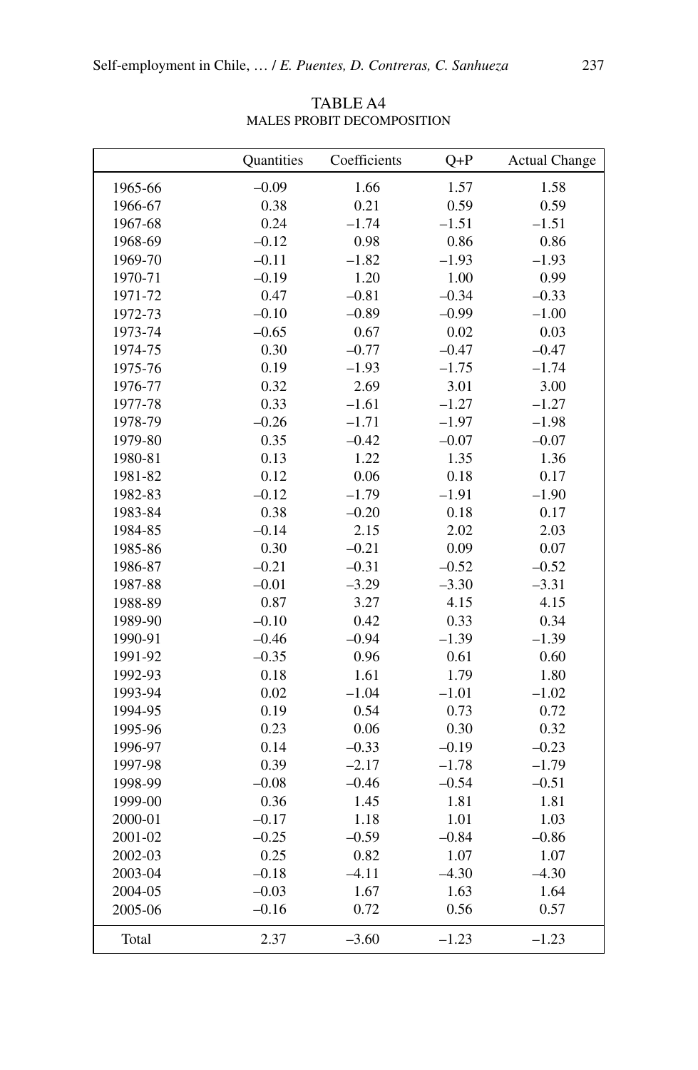TABLE A4
MALES PROBIT DECOMPOSITION

| | Quantities | Coefficients | Q+P | Actual Change |
|---|---|---|---|---|
| 1965-66 | –0.09 | 1.66 | 1.57 | 1.58 |
| 1966-67 | 0.38 | 0.21 | 0.59 | 0.59 |
| 1967-68 | 0.24 | –1.74 | –1.51 | –1.51 |
| 1968-69 | –0.12 | 0.98 | 0.86 | 0.86 |
| 1969-70 | –0.11 | –1.82 | –1.93 | –1.93 |
| 1970-71 | –0.19 | 1.20 | 1.00 | 0.99 |
| 1971-72 | 0.47 | –0.81 | –0.34 | –0.33 |
| 1972-73 | –0.10 | –0.89 | –0.99 | –1.00 |
| 1973-74 | –0.65 | 0.67 | 0.02 | 0.03 |
| 1974-75 | 0.30 | –0.77 | –0.47 | –0.47 |
| 1975-76 | 0.19 | –1.93 | –1.75 | –1.74 |
| 1976-77 | 0.32 | 2.69 | 3.01 | 3.00 |
| 1977-78 | 0.33 | –1.61 | –1.27 | –1.27 |
| 1978-79 | –0.26 | –1.71 | –1.97 | –1.98 |
| 1979-80 | 0.35 | –0.42 | –0.07 | –0.07 |
| 1980-81 | 0.13 | 1.22 | 1.35 | 1.36 |
| 1981-82 | 0.12 | 0.06 | 0.18 | 0.17 |
| 1982-83 | –0.12 | –1.79 | –1.91 | –1.90 |
| 1983-84 | 0.38 | –0.20 | 0.18 | 0.17 |
| 1984-85 | –0.14 | 2.15 | 2.02 | 2.03 |
| 1985-86 | 0.30 | –0.21 | 0.09 | 0.07 |
| 1986-87 | –0.21 | –0.31 | –0.52 | –0.52 |
| 1987-88 | –0.01 | –3.29 | –3.30 | –3.31 |
| 1988-89 | 0.87 | 3.27 | 4.15 | 4.15 |
| 1989-90 | –0.10 | 0.42 | 0.33 | 0.34 |
| 1990-91 | –0.46 | –0.94 | –1.39 | –1.39 |
| 1991-92 | –0.35 | 0.96 | 0.61 | 0.60 |
| 1992-93 | 0.18 | 1.61 | 1.79 | 1.80 |
| 1993-94 | 0.02 | –1.04 | –1.01 | –1.02 |
| 1994-95 | 0.19 | 0.54 | 0.73 | 0.72 |
| 1995-96 | 0.23 | 0.06 | 0.30 | 0.32 |
| 1996-97 | 0.14 | –0.33 | –0.19 | –0.23 |
| 1997-98 | 0.39 | –2.17 | –1.78 | –1.79 |
| 1998-99 | –0.08 | –0.46 | –0.54 | –0.51 |
| 1999-00 | 0.36 | 1.45 | 1.81 | 1.81 |
| 2000-01 | –0.17 | 1.18 | 1.01 | 1.03 |
| 2001-02 | –0.25 | –0.59 | –0.84 | –0.86 |
| 2002-03 | 0.25 | 0.82 | 1.07 | 1.07 |
| 2003-04 | –0.18 | –4.11 | –4.30 | –4.30 |
| 2004-05 | –0.03 | 1.67 | 1.63 | 1.64 |
| 2005-06 | –0.16 | 0.72 | 0.56 | 0.57 |
| Total | 2.37 | –3.60 | –1.23 | –1.23 |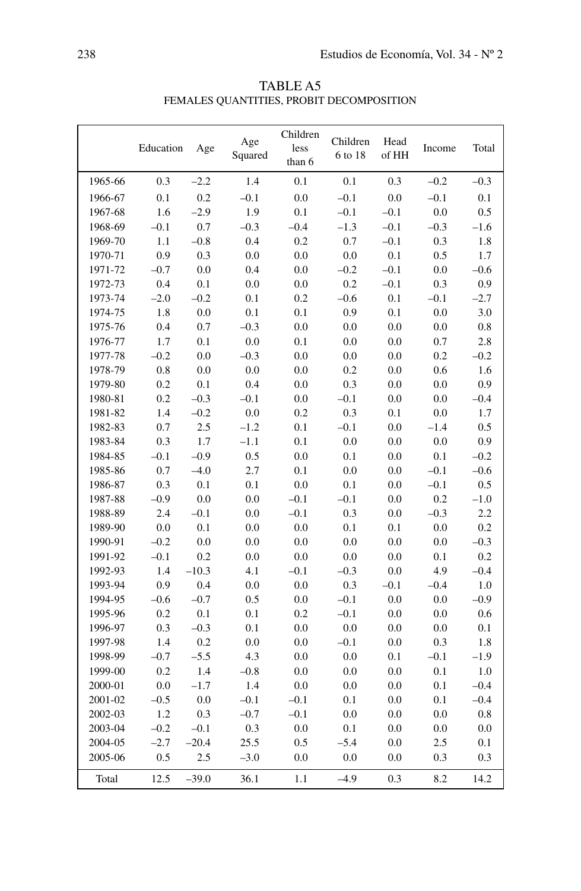TABLE A5

FEMALES QUANTITIES, PROBIT DECOMPOSITION

| | Education | Age | Age Squared | Children less than 6 | Children 6 to 18 | Head of HH | Income | Total |
|---|---|---|---|---|---|---|---|---|
| 1965-66 | 0.3 | –2.2 | 1.4 | 0.1 | 0.1 | 0.3 | –0.2 | –0.3 |
| 1966-67 | 0.1 | 0.2 | –0.1 | 0.0 | –0.1 | 0.0 | –0.1 | 0.1 |
| 1967-68 | 1.6 | –2.9 | 1.9 | 0.1 | –0.1 | –0.1 | 0.0 | 0.5 |
| 1968-69 | –0.1 | 0.7 | –0.3 | –0.4 | –1.3 | –0.1 | –0.3 | –1.6 |
| 1969-70 | 1.1 | –0.8 | 0.4 | 0.2 | 0.7 | –0.1 | 0.3 | 1.8 |
| 1970-71 | 0.9 | 0.3 | 0.0 | 0.0 | 0.0 | 0.1 | 0.5 | 1.7 |
| 1971-72 | –0.7 | 0.0 | 0.4 | 0.0 | –0.2 | –0.1 | 0.0 | –0.6 |
| 1972-73 | 0.4 | 0.1 | 0.0 | 0.0 | 0.2 | –0.1 | 0.3 | 0.9 |
| 1973-74 | –2.0 | –0.2 | 0.1 | 0.2 | –0.6 | 0.1 | –0.1 | –2.7 |
| 1974-75 | 1.8 | 0.0 | 0.1 | 0.1 | 0.9 | 0.1 | 0.0 | 3.0 |
| 1975-76 | 0.4 | 0.7 | –0.3 | 0.0 | 0.0 | 0.0 | 0.0 | 0.8 |
| 1976-77 | 1.7 | 0.1 | 0.0 | 0.1 | 0.0 | 0.0 | 0.7 | 2.8 |
| 1977-78 | –0.2 | 0.0 | –0.3 | 0.0 | 0.0 | 0.0 | 0.2 | –0.2 |
| 1978-79 | 0.8 | 0.0 | 0.0 | 0.0 | 0.2 | 0.0 | 0.6 | 1.6 |
| 1979-80 | 0.2 | 0.1 | 0.4 | 0.0 | 0.3 | 0.0 | 0.0 | 0.9 |
| 1980-81 | 0.2 | –0.3 | –0.1 | 0.0 | –0.1 | 0.0 | 0.0 | –0.4 |
| 1981-82 | 1.4 | –0.2 | 0.0 | 0.2 | 0.3 | 0.1 | 0.0 | 1.7 |
| 1982-83 | 0.7 | 2.5 | –1.2 | 0.1 | –0.1 | 0.0 | –1.4 | 0.5 |
| 1983-84 | 0.3 | 1.7 | –1.1 | 0.1 | 0.0 | 0.0 | 0.0 | 0.9 |
| 1984-85 | –0.1 | –0.9 | 0.5 | 0.0 | 0.1 | 0.0 | 0.1 | –0.2 |
| 1985-86 | 0.7 | –4.0 | 2.7 | 0.1 | 0.0 | 0.0 | –0.1 | –0.6 |
| 1986-87 | 0.3 | 0.1 | 0.1 | 0.0 | 0.1 | 0.0 | –0.1 | 0.5 |
| 1987-88 | –0.9 | 0.0 | 0.0 | –0.1 | –0.1 | 0.0 | 0.2 | –1.0 |
| 1988-89 | 2.4 | –0.1 | 0.0 | –0.1 | 0.3 | 0.0 | –0.3 | 2.2 |
| 1989-90 | 0.0 | 0.1 | 0.0 | 0.0 | 0.1 | 0.1 | 0.0 | 0.2 |
| 1990-91 | –0.2 | 0.0 | 0.0 | 0.0 | 0.0 | 0.0 | 0.0 | –0.3 |
| 1991-92 | –0.1 | 0.2 | 0.0 | 0.0 | 0.0 | 0.0 | 0.1 | 0.2 |
| 1992-93 | 1.4 | –10.3 | 4.1 | –0.1 | –0.3 | 0.0 | 4.9 | –0.4 |
| 1993-94 | 0.9 | 0.4 | 0.0 | 0.0 | 0.3 | –0.1 | –0.4 | 1.0 |
| 1994-95 | –0.6 | –0.7 | 0.5 | 0.0 | –0.1 | 0.0 | 0.0 | –0.9 |
| 1995-96 | 0.2 | 0.1 | 0.1 | 0.2 | –0.1 | 0.0 | 0.0 | 0.6 |
| 1996-97 | 0.3 | –0.3 | 0.1 | 0.0 | 0.0 | 0.0 | 0.0 | 0.1 |
| 1997-98 | 1.4 | 0.2 | 0.0 | 0.0 | –0.1 | 0.0 | 0.3 | 1.8 |
| 1998-99 | –0.7 | –5.5 | 4.3 | 0.0 | 0.0 | 0.1 | –0.1 | –1.9 |
| 1999-00 | 0.2 | 1.4 | –0.8 | 0.0 | 0.0 | 0.0 | 0.1 | 1.0 |
| 2000-01 | 0.0 | –1.7 | 1.4 | 0.0 | 0.0 | 0.0 | 0.1 | –0.4 |
| 2001-02 | –0.5 | 0.0 | –0.1 | –0.1 | 0.1 | 0.0 | 0.1 | –0.4 |
| 2002-03 | 1.2 | 0.3 | –0.7 | –0.1 | 0.0 | 0.0 | 0.0 | 0.8 |
| 2003-04 | –0.2 | –0.1 | 0.3 | 0.0 | 0.1 | 0.0 | 0.0 | 0.0 |
| 2004-05 | –2.7 | –20.4 | 25.5 | 0.5 | –5.4 | 0.0 | 2.5 | 0.1 |
| 2005-06 | 0.5 | 2.5 | –3.0 | 0.0 | 0.0 | 0.0 | 0.3 | 0.3 |
| Total | 12.5 | –39.0 | 36.1 | 1.1 | –4.9 | 0.3 | 8.2 | 14.2 |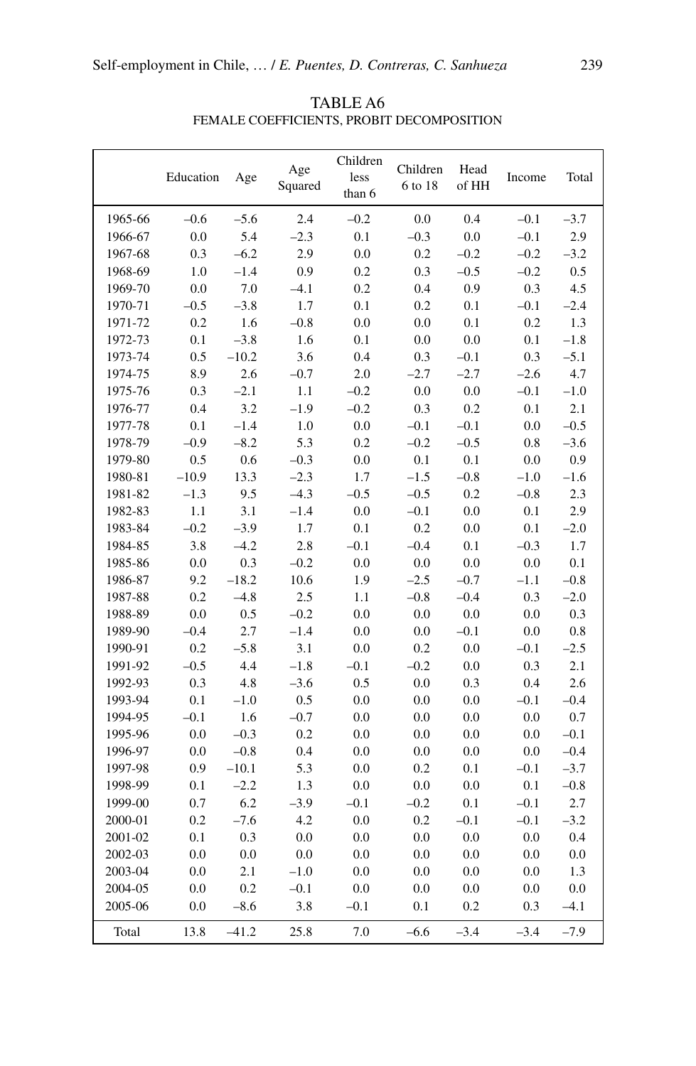TABLE A6
FEMALE COEFFICIENTS, PROBIT DECOMPOSITION

| | Education | Age | Age Squared | Children less than 6 | Children 6 to 18 | Head of HH | Income | Total |
|---|---|---|---|---|---|---|---|---|
| 1965-66 | –0.6 | –5.6 | 2.4 | –0.2 | 0.0 | 0.4 | –0.1 | –3.7 |
| 1966-67 | 0.0 | 5.4 | –2.3 | 0.1 | –0.3 | 0.0 | –0.1 | 2.9 |
| 1967-68 | 0.3 | –6.2 | 2.9 | 0.0 | 0.2 | –0.2 | –0.2 | –3.2 |
| 1968-69 | 1.0 | –1.4 | 0.9 | 0.2 | 0.3 | –0.5 | –0.2 | 0.5 |
| 1969-70 | 0.0 | 7.0 | –4.1 | 0.2 | 0.4 | 0.9 | 0.3 | 4.5 |
| 1970-71 | –0.5 | –3.8 | 1.7 | 0.1 | 0.2 | 0.1 | –0.1 | –2.4 |
| 1971-72 | 0.2 | 1.6 | –0.8 | 0.0 | 0.0 | 0.1 | 0.2 | 1.3 |
| 1972-73 | 0.1 | –3.8 | 1.6 | 0.1 | 0.0 | 0.0 | 0.1 | –1.8 |
| 1973-74 | 0.5 | –10.2 | 3.6 | 0.4 | 0.3 | –0.1 | 0.3 | –5.1 |
| 1974-75 | 8.9 | 2.6 | –0.7 | 2.0 | –2.7 | –2.7 | –2.6 | 4.7 |
| 1975-76 | 0.3 | –2.1 | 1.1 | –0.2 | 0.0 | 0.0 | –0.1 | –1.0 |
| 1976-77 | 0.4 | 3.2 | –1.9 | –0.2 | 0.3 | 0.2 | 0.1 | 2.1 |
| 1977-78 | 0.1 | –1.4 | 1.0 | 0.0 | –0.1 | –0.1 | 0.0 | –0.5 |
| 1978-79 | –0.9 | –8.2 | 5.3 | 0.2 | –0.2 | –0.5 | 0.8 | –3.6 |
| 1979-80 | 0.5 | 0.6 | –0.3 | 0.0 | 0.1 | 0.1 | 0.0 | 0.9 |
| 1980-81 | –10.9 | 13.3 | –2.3 | 1.7 | –1.5 | –0.8 | –1.0 | –1.6 |
| 1981-82 | –1.3 | 9.5 | –4.3 | –0.5 | –0.5 | 0.2 | –0.8 | 2.3 |
| 1982-83 | 1.1 | 3.1 | –1.4 | 0.0 | –0.1 | 0.0 | 0.1 | 2.9 |
| 1983-84 | –0.2 | –3.9 | 1.7 | 0.1 | 0.2 | 0.0 | 0.1 | –2.0 |
| 1984-85 | 3.8 | –4.2 | 2.8 | –0.1 | –0.4 | 0.1 | –0.3 | 1.7 |
| 1985-86 | 0.0 | 0.3 | –0.2 | 0.0 | 0.0 | 0.0 | 0.0 | 0.1 |
| 1986-87 | 9.2 | –18.2 | 10.6 | 1.9 | –2.5 | –0.7 | –1.1 | –0.8 |
| 1987-88 | 0.2 | –4.8 | 2.5 | 1.1 | –0.8 | –0.4 | 0.3 | –2.0 |
| 1988-89 | 0.0 | 0.5 | –0.2 | 0.0 | 0.0 | 0.0 | 0.0 | 0.3 |
| 1989-90 | –0.4 | 2.7 | –1.4 | 0.0 | 0.0 | –0.1 | 0.0 | 0.8 |
| 1990-91 | 0.2 | –5.8 | 3.1 | 0.0 | 0.2 | 0.0 | –0.1 | –2.5 |
| 1991-92 | –0.5 | 4.4 | –1.8 | –0.1 | –0.2 | 0.0 | 0.3 | 2.1 |
| 1992-93 | 0.3 | 4.8 | –3.6 | 0.5 | 0.0 | 0.3 | 0.4 | 2.6 |
| 1993-94 | 0.1 | –1.0 | 0.5 | 0.0 | 0.0 | 0.0 | –0.1 | –0.4 |
| 1994-95 | –0.1 | 1.6 | –0.7 | 0.0 | 0.0 | 0.0 | 0.0 | 0.7 |
| 1995-96 | 0.0 | –0.3 | 0.2 | 0.0 | 0.0 | 0.0 | 0.0 | –0.1 |
| 1996-97 | 0.0 | –0.8 | 0.4 | 0.0 | 0.0 | 0.0 | 0.0 | –0.4 |
| 1997-98 | 0.9 | –10.1 | 5.3 | 0.0 | 0.2 | 0.1 | –0.1 | –3.7 |
| 1998-99 | 0.1 | –2.2 | 1.3 | 0.0 | 0.0 | 0.0 | 0.1 | –0.8 |
| 1999-00 | 0.7 | 6.2 | –3.9 | –0.1 | –0.2 | 0.1 | –0.1 | 2.7 |
| 2000-01 | 0.2 | –7.6 | 4.2 | 0.0 | 0.2 | –0.1 | –0.1 | –3.2 |
| 2001-02 | 0.1 | 0.3 | 0.0 | 0.0 | 0.0 | 0.0 | 0.0 | 0.4 |
| 2002-03 | 0.0 | 0.0 | 0.0 | 0.0 | 0.0 | 0.0 | 0.0 | 0.0 |
| 2003-04 | 0.0 | 2.1 | –1.0 | 0.0 | 0.0 | 0.0 | 0.0 | 1.3 |
| 2004-05 | 0.0 | 0.2 | –0.1 | 0.0 | 0.0 | 0.0 | 0.0 | 0.0 |
| 2005-06 | 0.0 | –8.6 | 3.8 | –0.1 | 0.1 | 0.2 | 0.3 | –4.1 |
| Total | 13.8 | –41.2 | 25.8 | 7.0 | –6.6 | –3.4 | –3.4 | –7.9 |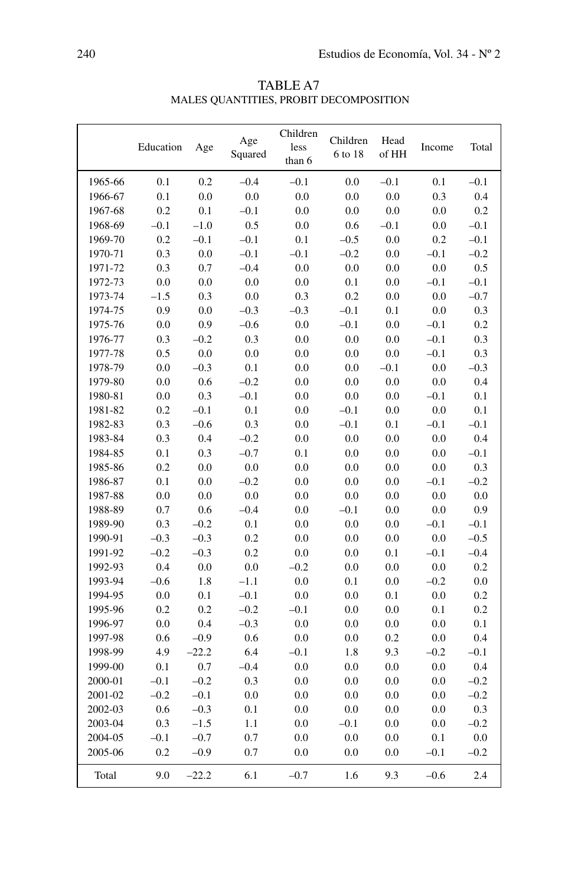TABLE A7
MALES QUANTITIES, PROBIT DECOMPOSITION

| | Education | Age | Age Squared | Children less than 6 | Children 6 to 18 | Head of HH | Income | Total |
|---|---|---|---|---|---|---|---|---|
| 1965-66 | 0.1 | 0.2 | –0.4 | –0.1 | 0.0 | –0.1 | 0.1 | –0.1 |
| 1966-67 | 0.1 | 0.0 | 0.0 | 0.0 | 0.0 | 0.0 | 0.3 | 0.4 |
| 1967-68 | 0.2 | 0.1 | –0.1 | 0.0 | 0.0 | 0.0 | 0.0 | 0.2 |
| 1968-69 | –0.1 | –1.0 | 0.5 | 0.0 | 0.6 | –0.1 | 0.0 | –0.1 |
| 1969-70 | 0.2 | –0.1 | –0.1 | 0.1 | –0.5 | 0.0 | 0.2 | –0.1 |
| 1970-71 | 0.3 | 0.0 | –0.1 | –0.1 | –0.2 | 0.0 | –0.1 | –0.2 |
| 1971-72 | 0.3 | 0.7 | –0.4 | 0.0 | 0.0 | 0.0 | 0.0 | 0.5 |
| 1972-73 | 0.0 | 0.0 | 0.0 | 0.0 | 0.1 | 0.0 | –0.1 | –0.1 |
| 1973-74 | –1.5 | 0.3 | 0.0 | 0.3 | 0.2 | 0.0 | 0.0 | –0.7 |
| 1974-75 | 0.9 | 0.0 | –0.3 | –0.3 | –0.1 | 0.1 | 0.0 | 0.3 |
| 1975-76 | 0.0 | 0.9 | –0.6 | 0.0 | –0.1 | 0.0 | –0.1 | 0.2 |
| 1976-77 | 0.3 | –0.2 | 0.3 | 0.0 | 0.0 | 0.0 | –0.1 | 0.3 |
| 1977-78 | 0.5 | 0.0 | 0.0 | 0.0 | 0.0 | 0.0 | –0.1 | 0.3 |
| 1978-79 | 0.0 | –0.3 | 0.1 | 0.0 | 0.0 | –0.1 | 0.0 | –0.3 |
| 1979-80 | 0.0 | 0.6 | –0.2 | 0.0 | 0.0 | 0.0 | 0.0 | 0.4 |
| 1980-81 | 0.0 | 0.3 | –0.1 | 0.0 | 0.0 | 0.0 | –0.1 | 0.1 |
| 1981-82 | 0.2 | –0.1 | 0.1 | 0.0 | –0.1 | 0.0 | 0.0 | 0.1 |
| 1982-83 | 0.3 | –0.6 | 0.3 | 0.0 | –0.1 | 0.1 | –0.1 | –0.1 |
| 1983-84 | 0.3 | 0.4 | –0.2 | 0.0 | 0.0 | 0.0 | 0.0 | 0.4 |
| 1984-85 | 0.1 | 0.3 | –0.7 | 0.1 | 0.0 | 0.0 | 0.0 | –0.1 |
| 1985-86 | 0.2 | 0.0 | 0.0 | 0.0 | 0.0 | 0.0 | 0.0 | 0.3 |
| 1986-87 | 0.1 | 0.0 | –0.2 | 0.0 | 0.0 | 0.0 | –0.1 | –0.2 |
| 1987-88 | 0.0 | 0.0 | 0.0 | 0.0 | 0.0 | 0.0 | 0.0 | 0.0 |
| 1988-89 | 0.7 | 0.6 | –0.4 | 0.0 | –0.1 | 0.0 | 0.0 | 0.9 |
| 1989-90 | 0.3 | –0.2 | 0.1 | 0.0 | 0.0 | 0.0 | –0.1 | –0.1 |
| 1990-91 | –0.3 | –0.3 | 0.2 | 0.0 | 0.0 | 0.0 | 0.0 | –0.5 |
| 1991-92 | –0.2 | –0.3 | 0.2 | 0.0 | 0.0 | 0.1 | –0.1 | –0.4 |
| 1992-93 | 0.4 | 0.0 | 0.0 | –0.2 | 0.0 | 0.0 | 0.0 | 0.2 |
| 1993-94 | –0.6 | 1.8 | –1.1 | 0.0 | 0.1 | 0.0 | –0.2 | 0.0 |
| 1994-95 | 0.0 | 0.1 | –0.1 | 0.0 | 0.0 | 0.1 | 0.0 | 0.2 |
| 1995-96 | 0.2 | 0.2 | –0.2 | –0.1 | 0.0 | 0.0 | 0.1 | 0.2 |
| 1996-97 | 0.0 | 0.4 | –0.3 | 0.0 | 0.0 | 0.0 | 0.0 | 0.1 |
| 1997-98 | 0.6 | –0.9 | 0.6 | 0.0 | 0.0 | 0.2 | 0.0 | 0.4 |
| 1998-99 | 4.9 | –22.2 | 6.4 | –0.1 | 1.8 | 9.3 | –0.2 | –0.1 |
| 1999-00 | 0.1 | 0.7 | –0.4 | 0.0 | 0.0 | 0.0 | 0.0 | 0.4 |
| 2000-01 | –0.1 | –0.2 | 0.3 | 0.0 | 0.0 | 0.0 | 0.0 | –0.2 |
| 2001-02 | –0.2 | –0.1 | 0.0 | 0.0 | 0.0 | 0.0 | 0.0 | –0.2 |
| 2002-03 | 0.6 | –0.3 | 0.1 | 0.0 | 0.0 | 0.0 | 0.0 | 0.3 |
| 2003-04 | 0.3 | –1.5 | 1.1 | 0.0 | –0.1 | 0.0 | 0.0 | –0.2 |
| 2004-05 | –0.1 | –0.7 | 0.7 | 0.0 | 0.0 | 0.0 | 0.1 | 0.0 |
| 2005-06 | 0.2 | –0.9 | 0.7 | 0.0 | 0.0 | 0.0 | –0.1 | –0.2 |
| Total | 9.0 | –22.2 | 6.1 | –0.7 | 1.6 | 9.3 | –0.6 | 2.4 |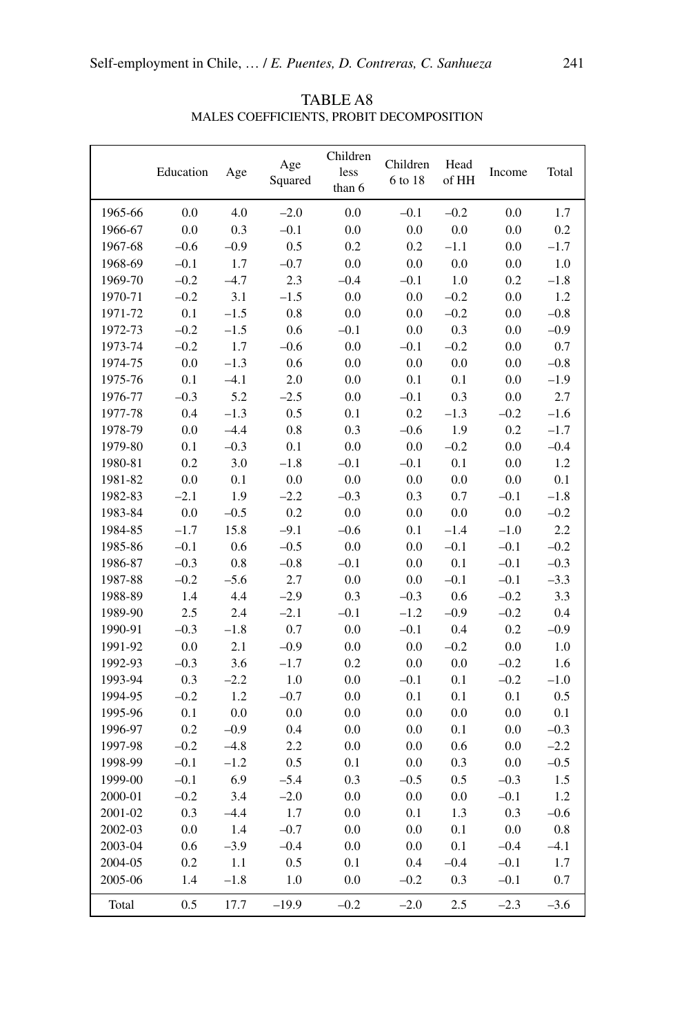TABLE A8
MALES COEFFICIENTS, PROBIT DECOMPOSITION

| | Education | Age | Age Squared | Children less than 6 | Children 6 to 18 | Head of HH | Income | Total |
|---|---|---|---|---|---|---|---|---|
| 1965-66 | 0.0 | 4.0 | –2.0 | 0.0 | –0.1 | –0.2 | 0.0 | 1.7 |
| 1966-67 | 0.0 | 0.3 | –0.1 | 0.0 | 0.0 | 0.0 | 0.0 | 0.2 |
| 1967-68 | –0.6 | –0.9 | 0.5 | 0.2 | 0.2 | –1.1 | 0.0 | –1.7 |
| 1968-69 | –0.1 | 1.7 | –0.7 | 0.0 | 0.0 | 0.0 | 0.0 | 1.0 |
| 1969-70 | –0.2 | –4.7 | 2.3 | –0.4 | –0.1 | 1.0 | 0.2 | –1.8 |
| 1970-71 | –0.2 | 3.1 | –1.5 | 0.0 | 0.0 | –0.2 | 0.0 | 1.2 |
| 1971-72 | 0.1 | –1.5 | 0.8 | 0.0 | 0.0 | –0.2 | 0.0 | –0.8 |
| 1972-73 | –0.2 | –1.5 | 0.6 | –0.1 | 0.0 | 0.3 | 0.0 | –0.9 |
| 1973-74 | –0.2 | 1.7 | –0.6 | 0.0 | –0.1 | –0.2 | 0.0 | 0.7 |
| 1974-75 | 0.0 | –1.3 | 0.6 | 0.0 | 0.0 | 0.0 | 0.0 | –0.8 |
| 1975-76 | 0.1 | –4.1 | 2.0 | 0.0 | 0.1 | 0.1 | 0.0 | –1.9 |
| 1976-77 | –0.3 | 5.2 | –2.5 | 0.0 | –0.1 | 0.3 | 0.0 | 2.7 |
| 1977-78 | 0.4 | –1.3 | 0.5 | 0.1 | 0.2 | –1.3 | –0.2 | –1.6 |
| 1978-79 | 0.0 | –4.4 | 0.8 | 0.3 | –0.6 | 1.9 | 0.2 | –1.7 |
| 1979-80 | 0.1 | –0.3 | 0.1 | 0.0 | 0.0 | –0.2 | 0.0 | –0.4 |
| 1980-81 | 0.2 | 3.0 | –1.8 | –0.1 | –0.1 | 0.1 | 0.0 | 1.2 |
| 1981-82 | 0.0 | 0.1 | 0.0 | 0.0 | 0.0 | 0.0 | 0.0 | 0.1 |
| 1982-83 | –2.1 | 1.9 | –2.2 | –0.3 | 0.3 | 0.7 | –0.1 | –1.8 |
| 1983-84 | 0.0 | –0.5 | 0.2 | 0.0 | 0.0 | 0.0 | 0.0 | –0.2 |
| 1984-85 | –1.7 | 15.8 | –9.1 | –0.6 | 0.1 | –1.4 | –1.0 | 2.2 |
| 1985-86 | –0.1 | 0.6 | –0.5 | 0.0 | 0.0 | –0.1 | –0.1 | –0.2 |
| 1986-87 | –0.3 | 0.8 | –0.8 | –0.1 | 0.0 | 0.1 | –0.1 | –0.3 |
| 1987-88 | –0.2 | –5.6 | 2.7 | 0.0 | 0.0 | –0.1 | –0.1 | –3.3 |
| 1988-89 | 1.4 | 4.4 | –2.9 | 0.3 | –0.3 | 0.6 | –0.2 | 3.3 |
| 1989-90 | 2.5 | 2.4 | –2.1 | –0.1 | –1.2 | –0.9 | –0.2 | 0.4 |
| 1990-91 | –0.3 | –1.8 | 0.7 | 0.0 | –0.1 | 0.4 | 0.2 | –0.9 |
| 1991-92 | 0.0 | 2.1 | –0.9 | 0.0 | 0.0 | –0.2 | 0.0 | 1.0 |
| 1992-93 | –0.3 | 3.6 | –1.7 | 0.2 | 0.0 | 0.0 | –0.2 | 1.6 |
| 1993-94 | 0.3 | –2.2 | 1.0 | 0.0 | –0.1 | 0.1 | –0.2 | –1.0 |
| 1994-95 | –0.2 | 1.2 | –0.7 | 0.0 | 0.1 | 0.1 | 0.1 | 0.5 |
| 1995-96 | 0.1 | 0.0 | 0.0 | 0.0 | 0.0 | 0.0 | 0.0 | 0.1 |
| 1996-97 | 0.2 | –0.9 | 0.4 | 0.0 | 0.0 | 0.1 | 0.0 | –0.3 |
| 1997-98 | –0.2 | –4.8 | 2.2 | 0.0 | 0.0 | 0.6 | 0.0 | –2.2 |
| 1998-99 | –0.1 | –1.2 | 0.5 | 0.1 | 0.0 | 0.3 | 0.0 | –0.5 |
| 1999-00 | –0.1 | 6.9 | –5.4 | 0.3 | –0.5 | 0.5 | –0.3 | 1.5 |
| 2000-01 | –0.2 | 3.4 | –2.0 | 0.0 | 0.0 | 0.0 | –0.1 | 1.2 |
| 2001-02 | 0.3 | –4.4 | 1.7 | 0.0 | 0.1 | 1.3 | 0.3 | –0.6 |
| 2002-03 | 0.0 | 1.4 | –0.7 | 0.0 | 0.0 | 0.1 | 0.0 | 0.8 |
| 2003-04 | 0.6 | –3.9 | –0.4 | 0.0 | 0.0 | 0.1 | –0.4 | –4.1 |
| 2004-05 | 0.2 | 1.1 | 0.5 | 0.1 | 0.4 | –0.4 | –0.1 | 1.7 |
| 2005-06 | 1.4 | –1.8 | 1.0 | 0.0 | –0.2 | 0.3 | –0.1 | 0.7 |
| Total | 0.5 | 17.7 | –19.9 | –0.2 | –2.0 | 2.5 | –2.3 | –3.6 |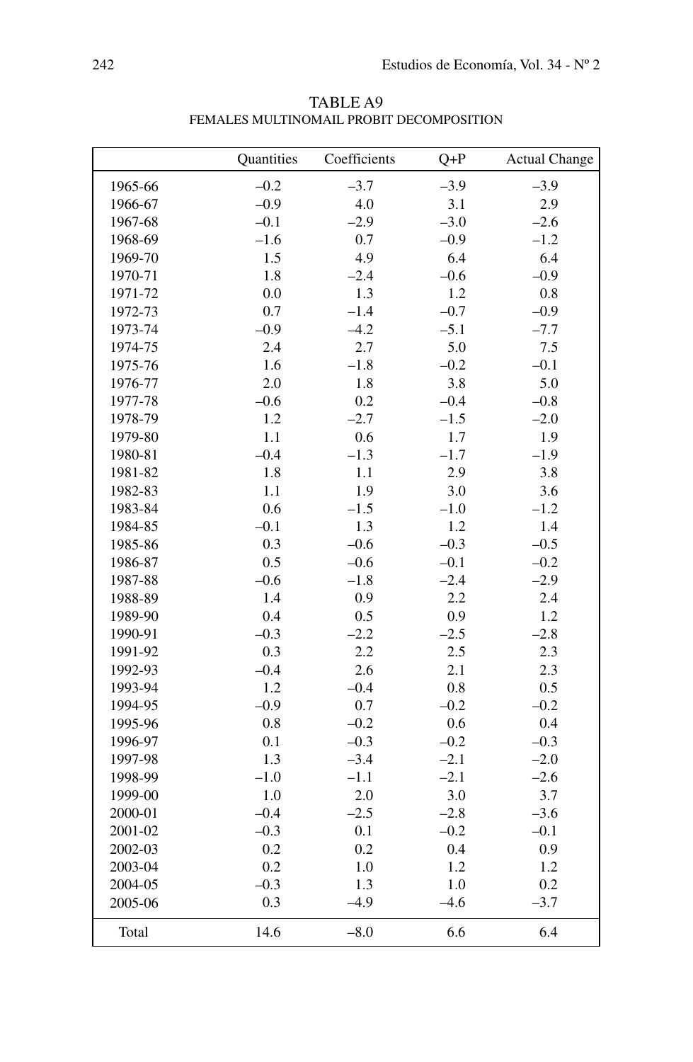TABLE A9

FEMALES MULTINOMAIL PROBIT DECOMPOSITION

| | Quantities | Coefficients | Q+P | Actual Change |
|---|---|---|---|---|
| 1965-66 | –0.2 | –3.7 | –3.9 | –3.9 |
| 1966-67 | –0.9 | 4.0 | 3.1 | 2.9 |
| 1967-68 | –0.1 | –2.9 | –3.0 | –2.6 |
| 1968-69 | –1.6 | 0.7 | –0.9 | –1.2 |
| 1969-70 | 1.5 | 4.9 | 6.4 | 6.4 |
| 1970-71 | 1.8 | –2.4 | –0.6 | –0.9 |
| 1971-72 | 0.0 | 1.3 | 1.2 | 0.8 |
| 1972-73 | 0.7 | –1.4 | –0.7 | –0.9 |
| 1973-74 | –0.9 | –4.2 | –5.1 | –7.7 |
| 1974-75 | 2.4 | 2.7 | 5.0 | 7.5 |
| 1975-76 | 1.6 | –1.8 | –0.2 | –0.1 |
| 1976-77 | 2.0 | 1.8 | 3.8 | 5.0 |
| 1977-78 | –0.6 | 0.2 | –0.4 | –0.8 |
| 1978-79 | 1.2 | –2.7 | –1.5 | –2.0 |
| 1979-80 | 1.1 | 0.6 | 1.7 | 1.9 |
| 1980-81 | –0.4 | –1.3 | –1.7 | –1.9 |
| 1981-82 | 1.8 | 1.1 | 2.9 | 3.8 |
| 1982-83 | 1.1 | 1.9 | 3.0 | 3.6 |
| 1983-84 | 0.6 | –1.5 | –1.0 | –1.2 |
| 1984-85 | –0.1 | 1.3 | 1.2 | 1.4 |
| 1985-86 | 0.3 | –0.6 | –0.3 | –0.5 |
| 1986-87 | 0.5 | –0.6 | –0.1 | –0.2 |
| 1987-88 | –0.6 | –1.8 | –2.4 | –2.9 |
| 1988-89 | 1.4 | 0.9 | 2.2 | 2.4 |
| 1989-90 | 0.4 | 0.5 | 0.9 | 1.2 |
| 1990-91 | –0.3 | –2.2 | –2.5 | –2.8 |
| 1991-92 | 0.3 | 2.2 | 2.5 | 2.3 |
| 1992-93 | –0.4 | 2.6 | 2.1 | 2.3 |
| 1993-94 | 1.2 | –0.4 | 0.8 | 0.5 |
| 1994-95 | –0.9 | 0.7 | –0.2 | –0.2 |
| 1995-96 | 0.8 | –0.2 | 0.6 | 0.4 |
| 1996-97 | 0.1 | –0.3 | –0.2 | –0.3 |
| 1997-98 | 1.3 | –3.4 | –2.1 | –2.0 |
| 1998-99 | –1.0 | –1.1 | –2.1 | –2.6 |
| 1999-00 | 1.0 | 2.0 | 3.0 | 3.7 |
| 2000-01 | –0.4 | –2.5 | –2.8 | –3.6 |
| 2001-02 | –0.3 | 0.1 | –0.2 | –0.1 |
| 2002-03 | 0.2 | 0.2 | 0.4 | 0.9 |
| 2003-04 | 0.2 | 1.0 | 1.2 | 1.2 |
| 2004-05 | –0.3 | 1.3 | 1.0 | 0.2 |
| 2005-06 | 0.3 | –4.9 | –4.6 | –3.7 |
| Total | 14.6 | –8.0 | 6.6 | 6.4 |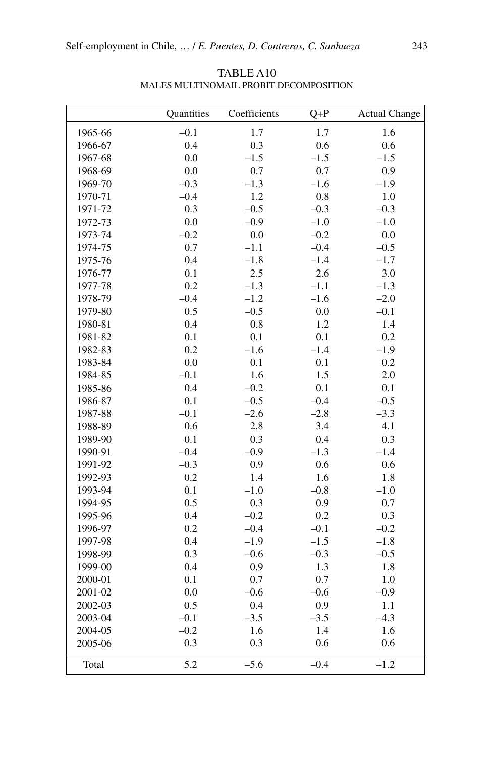TABLE A10
MALES MULTINOMAIL PROBIT DECOMPOSITION

| | Quantities | Coefficients | Q+P | Actual Change |
|---|---|---|---|---|
| 1965-66 | –0.1 | 1.7 | 1.7 | 1.6 |
| 1966-67 | 0.4 | 0.3 | 0.6 | 0.6 |
| 1967-68 | 0.0 | –1.5 | –1.5 | –1.5 |
| 1968-69 | 0.0 | 0.7 | 0.7 | 0.9 |
| 1969-70 | –0.3 | –1.3 | –1.6 | –1.9 |
| 1970-71 | –0.4 | 1.2 | 0.8 | 1.0 |
| 1971-72 | 0.3 | –0.5 | –0.3 | –0.3 |
| 1972-73 | 0.0 | –0.9 | –1.0 | –1.0 |
| 1973-74 | –0.2 | 0.0 | –0.2 | 0.0 |
| 1974-75 | 0.7 | –1.1 | –0.4 | –0.5 |
| 1975-76 | 0.4 | –1.8 | –1.4 | –1.7 |
| 1976-77 | 0.1 | 2.5 | 2.6 | 3.0 |
| 1977-78 | 0.2 | –1.3 | –1.1 | –1.3 |
| 1978-79 | –0.4 | –1.2 | –1.6 | –2.0 |
| 1979-80 | 0.5 | –0.5 | 0.0 | –0.1 |
| 1980-81 | 0.4 | 0.8 | 1.2 | 1.4 |
| 1981-82 | 0.1 | 0.1 | 0.1 | 0.2 |
| 1982-83 | 0.2 | –1.6 | –1.4 | –1.9 |
| 1983-84 | 0.0 | 0.1 | 0.1 | 0.2 |
| 1984-85 | –0.1 | 1.6 | 1.5 | 2.0 |
| 1985-86 | 0.4 | –0.2 | 0.1 | 0.1 |
| 1986-87 | 0.1 | –0.5 | –0.4 | –0.5 |
| 1987-88 | –0.1 | –2.6 | –2.8 | –3.3 |
| 1988-89 | 0.6 | 2.8 | 3.4 | 4.1 |
| 1989-90 | 0.1 | 0.3 | 0.4 | 0.3 |
| 1990-91 | –0.4 | –0.9 | –1.3 | –1.4 |
| 1991-92 | –0.3 | 0.9 | 0.6 | 0.6 |
| 1992-93 | 0.2 | 1.4 | 1.6 | 1.8 |
| 1993-94 | 0.1 | –1.0 | –0.8 | –1.0 |
| 1994-95 | 0.5 | 0.3 | 0.9 | 0.7 |
| 1995-96 | 0.4 | –0.2 | 0.2 | 0.3 |
| 1996-97 | 0.2 | –0.4 | –0.1 | –0.2 |
| 1997-98 | 0.4 | –1.9 | –1.5 | –1.8 |
| 1998-99 | 0.3 | –0.6 | –0.3 | –0.5 |
| 1999-00 | 0.4 | 0.9 | 1.3 | 1.8 |
| 2000-01 | 0.1 | 0.7 | 0.7 | 1.0 |
| 2001-02 | 0.0 | –0.6 | –0.6 | –0.9 |
| 2002-03 | 0.5 | 0.4 | 0.9 | 1.1 |
| 2003-04 | –0.1 | –3.5 | –3.5 | –4.3 |
| 2004-05 | –0.2 | 1.6 | 1.4 | 1.6 |
| 2005-06 | 0.3 | 0.3 | 0.6 | 0.6 |
| Total | 5.2 | –5.6 | –0.4 | –1.2 |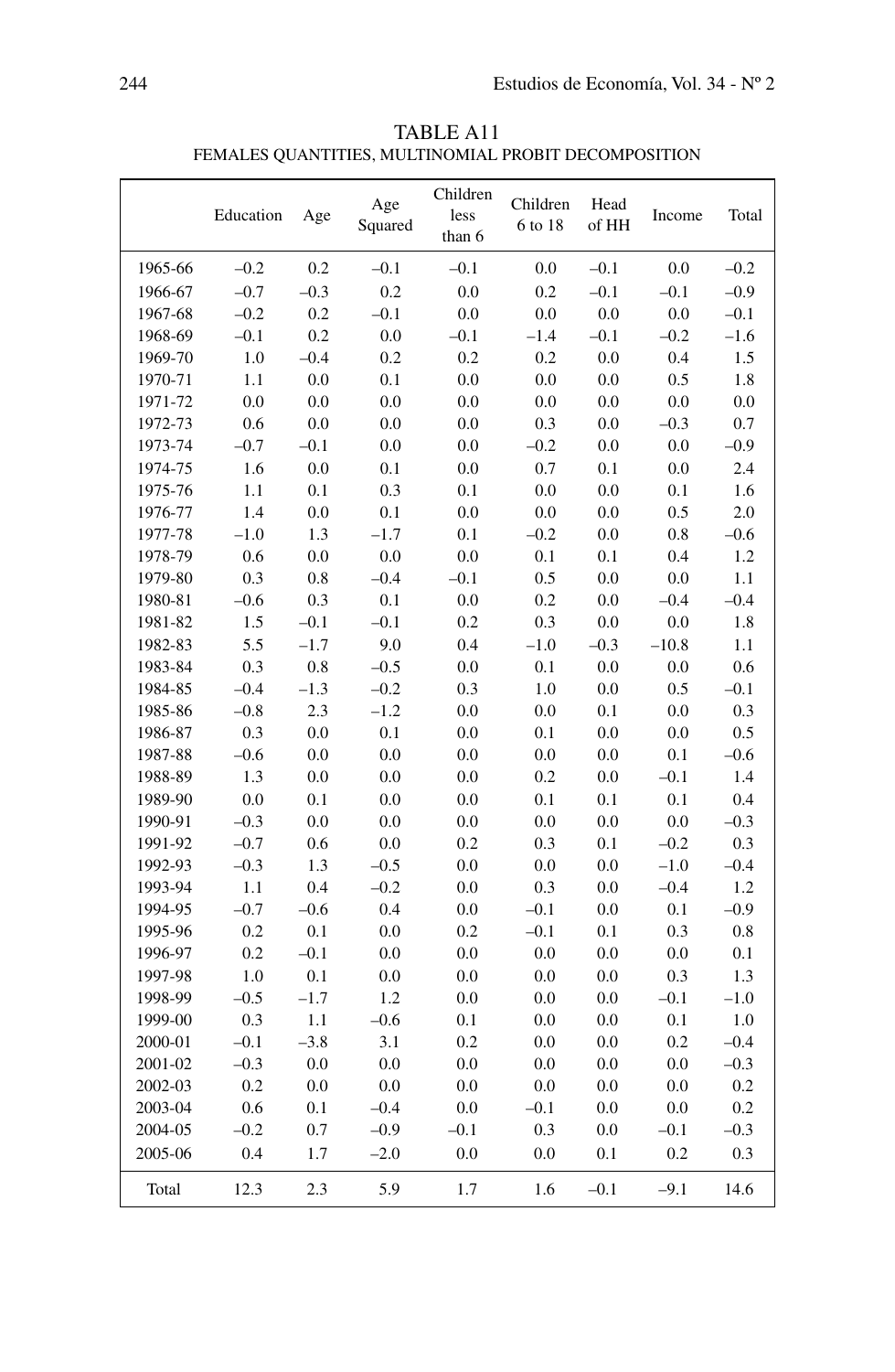TABLE A11
FEMALES QUANTITIES, MULTINOMIAL PROBIT DECOMPOSITION

| | Education | Age | Age Squared | Children less than 6 | Children 6 to 18 | Head of HH | Income | Total |
|---|---|---|---|---|---|---|---|---|
| 1965-66 | –0.2 | 0.2 | –0.1 | –0.1 | 0.0 | –0.1 | 0.0 | –0.2 |
| 1966-67 | –0.7 | –0.3 | 0.2 | 0.0 | 0.2 | –0.1 | –0.1 | –0.9 |
| 1967-68 | –0.2 | 0.2 | –0.1 | 0.0 | 0.0 | 0.0 | 0.0 | –0.1 |
| 1968-69 | –0.1 | 0.2 | 0.0 | –0.1 | –1.4 | –0.1 | –0.2 | –1.6 |
| 1969-70 | 1.0 | –0.4 | 0.2 | 0.2 | 0.2 | 0.0 | 0.4 | 1.5 |
| 1970-71 | 1.1 | 0.0 | 0.1 | 0.0 | 0.0 | 0.0 | 0.5 | 1.8 |
| 1971-72 | 0.0 | 0.0 | 0.0 | 0.0 | 0.0 | 0.0 | 0.0 | 0.0 |
| 1972-73 | 0.6 | 0.0 | 0.0 | 0.0 | 0.3 | 0.0 | –0.3 | 0.7 |
| 1973-74 | –0.7 | –0.1 | 0.0 | 0.0 | –0.2 | 0.0 | 0.0 | –0.9 |
| 1974-75 | 1.6 | 0.0 | 0.1 | 0.0 | 0.7 | 0.1 | 0.0 | 2.4 |
| 1975-76 | 1.1 | 0.1 | 0.3 | 0.1 | 0.0 | 0.0 | 0.1 | 1.6 |
| 1976-77 | 1.4 | 0.0 | 0.1 | 0.0 | 0.0 | 0.0 | 0.5 | 2.0 |
| 1977-78 | –1.0 | 1.3 | –1.7 | 0.1 | –0.2 | 0.0 | 0.8 | –0.6 |
| 1978-79 | 0.6 | 0.0 | 0.0 | 0.0 | 0.1 | 0.1 | 0.4 | 1.2 |
| 1979-80 | 0.3 | 0.8 | –0.4 | –0.1 | 0.5 | 0.0 | 0.0 | 1.1 |
| 1980-81 | –0.6 | 0.3 | 0.1 | 0.0 | 0.2 | 0.0 | –0.4 | –0.4 |
| 1981-82 | 1.5 | –0.1 | –0.1 | 0.2 | 0.3 | 0.0 | 0.0 | 1.8 |
| 1982-83 | 5.5 | –1.7 | 9.0 | 0.4 | –1.0 | –0.3 | –10.8 | 1.1 |
| 1983-84 | 0.3 | 0.8 | –0.5 | 0.0 | 0.1 | 0.0 | 0.0 | 0.6 |
| 1984-85 | –0.4 | –1.3 | –0.2 | 0.3 | 1.0 | 0.0 | 0.5 | –0.1 |
| 1985-86 | –0.8 | 2.3 | –1.2 | 0.0 | 0.0 | 0.1 | 0.0 | 0.3 |
| 1986-87 | 0.3 | 0.0 | 0.1 | 0.0 | 0.1 | 0.0 | 0.0 | 0.5 |
| 1987-88 | –0.6 | 0.0 | 0.0 | 0.0 | 0.0 | 0.0 | 0.1 | –0.6 |
| 1988-89 | 1.3 | 0.0 | 0.0 | 0.0 | 0.2 | 0.0 | –0.1 | 1.4 |
| 1989-90 | 0.0 | 0.1 | 0.0 | 0.0 | 0.1 | 0.1 | 0.1 | 0.4 |
| 1990-91 | –0.3 | 0.0 | 0.0 | 0.0 | 0.0 | 0.0 | 0.0 | –0.3 |
| 1991-92 | –0.7 | 0.6 | 0.0 | 0.2 | 0.3 | 0.1 | –0.2 | 0.3 |
| 1992-93 | –0.3 | 1.3 | –0.5 | 0.0 | 0.0 | 0.0 | –1.0 | –0.4 |
| 1993-94 | 1.1 | 0.4 | –0.2 | 0.0 | 0.3 | 0.0 | –0.4 | 1.2 |
| 1994-95 | –0.7 | –0.6 | 0.4 | 0.0 | –0.1 | 0.0 | 0.1 | –0.9 |
| 1995-96 | 0.2 | 0.1 | 0.0 | 0.2 | –0.1 | 0.1 | 0.3 | 0.8 |
| 1996-97 | 0.2 | –0.1 | 0.0 | 0.0 | 0.0 | 0.0 | 0.0 | 0.1 |
| 1997-98 | 1.0 | 0.1 | 0.0 | 0.0 | 0.0 | 0.0 | 0.3 | 1.3 |
| 1998-99 | –0.5 | –1.7 | 1.2 | 0.0 | 0.0 | 0.0 | –0.1 | –1.0 |
| 1999-00 | 0.3 | 1.1 | –0.6 | 0.1 | 0.0 | 0.0 | 0.1 | 1.0 |
| 2000-01 | –0.1 | –3.8 | 3.1 | 0.2 | 0.0 | 0.0 | 0.2 | –0.4 |
| 2001-02 | –0.3 | 0.0 | 0.0 | 0.0 | 0.0 | 0.0 | 0.0 | –0.3 |
| 2002-03 | 0.2 | 0.0 | 0.0 | 0.0 | 0.0 | 0.0 | 0.0 | 0.2 |
| 2003-04 | 0.6 | 0.1 | –0.4 | 0.0 | –0.1 | 0.0 | 0.0 | 0.2 |
| 2004-05 | –0.2 | 0.7 | –0.9 | –0.1 | 0.3 | 0.0 | –0.1 | –0.3 |
| 2005-06 | 0.4 | 1.7 | –2.0 | 0.0 | 0.0 | 0.1 | 0.2 | 0.3 |
| Total | 12.3 | 2.3 | 5.9 | 1.7 | 1.6 | –0.1 | –9.1 | 14.6 |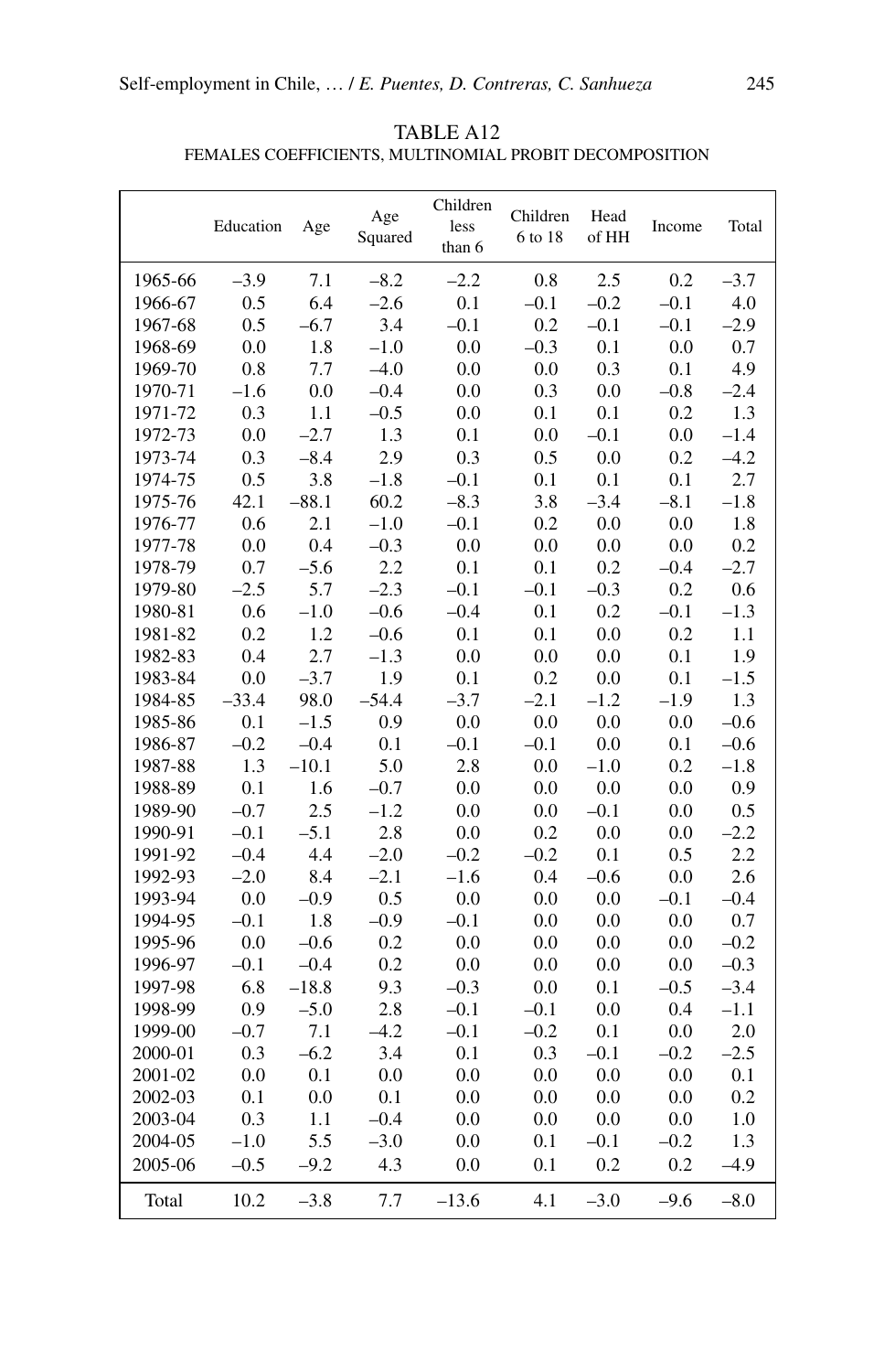TABLE A12
FEMALES COEFFICIENTS, MULTINOMIAL PROBIT DECOMPOSITION

| | Education | Age | Age Squared | Children less than 6 | Children 6 to 18 | Head of HH | Income | Total |
|---|---|---|---|---|---|---|---|---|
| 1965-66 | –3.9 | 7.1 | –8.2 | –2.2 | 0.8 | 2.5 | 0.2 | –3.7 |
| 1966-67 | 0.5 | 6.4 | –2.6 | 0.1 | –0.1 | –0.2 | –0.1 | 4.0 |
| 1967-68 | 0.5 | –6.7 | 3.4 | –0.1 | 0.2 | –0.1 | –0.1 | –2.9 |
| 1968-69 | 0.0 | 1.8 | –1.0 | 0.0 | –0.3 | 0.1 | 0.0 | 0.7 |
| 1969-70 | 0.8 | 7.7 | –4.0 | 0.0 | 0.0 | 0.3 | 0.1 | 4.9 |
| 1970-71 | –1.6 | 0.0 | –0.4 | 0.0 | 0.3 | 0.0 | –0.8 | –2.4 |
| 1971-72 | 0.3 | 1.1 | –0.5 | 0.0 | 0.1 | 0.1 | 0.2 | 1.3 |
| 1972-73 | 0.0 | –2.7 | 1.3 | 0.1 | 0.0 | –0.1 | 0.0 | –1.4 |
| 1973-74 | 0.3 | –8.4 | 2.9 | 0.3 | 0.5 | 0.0 | 0.2 | –4.2 |
| 1974-75 | 0.5 | 3.8 | –1.8 | –0.1 | 0.1 | 0.1 | 0.1 | 2.7 |
| 1975-76 | 42.1 | –88.1 | 60.2 | –8.3 | 3.8 | –3.4 | –8.1 | –1.8 |
| 1976-77 | 0.6 | 2.1 | –1.0 | –0.1 | 0.2 | 0.0 | 0.0 | 1.8 |
| 1977-78 | 0.0 | 0.4 | –0.3 | 0.0 | 0.0 | 0.0 | 0.0 | 0.2 |
| 1978-79 | 0.7 | –5.6 | 2.2 | 0.1 | 0.1 | 0.2 | –0.4 | –2.7 |
| 1979-80 | –2.5 | 5.7 | –2.3 | –0.1 | –0.1 | –0.3 | 0.2 | 0.6 |
| 1980-81 | 0.6 | –1.0 | –0.6 | –0.4 | 0.1 | 0.2 | –0.1 | –1.3 |
| 1981-82 | 0.2 | 1.2 | –0.6 | 0.1 | 0.1 | 0.0 | 0.2 | 1.1 |
| 1982-83 | 0.4 | 2.7 | –1.3 | 0.0 | 0.0 | 0.0 | 0.1 | 1.9 |
| 1983-84 | 0.0 | –3.7 | 1.9 | 0.1 | 0.2 | 0.0 | 0.1 | –1.5 |
| 1984-85 | –33.4 | 98.0 | –54.4 | –3.7 | –2.1 | –1.2 | –1.9 | 1.3 |
| 1985-86 | 0.1 | –1.5 | 0.9 | 0.0 | 0.0 | 0.0 | 0.0 | –0.6 |
| 1986-87 | –0.2 | –0.4 | 0.1 | –0.1 | –0.1 | 0.0 | 0.1 | –0.6 |
| 1987-88 | 1.3 | –10.1 | 5.0 | 2.8 | 0.0 | –1.0 | 0.2 | –1.8 |
| 1988-89 | 0.1 | 1.6 | –0.7 | 0.0 | 0.0 | 0.0 | 0.0 | 0.9 |
| 1989-90 | –0.7 | 2.5 | –1.2 | 0.0 | 0.0 | –0.1 | 0.0 | 0.5 |
| 1990-91 | –0.1 | –5.1 | 2.8 | 0.0 | 0.2 | 0.0 | 0.0 | –2.2 |
| 1991-92 | –0.4 | 4.4 | –2.0 | –0.2 | –0.2 | 0.1 | 0.5 | 2.2 |
| 1992-93 | –2.0 | 8.4 | –2.1 | –1.6 | 0.4 | –0.6 | 0.0 | 2.6 |
| 1993-94 | 0.0 | –0.9 | 0.5 | 0.0 | 0.0 | 0.0 | –0.1 | –0.4 |
| 1994-95 | –0.1 | 1.8 | –0.9 | –0.1 | 0.0 | 0.0 | 0.0 | 0.7 |
| 1995-96 | 0.0 | –0.6 | 0.2 | 0.0 | 0.0 | 0.0 | 0.0 | –0.2 |
| 1996-97 | –0.1 | –0.4 | 0.2 | 0.0 | 0.0 | 0.0 | 0.0 | –0.3 |
| 1997-98 | 6.8 | –18.8 | 9.3 | –0.3 | 0.0 | 0.1 | –0.5 | –3.4 |
| 1998-99 | 0.9 | –5.0 | 2.8 | –0.1 | –0.1 | 0.0 | 0.4 | –1.1 |
| 1999-00 | –0.7 | 7.1 | –4.2 | –0.1 | –0.2 | 0.1 | 0.0 | 2.0 |
| 2000-01 | 0.3 | –6.2 | 3.4 | 0.1 | 0.3 | –0.1 | –0.2 | –2.5 |
| 2001-02 | 0.0 | 0.1 | 0.0 | 0.0 | 0.0 | 0.0 | 0.0 | 0.1 |
| 2002-03 | 0.1 | 0.0 | 0.1 | 0.0 | 0.0 | 0.0 | 0.0 | 0.2 |
| 2003-04 | 0.3 | 1.1 | –0.4 | 0.0 | 0.0 | 0.0 | 0.0 | 1.0 |
| 2004-05 | –1.0 | 5.5 | –3.0 | 0.0 | 0.1 | –0.1 | –0.2 | 1.3 |
| 2005-06 | –0.5 | –9.2 | 4.3 | 0.0 | 0.1 | 0.2 | 0.2 | –4.9 |
| Total | 10.2 | –3.8 | 7.7 | –13.6 | 4.1 | –3.0 | –9.6 | –8.0 |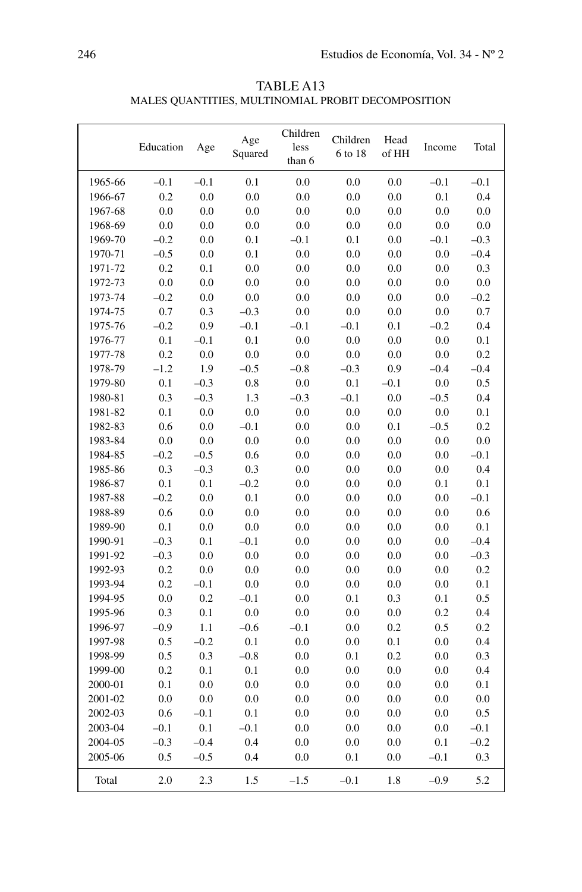TABLE A13

MALES QUANTITIES, MULTINOMIAL PROBIT DECOMPOSITION

| | Education | Age | Age Squared | Children less than 6 | Children 6 to 18 | Head of HH | Income | Total |
|---|---|---|---|---|---|---|---|---|
| 1965-66 | –0.1 | –0.1 | 0.1 | 0.0 | 0.0 | 0.0 | –0.1 | –0.1 |
| 1966-67 | 0.2 | 0.0 | 0.0 | 0.0 | 0.0 | 0.0 | 0.1 | 0.4 |
| 1967-68 | 0.0 | 0.0 | 0.0 | 0.0 | 0.0 | 0.0 | 0.0 | 0.0 |
| 1968-69 | 0.0 | 0.0 | 0.0 | 0.0 | 0.0 | 0.0 | 0.0 | 0.0 |
| 1969-70 | –0.2 | 0.0 | 0.1 | –0.1 | 0.1 | 0.0 | –0.1 | –0.3 |
| 1970-71 | –0.5 | 0.0 | 0.1 | 0.0 | 0.0 | 0.0 | 0.0 | –0.4 |
| 1971-72 | 0.2 | 0.1 | 0.0 | 0.0 | 0.0 | 0.0 | 0.0 | 0.3 |
| 1972-73 | 0.0 | 0.0 | 0.0 | 0.0 | 0.0 | 0.0 | 0.0 | 0.0 |
| 1973-74 | –0.2 | 0.0 | 0.0 | 0.0 | 0.0 | 0.0 | 0.0 | –0.2 |
| 1974-75 | 0.7 | 0.3 | –0.3 | 0.0 | 0.0 | 0.0 | 0.0 | 0.7 |
| 1975-76 | –0.2 | 0.9 | –0.1 | –0.1 | –0.1 | 0.1 | –0.2 | 0.4 |
| 1976-77 | 0.1 | –0.1 | 0.1 | 0.0 | 0.0 | 0.0 | 0.0 | 0.1 |
| 1977-78 | 0.2 | 0.0 | 0.0 | 0.0 | 0.0 | 0.0 | 0.0 | 0.2 |
| 1978-79 | –1.2 | 1.9 | –0.5 | –0.8 | –0.3 | 0.9 | –0.4 | –0.4 |
| 1979-80 | 0.1 | –0.3 | 0.8 | 0.0 | 0.1 | –0.1 | 0.0 | 0.5 |
| 1980-81 | 0.3 | –0.3 | 1.3 | –0.3 | –0.1 | 0.0 | –0.5 | 0.4 |
| 1981-82 | 0.1 | 0.0 | 0.0 | 0.0 | 0.0 | 0.0 | 0.0 | 0.1 |
| 1982-83 | 0.6 | 0.0 | –0.1 | 0.0 | 0.0 | 0.1 | –0.5 | 0.2 |
| 1983-84 | 0.0 | 0.0 | 0.0 | 0.0 | 0.0 | 0.0 | 0.0 | 0.0 |
| 1984-85 | –0.2 | –0.5 | 0.6 | 0.0 | 0.0 | 0.0 | 0.0 | –0.1 |
| 1985-86 | 0.3 | –0.3 | 0.3 | 0.0 | 0.0 | 0.0 | 0.0 | 0.4 |
| 1986-87 | 0.1 | 0.1 | –0.2 | 0.0 | 0.0 | 0.0 | 0.1 | 0.1 |
| 1987-88 | –0.2 | 0.0 | 0.1 | 0.0 | 0.0 | 0.0 | 0.0 | –0.1 |
| 1988-89 | 0.6 | 0.0 | 0.0 | 0.0 | 0.0 | 0.0 | 0.0 | 0.6 |
| 1989-90 | 0.1 | 0.0 | 0.0 | 0.0 | 0.0 | 0.0 | 0.0 | 0.1 |
| 1990-91 | –0.3 | 0.1 | –0.1 | 0.0 | 0.0 | 0.0 | 0.0 | –0.4 |
| 1991-92 | –0.3 | 0.0 | 0.0 | 0.0 | 0.0 | 0.0 | 0.0 | –0.3 |
| 1992-93 | 0.2 | 0.0 | 0.0 | 0.0 | 0.0 | 0.0 | 0.0 | 0.2 |
| 1993-94 | 0.2 | –0.1 | 0.0 | 0.0 | 0.0 | 0.0 | 0.0 | 0.1 |
| 1994-95 | 0.0 | 0.2 | –0.1 | 0.0 | 0.1 | 0.3 | 0.1 | 0.5 |
| 1995-96 | 0.3 | 0.1 | 0.0 | 0.0 | 0.0 | 0.0 | 0.2 | 0.4 |
| 1996-97 | –0.9 | 1.1 | –0.6 | –0.1 | 0.0 | 0.2 | 0.5 | 0.2 |
| 1997-98 | 0.5 | –0.2 | 0.1 | 0.0 | 0.0 | 0.1 | 0.0 | 0.4 |
| 1998-99 | 0.5 | 0.3 | –0.8 | 0.0 | 0.1 | 0.2 | 0.0 | 0.3 |
| 1999-00 | 0.2 | 0.1 | 0.1 | 0.0 | 0.0 | 0.0 | 0.0 | 0.4 |
| 2000-01 | 0.1 | 0.0 | 0.0 | 0.0 | 0.0 | 0.0 | 0.0 | 0.1 |
| 2001-02 | 0.0 | 0.0 | 0.0 | 0.0 | 0.0 | 0.0 | 0.0 | 0.0 |
| 2002-03 | 0.6 | –0.1 | 0.1 | 0.0 | 0.0 | 0.0 | 0.0 | 0.5 |
| 2003-04 | –0.1 | 0.1 | –0.1 | 0.0 | 0.0 | 0.0 | 0.0 | –0.1 |
| 2004-05 | –0.3 | –0.4 | 0.4 | 0.0 | 0.0 | 0.0 | 0.1 | –0.2 |
| 2005-06 | 0.5 | –0.5 | 0.4 | 0.0 | 0.1 | 0.0 | –0.1 | 0.3 |
| Total | 2.0 | 2.3 | 1.5 | –1.5 | –0.1 | 1.8 | –0.9 | 5.2 |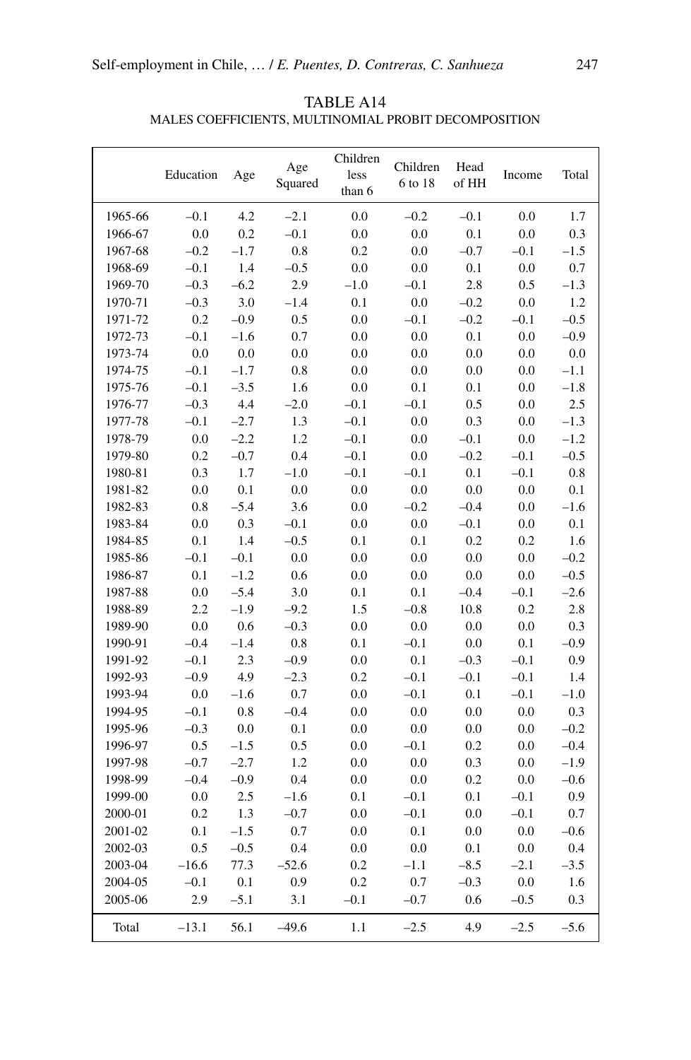TABLE A14
MALES COEFFICIENTS, MULTINOMIAL PROBIT DECOMPOSITION

| | Education | Age | Age Squared | Children less than 6 | Children 6 to 18 | Head of HH | Income | Total |
|---|---|---|---|---|---|---|---|---|
| 1965-66 | –0.1 | 4.2 | –2.1 | 0.0 | –0.2 | –0.1 | 0.0 | 1.7 |
| 1966-67 | 0.0 | 0.2 | –0.1 | 0.0 | 0.0 | 0.1 | 0.0 | 0.3 |
| 1967-68 | –0.2 | –1.7 | 0.8 | 0.2 | 0.0 | –0.7 | –0.1 | –1.5 |
| 1968-69 | –0.1 | 1.4 | –0.5 | 0.0 | 0.0 | 0.1 | 0.0 | 0.7 |
| 1969-70 | –0.3 | –6.2 | 2.9 | –1.0 | –0.1 | 2.8 | 0.5 | –1.3 |
| 1970-71 | –0.3 | 3.0 | –1.4 | 0.1 | 0.0 | –0.2 | 0.0 | 1.2 |
| 1971-72 | 0.2 | –0.9 | 0.5 | 0.0 | –0.1 | –0.2 | –0.1 | –0.5 |
| 1972-73 | –0.1 | –1.6 | 0.7 | 0.0 | 0.0 | 0.1 | 0.0 | –0.9 |
| 1973-74 | 0.0 | 0.0 | 0.0 | 0.0 | 0.0 | 0.0 | 0.0 | 0.0 |
| 1974-75 | –0.1 | –1.7 | 0.8 | 0.0 | 0.0 | 0.0 | 0.0 | –1.1 |
| 1975-76 | –0.1 | –3.5 | 1.6 | 0.0 | 0.1 | 0.1 | 0.0 | –1.8 |
| 1976-77 | –0.3 | 4.4 | –2.0 | –0.1 | –0.1 | 0.5 | 0.0 | 2.5 |
| 1977-78 | –0.1 | –2.7 | 1.3 | –0.1 | 0.0 | 0.3 | 0.0 | –1.3 |
| 1978-79 | 0.0 | –2.2 | 1.2 | –0.1 | 0.0 | –0.1 | 0.0 | –1.2 |
| 1979-80 | 0.2 | –0.7 | 0.4 | –0.1 | 0.0 | –0.2 | –0.1 | –0.5 |
| 1980-81 | 0.3 | 1.7 | –1.0 | –0.1 | –0.1 | 0.1 | –0.1 | 0.8 |
| 1981-82 | 0.0 | 0.1 | 0.0 | 0.0 | 0.0 | 0.0 | 0.0 | 0.1 |
| 1982-83 | 0.8 | –5.4 | 3.6 | 0.0 | –0.2 | –0.4 | 0.0 | –1.6 |
| 1983-84 | 0.0 | 0.3 | –0.1 | 0.0 | 0.0 | –0.1 | 0.0 | 0.1 |
| 1984-85 | 0.1 | 1.4 | –0.5 | 0.1 | 0.1 | 0.2 | 0.2 | 1.6 |
| 1985-86 | –0.1 | –0.1 | 0.0 | 0.0 | 0.0 | 0.0 | 0.0 | –0.2 |
| 1986-87 | 0.1 | –1.2 | 0.6 | 0.0 | 0.0 | 0.0 | 0.0 | –0.5 |
| 1987-88 | 0.0 | –5.4 | 3.0 | 0.1 | 0.1 | –0.4 | –0.1 | –2.6 |
| 1988-89 | 2.2 | –1.9 | –9.2 | 1.5 | –0.8 | 10.8 | 0.2 | 2.8 |
| 1989-90 | 0.0 | 0.6 | –0.3 | 0.0 | 0.0 | 0.0 | 0.0 | 0.3 |
| 1990-91 | –0.4 | –1.4 | 0.8 | 0.1 | –0.1 | 0.0 | 0.1 | –0.9 |
| 1991-92 | –0.1 | 2.3 | –0.9 | 0.0 | 0.1 | –0.3 | –0.1 | 0.9 |
| 1992-93 | –0.9 | 4.9 | –2.3 | 0.2 | –0.1 | –0.1 | –0.1 | 1.4 |
| 1993-94 | 0.0 | –1.6 | 0.7 | 0.0 | –0.1 | 0.1 | –0.1 | –1.0 |
| 1994-95 | –0.1 | 0.8 | –0.4 | 0.0 | 0.0 | 0.0 | 0.0 | 0.3 |
| 1995-96 | –0.3 | 0.0 | 0.1 | 0.0 | 0.0 | 0.0 | 0.0 | –0.2 |
| 1996-97 | 0.5 | –1.5 | 0.5 | 0.0 | –0.1 | 0.2 | 0.0 | –0.4 |
| 1997-98 | –0.7 | –2.7 | 1.2 | 0.0 | 0.0 | 0.3 | 0.0 | –1.9 |
| 1998-99 | –0.4 | –0.9 | 0.4 | 0.0 | 0.0 | 0.2 | 0.0 | –0.6 |
| 1999-00 | 0.0 | 2.5 | –1.6 | 0.1 | –0.1 | 0.1 | –0.1 | 0.9 |
| 2000-01 | 0.2 | 1.3 | –0.7 | 0.0 | –0.1 | 0.0 | –0.1 | 0.7 |
| 2001-02 | 0.1 | –1.5 | 0.7 | 0.0 | 0.1 | 0.0 | 0.0 | –0.6 |
| 2002-03 | 0.5 | –0.5 | 0.4 | 0.0 | 0.0 | 0.1 | 0.0 | 0.4 |
| 2003-04 | –16.6 | 77.3 | –52.6 | 0.2 | –1.1 | –8.5 | –2.1 | –3.5 |
| 2004-05 | –0.1 | 0.1 | 0.9 | 0.2 | 0.7 | –0.3 | 0.0 | 1.6 |
| 2005-06 | 2.9 | –5.1 | 3.1 | –0.1 | –0.7 | 0.6 | –0.5 | 0.3 |
| Total | –13.1 | 56.1 | –49.6 | 1.1 | –2.5 | 4.9 | –2.5 | –5.6 |